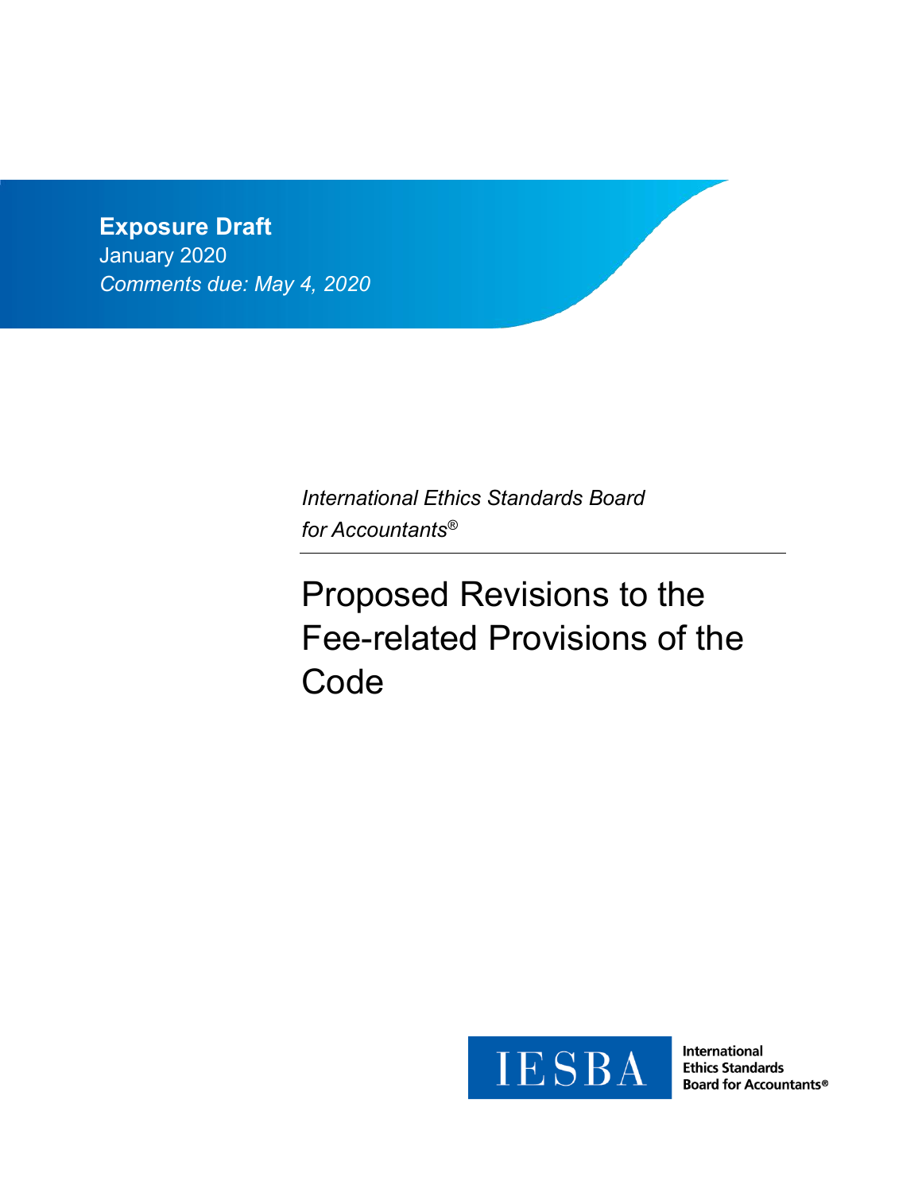**Exposure Draft**

January 2020

*Comments due: May 4, 2020*

*International Ethics Standards Board for Accountants®*

# Proposed Revisions to the Fee-related Provisions of the Code

IESBA

International Ethics Standards Board for Accountants®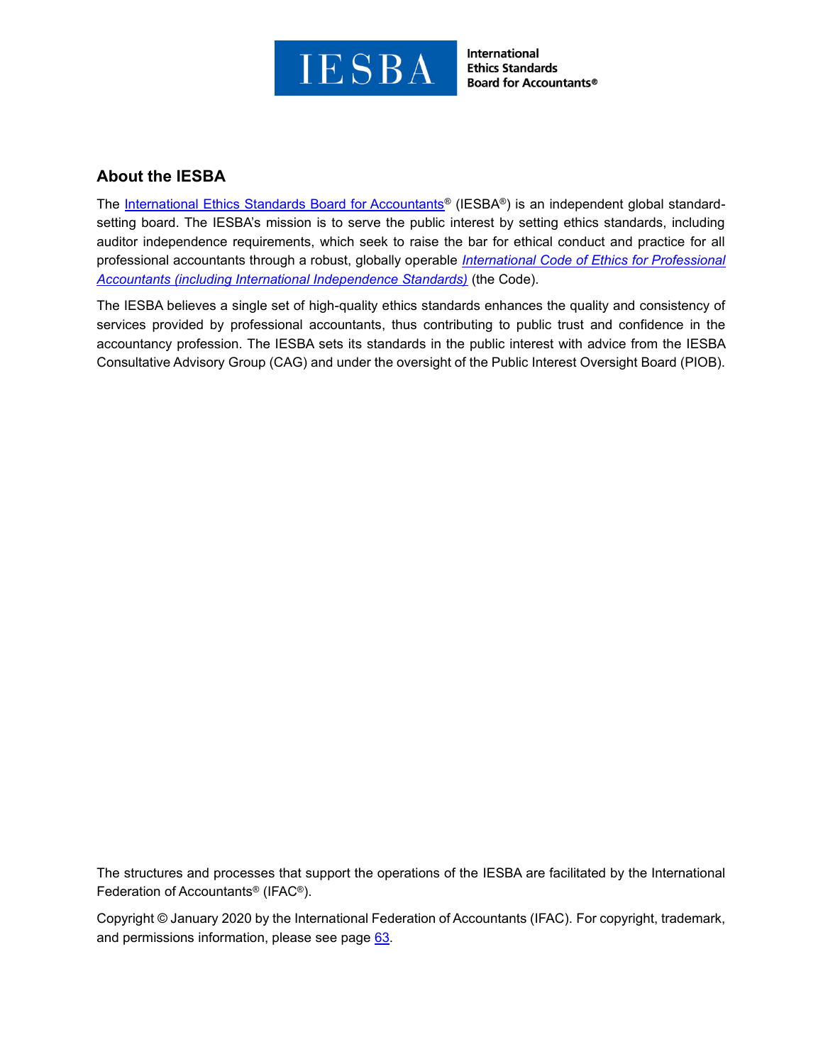## About the IESBA

The International Ethics Standards Board for Accountants® (IESBA®) is an independent global standard-setting board. The IESBA's mission is to serve the public interest by setting ethics standards, including auditor independence requirements, which seek to raise the bar for ethical conduct and practice for all professional accountants through a robust, globally operable *International Code of Ethics for Professional Accountants (including International Independence Standards)* (the Code).

The IESBA believes a single set of high-quality ethics standards enhances the quality and consistency of services provided by professional accountants, thus contributing to public trust and confidence in the accountancy profession. The IESBA sets its standards in the public interest with advice from the IESBA Consultative Advisory Group (CAG) and under the oversight of the Public Interest Oversight Board (PIOB).

The structures and processes that support the operations of the IESBA are facilitated by the International Federation of Accountants® (IFAC®).

Copyright © January 2020 by the International Federation of Accountants (IFAC). For copyright, trademark, and permissions information, please see page 63.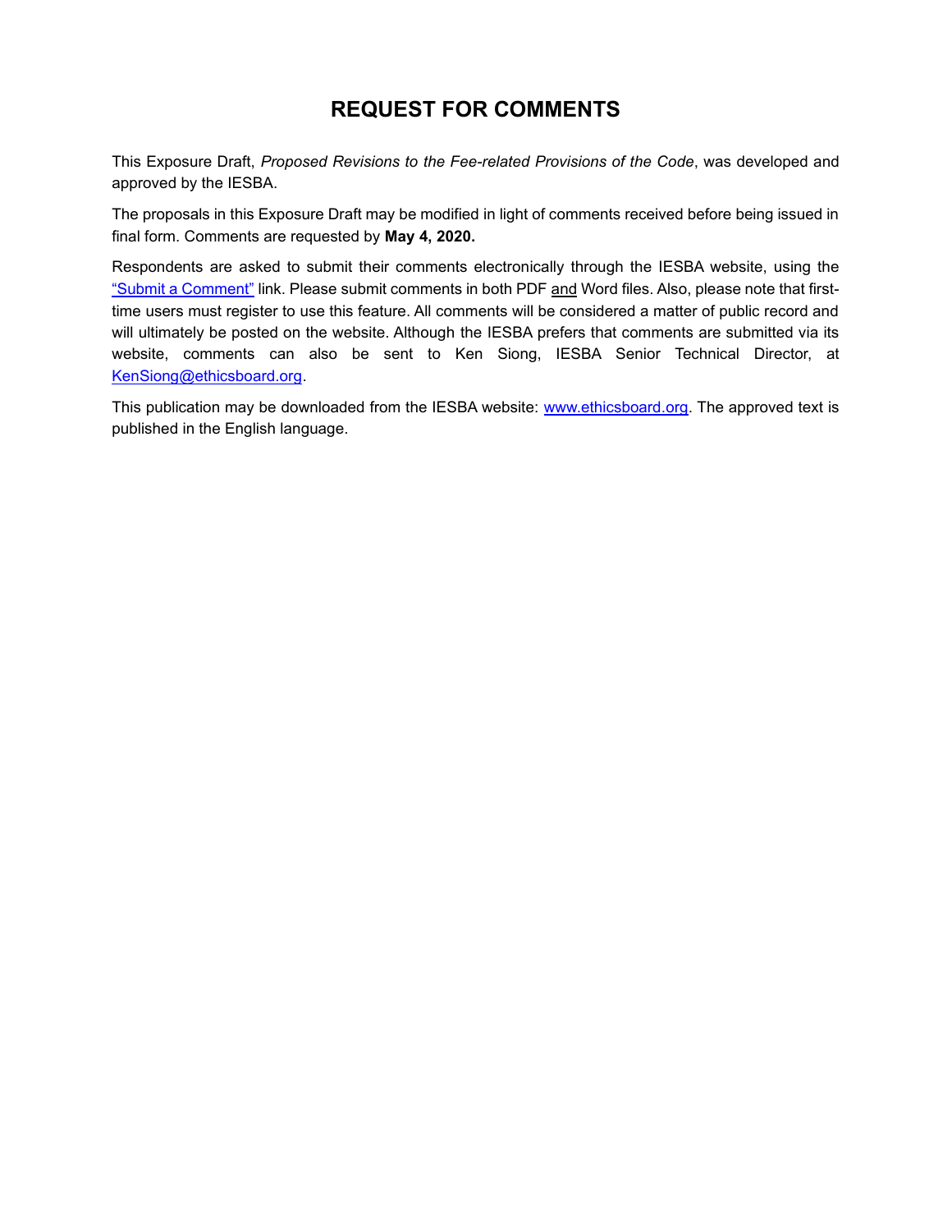# REQUEST FOR COMMENTS

This Exposure Draft, *Proposed Revisions to the Fee-related Provisions of the Code*, was developed and approved by the IESBA.

The proposals in this Exposure Draft may be modified in light of comments received before being issued in final form. Comments are requested by **May 4, 2020.**

Respondents are asked to submit their comments electronically through the IESBA website, using the "Submit a Comment" link. Please submit comments in both PDF and Word files. Also, please note that first-time users must register to use this feature. All comments will be considered a matter of public record and will ultimately be posted on the website. Although the IESBA prefers that comments are submitted via its website, comments can also be sent to Ken Siong, IESBA Senior Technical Director, at KenSiong@ethicsboard.org.

This publication may be downloaded from the IESBA website: www.ethicsboard.org. The approved text is published in the English language.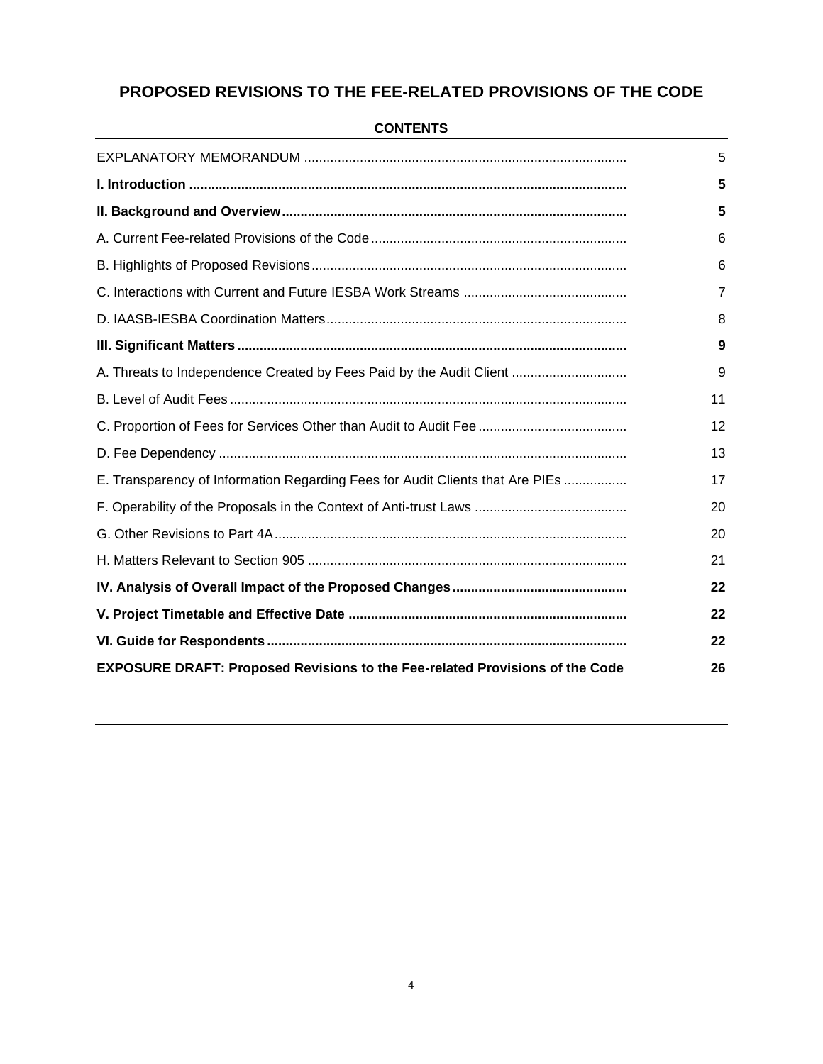# PROPOSED REVISIONS TO THE FEE-RELATED PROVISIONS OF THE CODE

## CONTENTS

| | |
|---|---|
| EXPLANATORY MEMORANDUM | 5 |
| **I. Introduction** | **5** |
| **II. Background and Overview** | **5** |
| A. Current Fee-related Provisions of the Code | 6 |
| B. Highlights of Proposed Revisions | 6 |
| C. Interactions with Current and Future IESBA Work Streams | 7 |
| D. IAASB-IESBA Coordination Matters | 8 |
| **III. Significant Matters** | **9** |
| A. Threats to Independence Created by Fees Paid by the Audit Client | 9 |
| B. Level of Audit Fees | 11 |
| C. Proportion of Fees for Services Other than Audit to Audit Fee | 12 |
| D. Fee Dependency | 13 |
| E. Transparency of Information Regarding Fees for Audit Clients that Are PIEs | 17 |
| F. Operability of the Proposals in the Context of Anti-trust Laws | 20 |
| G. Other Revisions to Part 4A | 20 |
| H. Matters Relevant to Section 905 | 21 |
| **IV. Analysis of Overall Impact of the Proposed Changes** | **22** |
| **V. Project Timetable and Effective Date** | **22** |
| **VI. Guide for Respondents** | **22** |
| **EXPOSURE DRAFT: Proposed Revisions to the Fee-related Provisions of the Code** | **26** |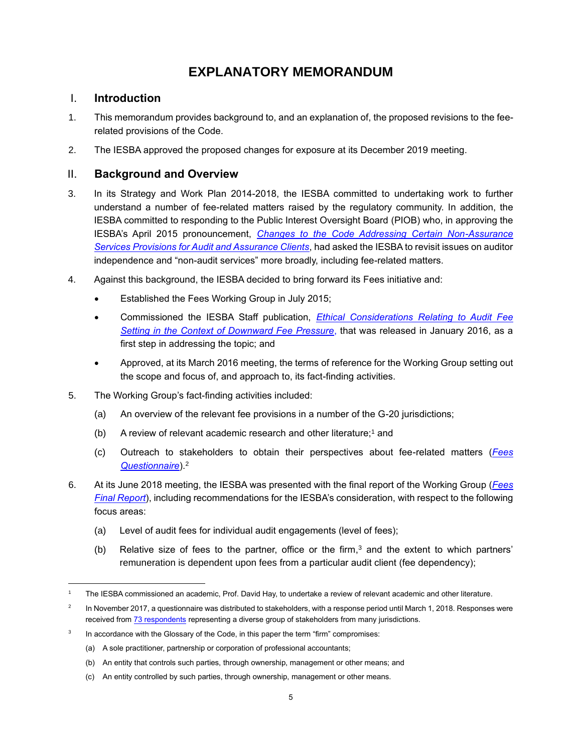# EXPLANATORY MEMORANDUM

## I. Introduction

1. This memorandum provides background to, and an explanation of, the proposed revisions to the fee-related provisions of the Code.

2. The IESBA approved the proposed changes for exposure at its December 2019 meeting.

## II. Background and Overview

3. In its Strategy and Work Plan 2014-2018, the IESBA committed to undertaking work to further understand a number of fee-related matters raised by the regulatory community. In addition, the IESBA committed to responding to the Public Interest Oversight Board (PIOB) who, in approving the IESBA's April 2015 pronouncement, *Changes to the Code Addressing Certain Non-Assurance Services Provisions for Audit and Assurance Clients*, had asked the IESBA to revisit issues on auditor independence and "non-audit services" more broadly, including fee-related matters.

4. Against this background, the IESBA decided to bring forward its Fees initiative and:

   - Established the Fees Working Group in July 2015;
   - Commissioned the IESBA Staff publication, *Ethical Considerations Relating to Audit Fee Setting in the Context of Downward Fee Pressure*, that was released in January 2016, as a first step in addressing the topic; and
   - Approved, at its March 2016 meeting, the terms of reference for the Working Group setting out the scope and focus of, and approach to, its fact-finding activities.

5. The Working Group's fact-finding activities included:

   (a) An overview of the relevant fee provisions in a number of the G-20 jurisdictions;

   (b) A review of relevant academic research and other literature;[1] and

   (c) Outreach to stakeholders to obtain their perspectives about fee-related matters (*Fees Questionnaire*).[2]

6. At its June 2018 meeting, the IESBA was presented with the final report of the Working Group (*Fees Final Report*), including recommendations for the IESBA's consideration, with respect to the following focus areas:

   (a) Level of audit fees for individual audit engagements (level of fees);

   (b) Relative size of fees to the partner, office or the firm,[3] and the extent to which partners' remuneration is dependent upon fees from a particular audit client (fee dependency);

---

[1] The IESBA commissioned an academic, Prof. David Hay, to undertake a review of relevant academic and other literature.

[2] In November 2017, a questionnaire was distributed to stakeholders, with a response period until March 1, 2018. Responses were received from 73 respondents representing a diverse group of stakeholders from many jurisdictions.

[3] In accordance with the Glossary of the Code, in this paper the term "firm" compromises:

(a) A sole practitioner, partnership or corporation of professional accountants;

(b) An entity that controls such parties, through ownership, management or other means; and

(c) An entity controlled by such parties, through ownership, management or other means.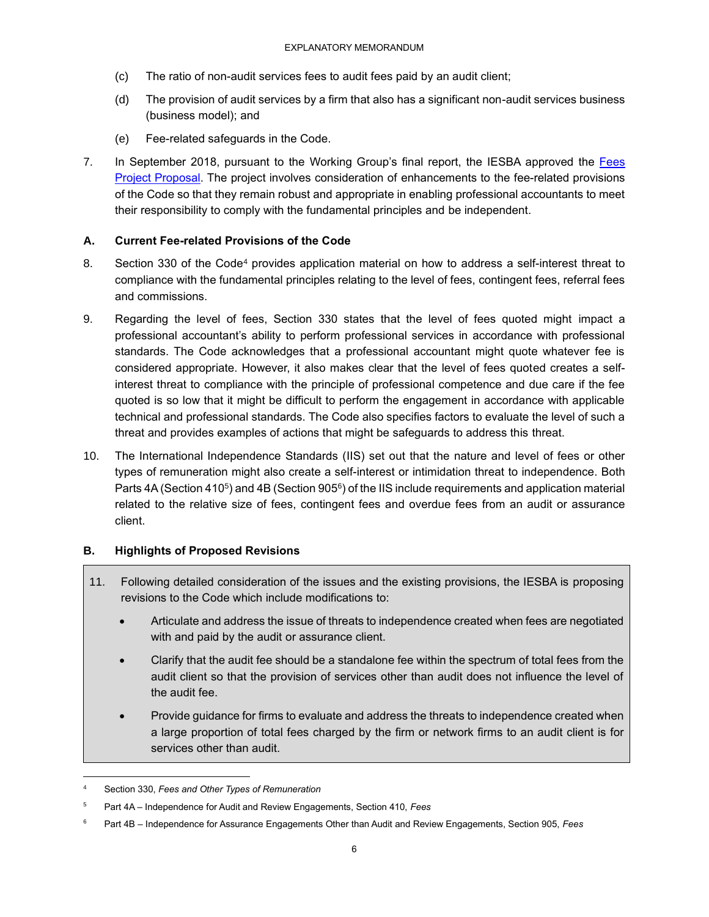(c) The ratio of non-audit services fees to audit fees paid by an audit client;

(d) The provision of audit services by a firm that also has a significant non-audit services business (business model); and

(e) Fee-related safeguards in the Code.

7. In September 2018, pursuant to the Working Group's final report, the IESBA approved the [Fees Project Proposal](). The project involves consideration of enhancements to the fee-related provisions of the Code so that they remain robust and appropriate in enabling professional accountants to meet their responsibility to comply with the fundamental principles and be independent.

### A. Current Fee-related Provisions of the Code

8. Section 330 of the Code[4] provides application material on how to address a self-interest threat to compliance with the fundamental principles relating to the level of fees, contingent fees, referral fees and commissions.

9. Regarding the level of fees, Section 330 states that the level of fees quoted might impact a professional accountant's ability to perform professional services in accordance with professional standards. The Code acknowledges that a professional accountant might quote whatever fee is considered appropriate. However, it also makes clear that the level of fees quoted creates a self-interest threat to compliance with the principle of professional competence and due care if the fee quoted is so low that it might be difficult to perform the engagement in accordance with applicable technical and professional standards. The Code also specifies factors to evaluate the level of such a threat and provides examples of actions that might be safeguards to address this threat.

10. The International Independence Standards (IIS) set out that the nature and level of fees or other types of remuneration might also create a self-interest or intimidation threat to independence. Both Parts 4A (Section 410[5]) and 4B (Section 905[6]) of the IIS include requirements and application material related to the relative size of fees, contingent fees and overdue fees from an audit or assurance client.

### B. Highlights of Proposed Revisions

11. Following detailed consideration of the issues and the existing provisions, the IESBA is proposing revisions to the Code which include modifications to:

- Articulate and address the issue of threats to independence created when fees are negotiated with and paid by the audit or assurance client.
- Clarify that the audit fee should be a standalone fee within the spectrum of total fees from the audit client so that the provision of services other than audit does not influence the level of the audit fee.
- Provide guidance for firms to evaluate and address the threats to independence created when a large proportion of total fees charged by the firm or network firms to an audit client is for services other than audit.

---

[4] Section 330, *Fees and Other Types of Remuneration*

[5] Part 4A – Independence for Audit and Review Engagements, Section 410, *Fees*

[6] Part 4B – Independence for Assurance Engagements Other than Audit and Review Engagements, Section 905, *Fees*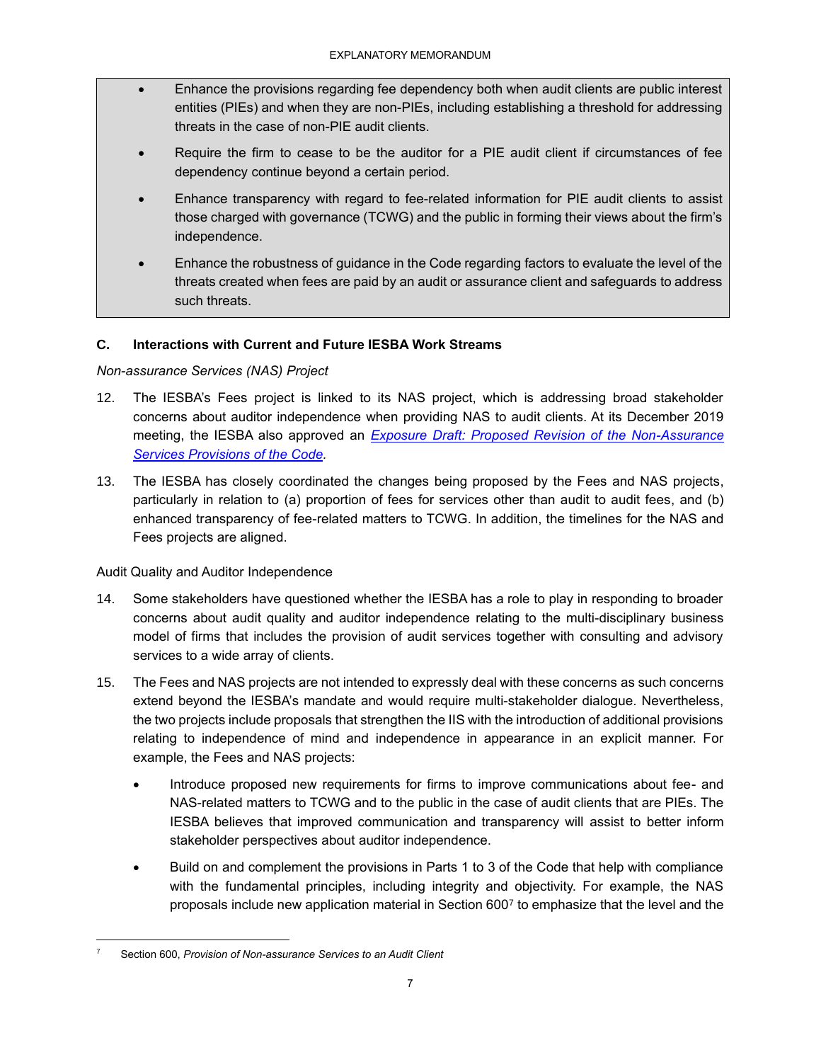- Enhance the provisions regarding fee dependency both when audit clients are public interest entities (PIEs) and when they are non-PIEs, including establishing a threshold for addressing threats in the case of non-PIE audit clients.
- Require the firm to cease to be the auditor for a PIE audit client if circumstances of fee dependency continue beyond a certain period.
- Enhance transparency with regard to fee-related information for PIE audit clients to assist those charged with governance (TCWG) and the public in forming their views about the firm's independence.
- Enhance the robustness of guidance in the Code regarding factors to evaluate the level of the threats created when fees are paid by an audit or assurance client and safeguards to address such threats.

## C. Interactions with Current and Future IESBA Work Streams

*Non-assurance Services (NAS) Project*

12. The IESBA's Fees project is linked to its NAS project, which is addressing broad stakeholder concerns about auditor independence when providing NAS to audit clients. At its December 2019 meeting, the IESBA also approved an *Exposure Draft: Proposed Revision of the Non-Assurance Services Provisions of the Code*.

13. The IESBA has closely coordinated the changes being proposed by the Fees and NAS projects, particularly in relation to (a) proportion of fees for services other than audit to audit fees, and (b) enhanced transparency of fee-related matters to TCWG. In addition, the timelines for the NAS and Fees projects are aligned.

Audit Quality and Auditor Independence

14. Some stakeholders have questioned whether the IESBA has a role to play in responding to broader concerns about audit quality and auditor independence relating to the multi-disciplinary business model of firms that includes the provision of audit services together with consulting and advisory services to a wide array of clients.

15. The Fees and NAS projects are not intended to expressly deal with these concerns as such concerns extend beyond the IESBA's mandate and would require multi-stakeholder dialogue. Nevertheless, the two projects include proposals that strengthen the IIS with the introduction of additional provisions relating to independence of mind and independence in appearance in an explicit manner. For example, the Fees and NAS projects:

    - Introduce proposed new requirements for firms to improve communications about fee- and NAS-related matters to TCWG and to the public in the case of audit clients that are PIEs. The IESBA believes that improved communication and transparency will assist to better inform stakeholder perspectives about auditor independence.
    - Build on and complement the provisions in Parts 1 to 3 of the Code that help with compliance with the fundamental principles, including integrity and objectivity. For example, the NAS proposals include new application material in Section 600[7] to emphasize that the level and the

---

[7] Section 600, *Provision of Non-assurance Services to an Audit Client*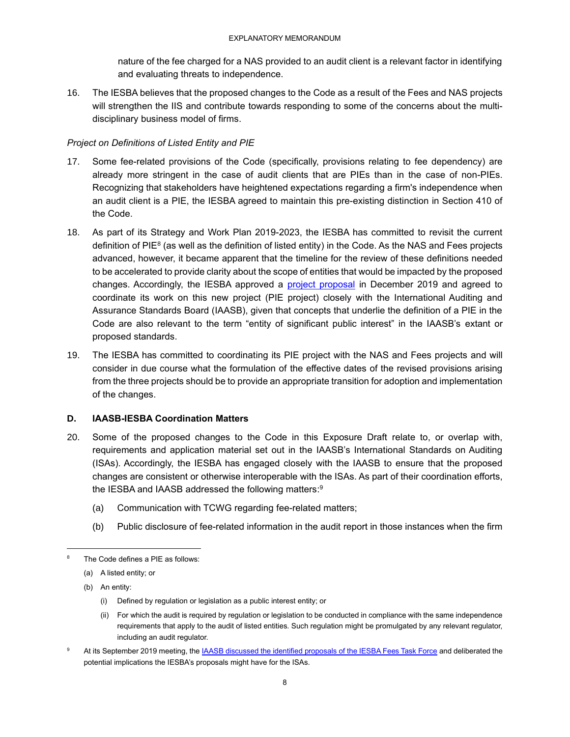nature of the fee charged for a NAS provided to an audit client is a relevant factor in identifying and evaluating threats to independence.

16. The IESBA believes that the proposed changes to the Code as a result of the Fees and NAS projects will strengthen the IIS and contribute towards responding to some of the concerns about the multi-disciplinary business model of firms.

*Project on Definitions of Listed Entity and PIE*

17. Some fee-related provisions of the Code (specifically, provisions relating to fee dependency) are already more stringent in the case of audit clients that are PIEs than in the case of non-PIEs. Recognizing that stakeholders have heightened expectations regarding a firm's independence when an audit client is a PIE, the IESBA agreed to maintain this pre-existing distinction in Section 410 of the Code.

18. As part of its Strategy and Work Plan 2019-2023, the IESBA has committed to revisit the current definition of PIE[8] (as well as the definition of listed entity) in the Code. As the NAS and Fees projects advanced, however, it became apparent that the timeline for the review of these definitions needed to be accelerated to provide clarity about the scope of entities that would be impacted by the proposed changes. Accordingly, the IESBA approved a project proposal in December 2019 and agreed to coordinate its work on this new project (PIE project) closely with the International Auditing and Assurance Standards Board (IAASB), given that concepts that underlie the definition of a PIE in the Code are also relevant to the term "entity of significant public interest" in the IAASB's extant or proposed standards.

19. The IESBA has committed to coordinating its PIE project with the NAS and Fees projects and will consider in due course what the formulation of the effective dates of the revised provisions arising from the three projects should be to provide an appropriate transition for adoption and implementation of the changes.

## D. IAASB-IESBA Coordination Matters

20. Some of the proposed changes to the Code in this Exposure Draft relate to, or overlap with, requirements and application material set out in the IAASB's International Standards on Auditing (ISAs). Accordingly, the IESBA has engaged closely with the IAASB to ensure that the proposed changes are consistent or otherwise interoperable with the ISAs. As part of their coordination efforts, the IESBA and IAASB addressed the following matters:[9]

    (a) Communication with TCWG regarding fee-related matters;

    (b) Public disclosure of fee-related information in the audit report in those instances when the firm

---

[8] The Code defines a PIE as follows:

(a) A listed entity; or

(b) An entity:

  (i) Defined by regulation or legislation as a public interest entity; or

  (ii) For which the audit is required by regulation or legislation to be conducted in compliance with the same independence requirements that apply to the audit of listed entities. Such regulation might be promulgated by any relevant regulator, including an audit regulator.

[9] At its September 2019 meeting, the IAASB discussed the identified proposals of the IESBA Fees Task Force and deliberated the potential implications the IESBA's proposals might have for the ISAs.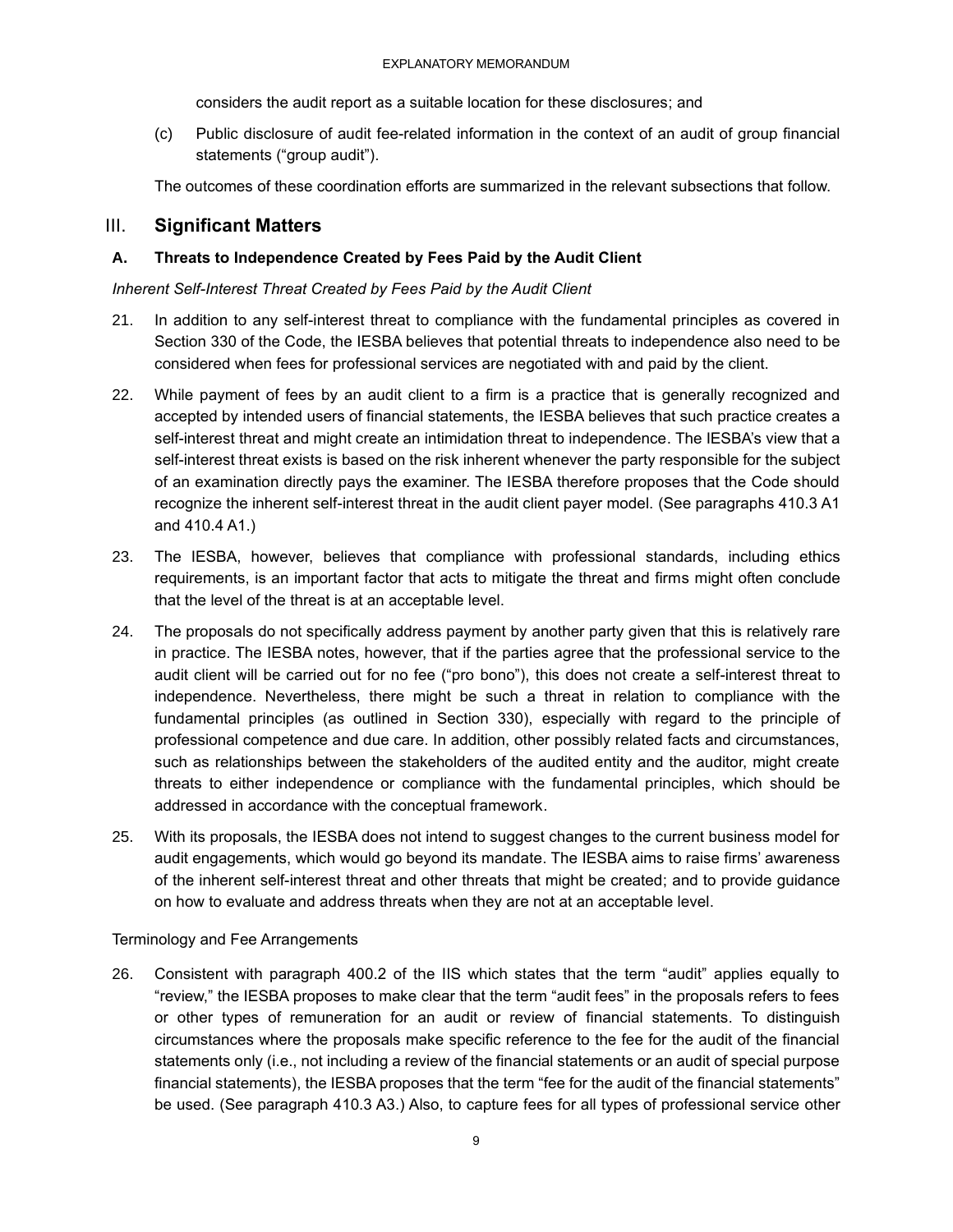considers the audit report as a suitable location for these disclosures; and

(c) Public disclosure of audit fee-related information in the context of an audit of group financial statements ("group audit").

The outcomes of these coordination efforts are summarized in the relevant subsections that follow.

## III. Significant Matters

### A. Threats to Independence Created by Fees Paid by the Audit Client

*Inherent Self-Interest Threat Created by Fees Paid by the Audit Client*

21. In addition to any self-interest threat to compliance with the fundamental principles as covered in Section 330 of the Code, the IESBA believes that potential threats to independence also need to be considered when fees for professional services are negotiated with and paid by the client.

22. While payment of fees by an audit client to a firm is a practice that is generally recognized and accepted by intended users of financial statements, the IESBA believes that such practice creates a self-interest threat and might create an intimidation threat to independence. The IESBA's view that a self-interest threat exists is based on the risk inherent whenever the party responsible for the subject of an examination directly pays the examiner. The IESBA therefore proposes that the Code should recognize the inherent self-interest threat in the audit client payer model. (See paragraphs 410.3 A1 and 410.4 A1.)

23. The IESBA, however, believes that compliance with professional standards, including ethics requirements, is an important factor that acts to mitigate the threat and firms might often conclude that the level of the threat is at an acceptable level.

24. The proposals do not specifically address payment by another party given that this is relatively rare in practice. The IESBA notes, however, that if the parties agree that the professional service to the audit client will be carried out for no fee ("pro bono"), this does not create a self-interest threat to independence. Nevertheless, there might be such a threat in relation to compliance with the fundamental principles (as outlined in Section 330), especially with regard to the principle of professional competence and due care. In addition, other possibly related facts and circumstances, such as relationships between the stakeholders of the audited entity and the auditor, might create threats to either independence or compliance with the fundamental principles, which should be addressed in accordance with the conceptual framework.

25. With its proposals, the IESBA does not intend to suggest changes to the current business model for audit engagements, which would go beyond its mandate. The IESBA aims to raise firms' awareness of the inherent self-interest threat and other threats that might be created; and to provide guidance on how to evaluate and address threats when they are not at an acceptable level.

Terminology and Fee Arrangements

26. Consistent with paragraph 400.2 of the IIS which states that the term "audit" applies equally to "review," the IESBA proposes to make clear that the term "audit fees" in the proposals refers to fees or other types of remuneration for an audit or review of financial statements. To distinguish circumstances where the proposals make specific reference to the fee for the audit of the financial statements only (i.e., not including a review of the financial statements or an audit of special purpose financial statements), the IESBA proposes that the term "fee for the audit of the financial statements" be used. (See paragraph 410.3 A3.) Also, to capture fees for all types of professional service other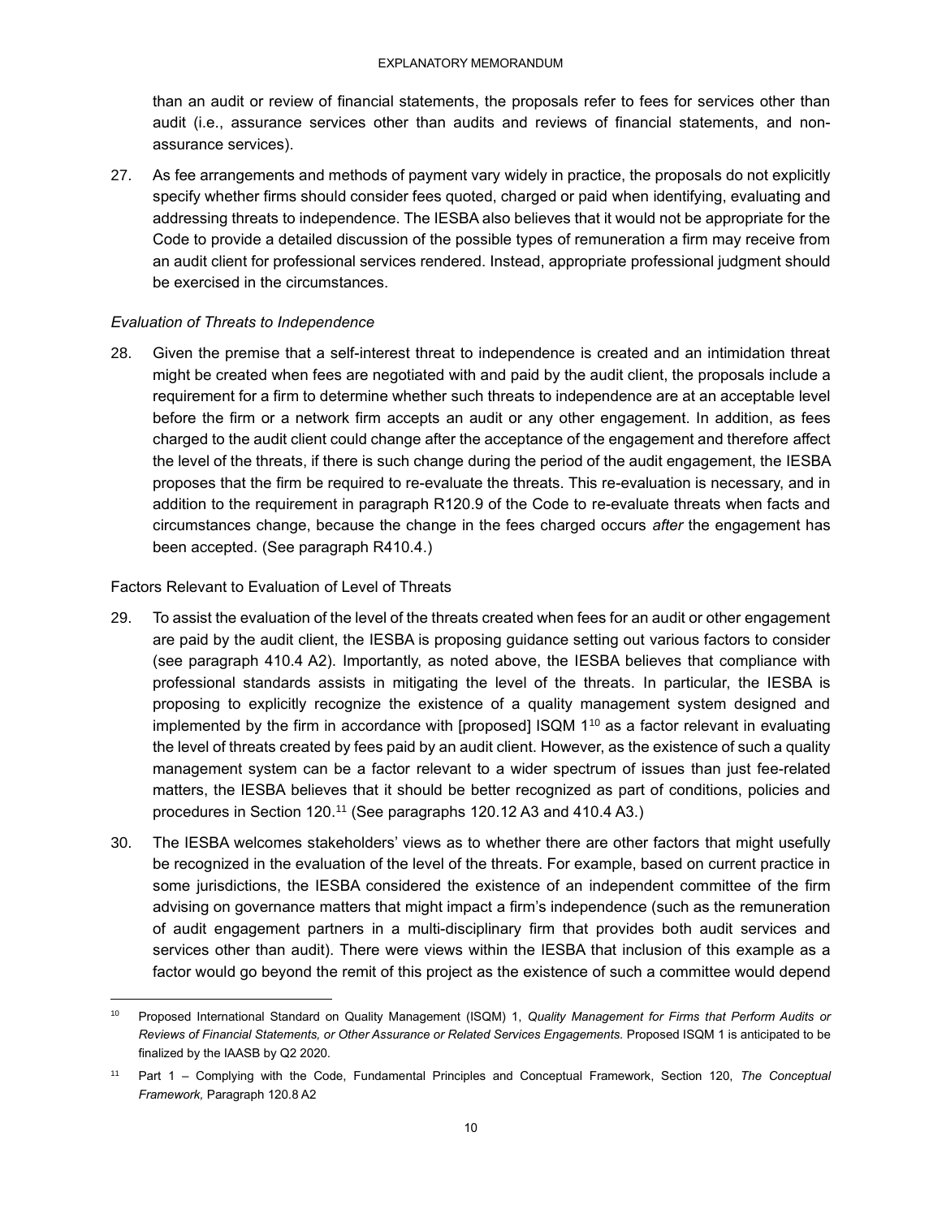than an audit or review of financial statements, the proposals refer to fees for services other than audit (i.e., assurance services other than audits and reviews of financial statements, and non-assurance services).

27. As fee arrangements and methods of payment vary widely in practice, the proposals do not explicitly specify whether firms should consider fees quoted, charged or paid when identifying, evaluating and addressing threats to independence. The IESBA also believes that it would not be appropriate for the Code to provide a detailed discussion of the possible types of remuneration a firm may receive from an audit client for professional services rendered. Instead, appropriate professional judgment should be exercised in the circumstances.

*Evaluation of Threats to Independence*

28. Given the premise that a self-interest threat to independence is created and an intimidation threat might be created when fees are negotiated with and paid by the audit client, the proposals include a requirement for a firm to determine whether such threats to independence are at an acceptable level before the firm or a network firm accepts an audit or any other engagement. In addition, as fees charged to the audit client could change after the acceptance of the engagement and therefore affect the level of the threats, if there is such change during the period of the audit engagement, the IESBA proposes that the firm be required to re-evaluate the threats. This re-evaluation is necessary, and in addition to the requirement in paragraph R120.9 of the Code to re-evaluate threats when facts and circumstances change, because the change in the fees charged occurs *after* the engagement has been accepted. (See paragraph R410.4.)

Factors Relevant to Evaluation of Level of Threats

29. To assist the evaluation of the level of the threats created when fees for an audit or other engagement are paid by the audit client, the IESBA is proposing guidance setting out various factors to consider (see paragraph 410.4 A2). Importantly, as noted above, the IESBA believes that compliance with professional standards assists in mitigating the level of the threats. In particular, the IESBA is proposing to explicitly recognize the existence of a quality management system designed and implemented by the firm in accordance with [proposed] ISQM 1[10] as a factor relevant in evaluating the level of threats created by fees paid by an audit client. However, as the existence of such a quality management system can be a factor relevant to a wider spectrum of issues than just fee-related matters, the IESBA believes that it should be better recognized as part of conditions, policies and procedures in Section 120.[11] (See paragraphs 120.12 A3 and 410.4 A3.)

30. The IESBA welcomes stakeholders' views as to whether there are other factors that might usefully be recognized in the evaluation of the level of the threats. For example, based on current practice in some jurisdictions, the IESBA considered the existence of an independent committee of the firm advising on governance matters that might impact a firm's independence (such as the remuneration of audit engagement partners in a multi-disciplinary firm that provides both audit services and services other than audit). There were views within the IESBA that inclusion of this example as a factor would go beyond the remit of this project as the existence of such a committee would depend

---

[10] Proposed International Standard on Quality Management (ISQM) 1, *Quality Management for Firms that Perform Audits or Reviews of Financial Statements, or Other Assurance or Related Services Engagements.* Proposed ISQM 1 is anticipated to be finalized by the IAASB by Q2 2020.

[11] Part 1 – Complying with the Code, Fundamental Principles and Conceptual Framework, Section 120, *The Conceptual Framework,* Paragraph 120.8 A2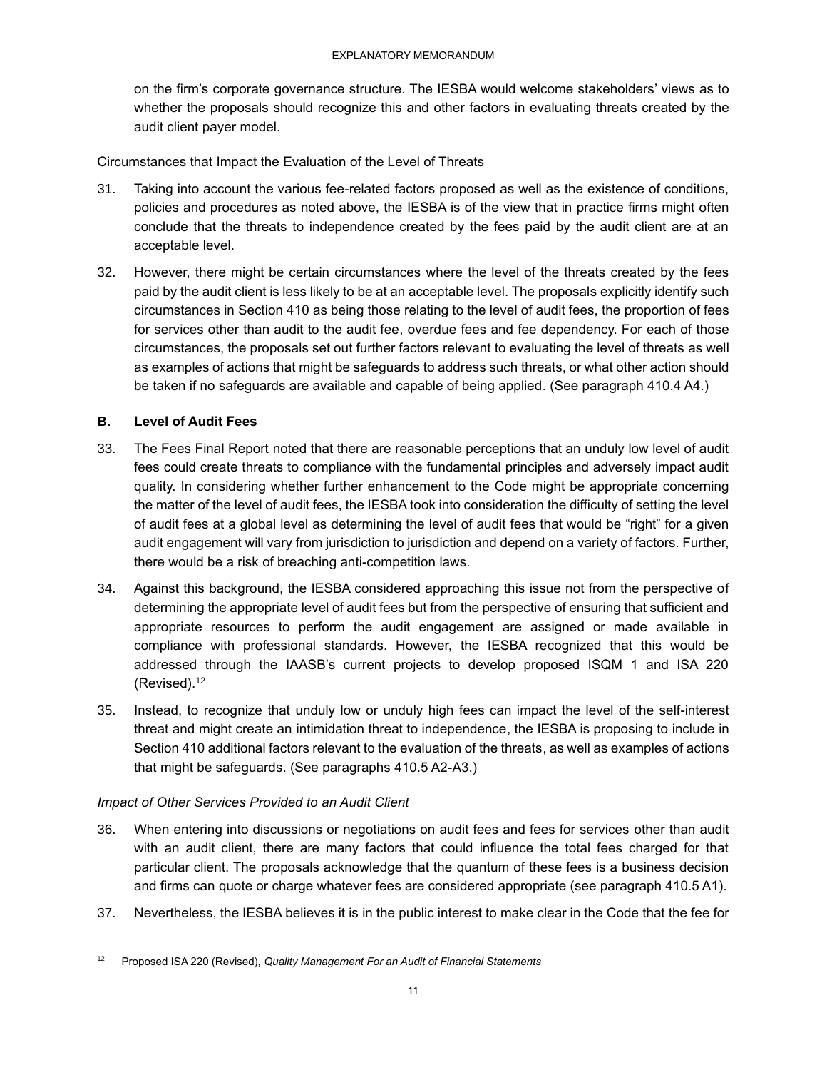on the firm's corporate governance structure. The IESBA would welcome stakeholders' views as to whether the proposals should recognize this and other factors in evaluating threats created by the audit client payer model.

Circumstances that Impact the Evaluation of the Level of Threats

31. Taking into account the various fee-related factors proposed as well as the existence of conditions, policies and procedures as noted above, the IESBA is of the view that in practice firms might often conclude that the threats to independence created by the fees paid by the audit client are at an acceptable level.

32. However, there might be certain circumstances where the level of the threats created by the fees paid by the audit client is less likely to be at an acceptable level. The proposals explicitly identify such circumstances in Section 410 as being those relating to the level of audit fees, the proportion of fees for services other than audit to the audit fee, overdue fees and fee dependency. For each of those circumstances, the proposals set out further factors relevant to evaluating the level of threats as well as examples of actions that might be safeguards to address such threats, or what other action should be taken if no safeguards are available and capable of being applied. (See paragraph 410.4 A4.)

### B. Level of Audit Fees

33. The Fees Final Report noted that there are reasonable perceptions that an unduly low level of audit fees could create threats to compliance with the fundamental principles and adversely impact audit quality. In considering whether further enhancement to the Code might be appropriate concerning the matter of the level of audit fees, the IESBA took into consideration the difficulty of setting the level of audit fees at a global level as determining the level of audit fees that would be "right" for a given audit engagement will vary from jurisdiction to jurisdiction and depend on a variety of factors. Further, there would be a risk of breaching anti-competition laws.

34. Against this background, the IESBA considered approaching this issue not from the perspective of determining the appropriate level of audit fees but from the perspective of ensuring that sufficient and appropriate resources to perform the audit engagement are assigned or made available in compliance with professional standards. However, the IESBA recognized that this would be addressed through the IAASB's current projects to develop proposed ISQM 1 and ISA 220 (Revised).[12]

35. Instead, to recognize that unduly low or unduly high fees can impact the level of the self-interest threat and might create an intimidation threat to independence, the IESBA is proposing to include in Section 410 additional factors relevant to the evaluation of the threats, as well as examples of actions that might be safeguards. (See paragraphs 410.5 A2-A3.)

*Impact of Other Services Provided to an Audit Client*

36. When entering into discussions or negotiations on audit fees and fees for services other than audit with an audit client, there are many factors that could influence the total fees charged for that particular client. The proposals acknowledge that the quantum of these fees is a business decision and firms can quote or charge whatever fees are considered appropriate (see paragraph 410.5 A1).

37. Nevertheless, the IESBA believes it is in the public interest to make clear in the Code that the fee for

---

[12] Proposed ISA 220 (Revised), *Quality Management For an Audit of Financial Statements*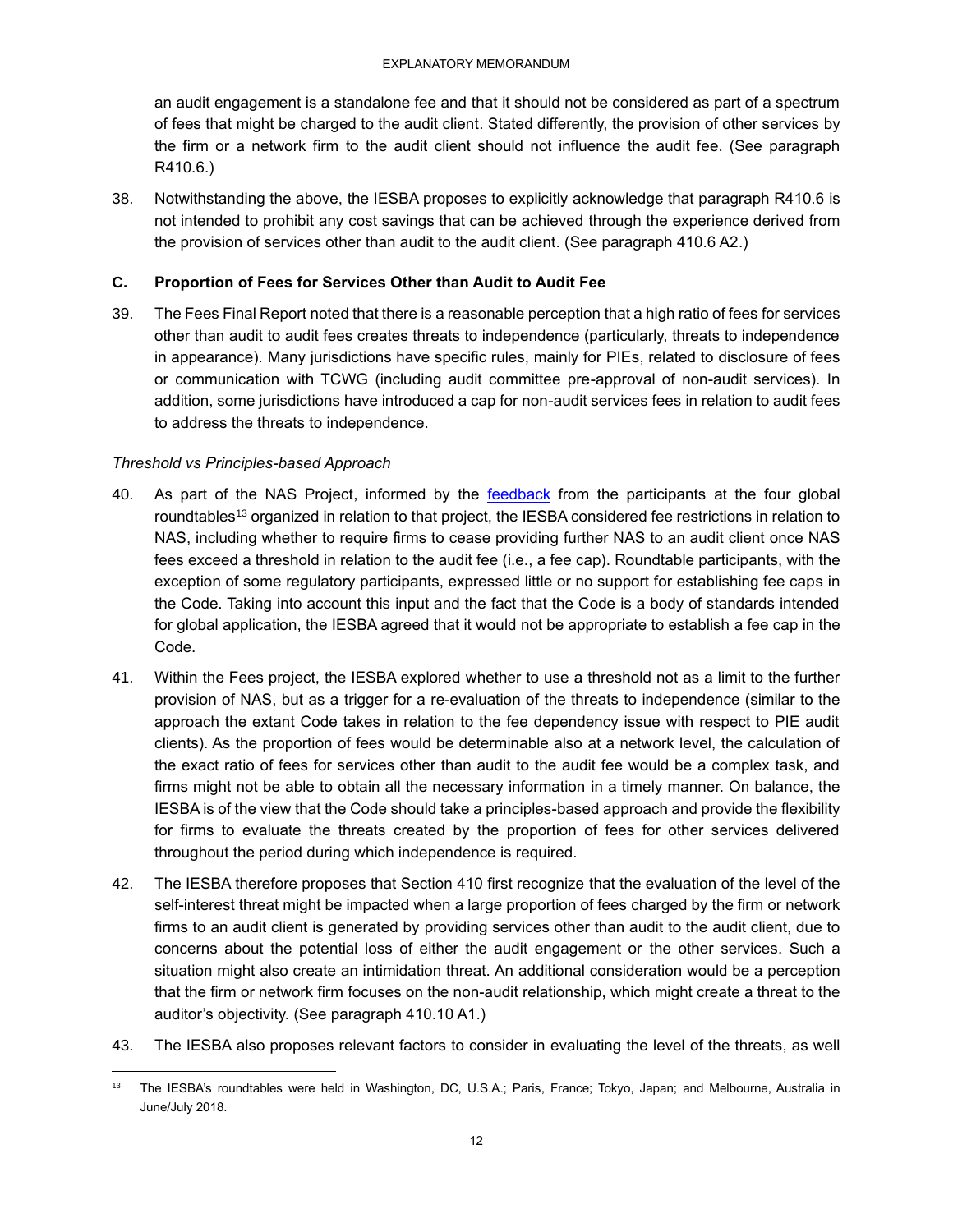an audit engagement is a standalone fee and that it should not be considered as part of a spectrum of fees that might be charged to the audit client. Stated differently, the provision of other services by the firm or a network firm to the audit client should not influence the audit fee. (See paragraph R410.6.)

38. Notwithstanding the above, the IESBA proposes to explicitly acknowledge that paragraph R410.6 is not intended to prohibit any cost savings that can be achieved through the experience derived from the provision of services other than audit to the audit client. (See paragraph 410.6 A2.)

**C. Proportion of Fees for Services Other than Audit to Audit Fee**

39. The Fees Final Report noted that there is a reasonable perception that a high ratio of fees for services other than audit to audit fees creates threats to independence (particularly, threats to independence in appearance). Many jurisdictions have specific rules, mainly for PIEs, related to disclosure of fees or communication with TCWG (including audit committee pre-approval of non-audit services). In addition, some jurisdictions have introduced a cap for non-audit services fees in relation to audit fees to address the threats to independence.

*Threshold vs Principles-based Approach*

40. As part of the NAS Project, informed by the feedback from the participants at the four global roundtables[13] organized in relation to that project, the IESBA considered fee restrictions in relation to NAS, including whether to require firms to cease providing further NAS to an audit client once NAS fees exceed a threshold in relation to the audit fee (i.e., a fee cap). Roundtable participants, with the exception of some regulatory participants, expressed little or no support for establishing fee caps in the Code. Taking into account this input and the fact that the Code is a body of standards intended for global application, the IESBA agreed that it would not be appropriate to establish a fee cap in the Code.

41. Within the Fees project, the IESBA explored whether to use a threshold not as a limit to the further provision of NAS, but as a trigger for a re-evaluation of the threats to independence (similar to the approach the extant Code takes in relation to the fee dependency issue with respect to PIE audit clients). As the proportion of fees would be determinable also at a network level, the calculation of the exact ratio of fees for services other than audit to the audit fee would be a complex task, and firms might not be able to obtain all the necessary information in a timely manner. On balance, the IESBA is of the view that the Code should take a principles-based approach and provide the flexibility for firms to evaluate the threats created by the proportion of fees for other services delivered throughout the period during which independence is required.

42. The IESBA therefore proposes that Section 410 first recognize that the evaluation of the level of the self-interest threat might be impacted when a large proportion of fees charged by the firm or network firms to an audit client is generated by providing services other than audit to the audit client, due to concerns about the potential loss of either the audit engagement or the other services. Such a situation might also create an intimidation threat. An additional consideration would be a perception that the firm or network firm focuses on the non-audit relationship, which might create a threat to the auditor's objectivity. (See paragraph 410.10 A1.)

43. The IESBA also proposes relevant factors to consider in evaluating the level of the threats, as well

[13] The IESBA's roundtables were held in Washington, DC, U.S.A.; Paris, France; Tokyo, Japan; and Melbourne, Australia in June/July 2018.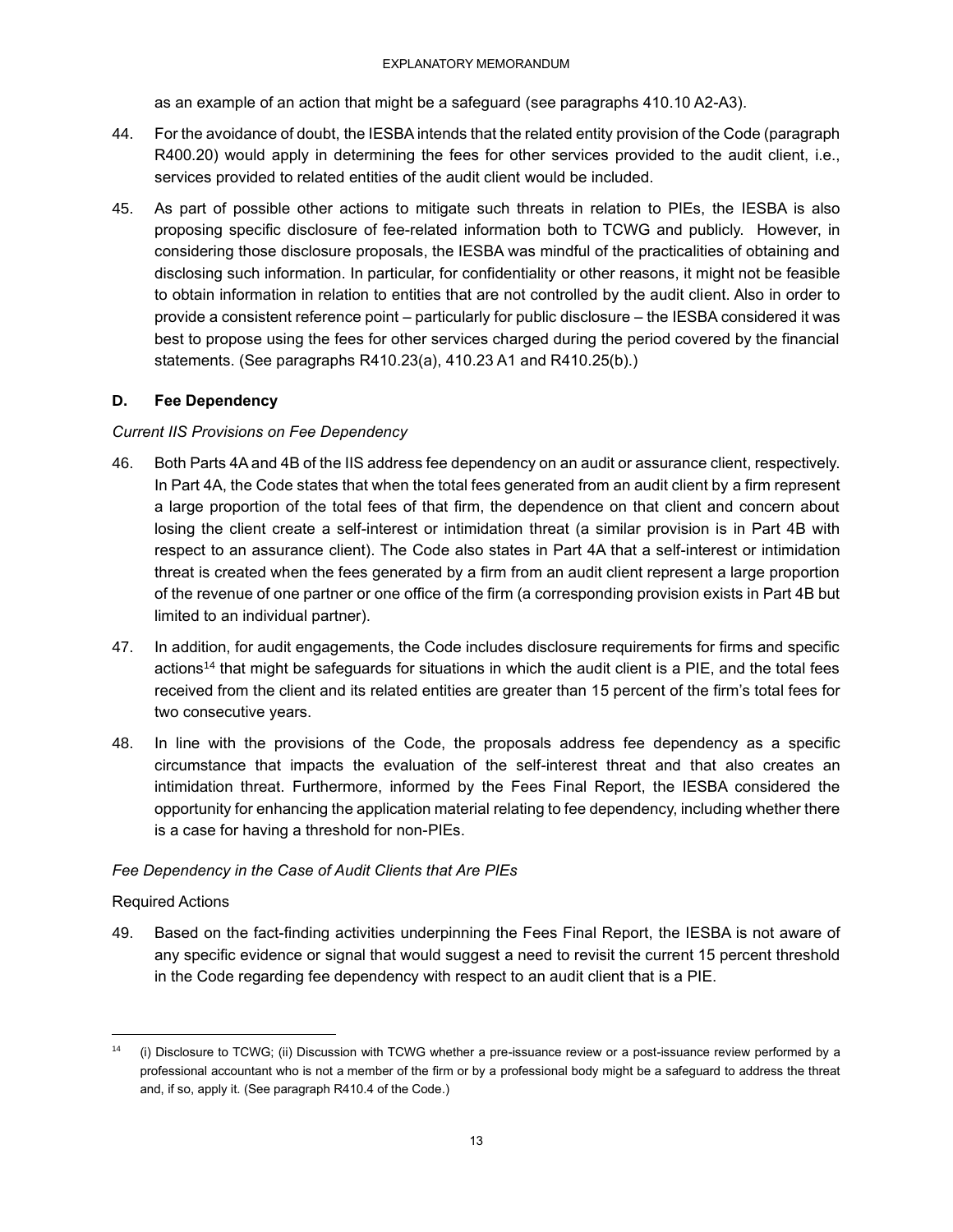as an example of an action that might be a safeguard (see paragraphs 410.10 A2-A3).

44. For the avoidance of doubt, the IESBA intends that the related entity provision of the Code (paragraph R400.20) would apply in determining the fees for other services provided to the audit client, i.e., services provided to related entities of the audit client would be included.

45. As part of possible other actions to mitigate such threats in relation to PIEs, the IESBA is also proposing specific disclosure of fee-related information both to TCWG and publicly. However, in considering those disclosure proposals, the IESBA was mindful of the practicalities of obtaining and disclosing such information. In particular, for confidentiality or other reasons, it might not be feasible to obtain information in relation to entities that are not controlled by the audit client. Also in order to provide a consistent reference point – particularly for public disclosure – the IESBA considered it was best to propose using the fees for other services charged during the period covered by the financial statements. (See paragraphs R410.23(a), 410.23 A1 and R410.25(b).)

### D. Fee Dependency

*Current IIS Provisions on Fee Dependency*

46. Both Parts 4A and 4B of the IIS address fee dependency on an audit or assurance client, respectively. In Part 4A, the Code states that when the total fees generated from an audit client by a firm represent a large proportion of the total fees of that firm, the dependence on that client and concern about losing the client create a self-interest or intimidation threat (a similar provision is in Part 4B with respect to an assurance client). The Code also states in Part 4A that a self-interest or intimidation threat is created when the fees generated by a firm from an audit client represent a large proportion of the revenue of one partner or one office of the firm (a corresponding provision exists in Part 4B but limited to an individual partner).

47. In addition, for audit engagements, the Code includes disclosure requirements for firms and specific actions[14] that might be safeguards for situations in which the audit client is a PIE, and the total fees received from the client and its related entities are greater than 15 percent of the firm's total fees for two consecutive years.

48. In line with the provisions of the Code, the proposals address fee dependency as a specific circumstance that impacts the evaluation of the self-interest threat and that also creates an intimidation threat. Furthermore, informed by the Fees Final Report, the IESBA considered the opportunity for enhancing the application material relating to fee dependency, including whether there is a case for having a threshold for non-PIEs.

*Fee Dependency in the Case of Audit Clients that Are PIEs*

Required Actions

49. Based on the fact-finding activities underpinning the Fees Final Report, the IESBA is not aware of any specific evidence or signal that would suggest a need to revisit the current 15 percent threshold in the Code regarding fee dependency with respect to an audit client that is a PIE.

---

[14] (i) Disclosure to TCWG; (ii) Discussion with TCWG whether a pre-issuance review or a post-issuance review performed by a professional accountant who is not a member of the firm or by a professional body might be a safeguard to address the threat and, if so, apply it. (See paragraph R410.4 of the Code.)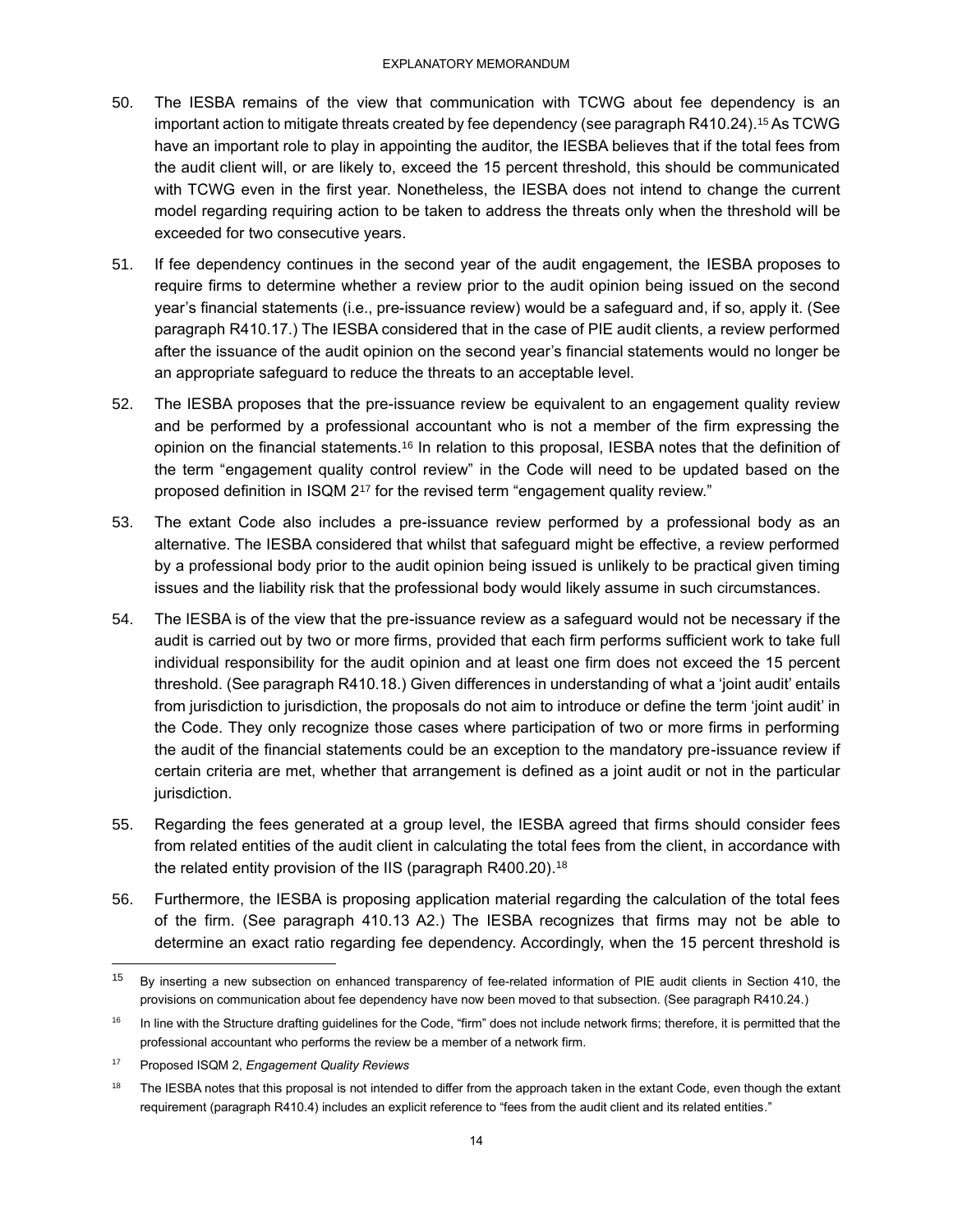50. The IESBA remains of the view that communication with TCWG about fee dependency is an important action to mitigate threats created by fee dependency (see paragraph R410.24).[15] As TCWG have an important role to play in appointing the auditor, the IESBA believes that if the total fees from the audit client will, or are likely to, exceed the 15 percent threshold, this should be communicated with TCWG even in the first year. Nonetheless, the IESBA does not intend to change the current model regarding requiring action to be taken to address the threats only when the threshold will be exceeded for two consecutive years.

51. If fee dependency continues in the second year of the audit engagement, the IESBA proposes to require firms to determine whether a review prior to the audit opinion being issued on the second year's financial statements (i.e., pre-issuance review) would be a safeguard and, if so, apply it. (See paragraph R410.17.) The IESBA considered that in the case of PIE audit clients, a review performed after the issuance of the audit opinion on the second year's financial statements would no longer be an appropriate safeguard to reduce the threats to an acceptable level.

52. The IESBA proposes that the pre-issuance review be equivalent to an engagement quality review and be performed by a professional accountant who is not a member of the firm expressing the opinion on the financial statements.[16] In relation to this proposal, IESBA notes that the definition of the term "engagement quality control review" in the Code will need to be updated based on the proposed definition in ISQM 2[17] for the revised term "engagement quality review."

53. The extant Code also includes a pre-issuance review performed by a professional body as an alternative. The IESBA considered that whilst that safeguard might be effective, a review performed by a professional body prior to the audit opinion being issued is unlikely to be practical given timing issues and the liability risk that the professional body would likely assume in such circumstances.

54. The IESBA is of the view that the pre-issuance review as a safeguard would not be necessary if the audit is carried out by two or more firms, provided that each firm performs sufficient work to take full individual responsibility for the audit opinion and at least one firm does not exceed the 15 percent threshold. (See paragraph R410.18.) Given differences in understanding of what a 'joint audit' entails from jurisdiction to jurisdiction, the proposals do not aim to introduce or define the term 'joint audit' in the Code. They only recognize those cases where participation of two or more firms in performing the audit of the financial statements could be an exception to the mandatory pre-issuance review if certain criteria are met, whether that arrangement is defined as a joint audit or not in the particular jurisdiction.

55. Regarding the fees generated at a group level, the IESBA agreed that firms should consider fees from related entities of the audit client in calculating the total fees from the client, in accordance with the related entity provision of the IIS (paragraph R400.20).[18]

56. Furthermore, the IESBA is proposing application material regarding the calculation of the total fees of the firm. (See paragraph 410.13 A2.) The IESBA recognizes that firms may not be able to determine an exact ratio regarding fee dependency. Accordingly, when the 15 percent threshold is

---

[15] By inserting a new subsection on enhanced transparency of fee-related information of PIE audit clients in Section 410, the provisions on communication about fee dependency have now been moved to that subsection. (See paragraph R410.24.)

[16] In line with the Structure drafting guidelines for the Code, "firm" does not include network firms; therefore, it is permitted that the professional accountant who performs the review be a member of a network firm.

[17] Proposed ISQM 2, *Engagement Quality Reviews*

[18] The IESBA notes that this proposal is not intended to differ from the approach taken in the extant Code, even though the extant requirement (paragraph R410.4) includes an explicit reference to "fees from the audit client and its related entities."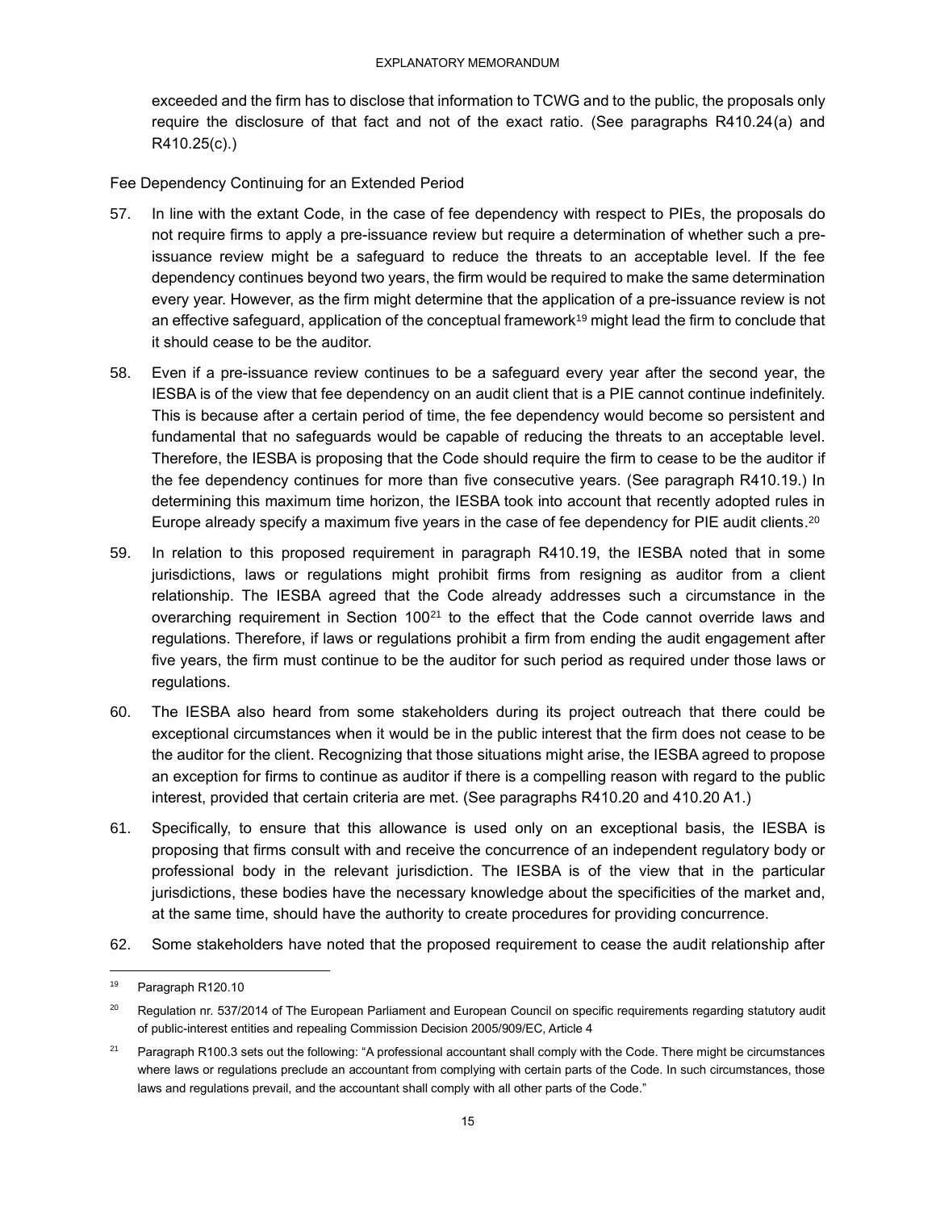exceeded and the firm has to disclose that information to TCWG and to the public, the proposals only require the disclosure of that fact and not of the exact ratio. (See paragraphs R410.24(a) and R410.25(c).)

Fee Dependency Continuing for an Extended Period

57. In line with the extant Code, in the case of fee dependency with respect to PIEs, the proposals do not require firms to apply a pre-issuance review but require a determination of whether such a pre-issuance review might be a safeguard to reduce the threats to an acceptable level. If the fee dependency continues beyond two years, the firm would be required to make the same determination every year. However, as the firm might determine that the application of a pre-issuance review is not an effective safeguard, application of the conceptual framework[19] might lead the firm to conclude that it should cease to be the auditor.

58. Even if a pre-issuance review continues to be a safeguard every year after the second year, the IESBA is of the view that fee dependency on an audit client that is a PIE cannot continue indefinitely. This is because after a certain period of time, the fee dependency would become so persistent and fundamental that no safeguards would be capable of reducing the threats to an acceptable level. Therefore, the IESBA is proposing that the Code should require the firm to cease to be the auditor if the fee dependency continues for more than five consecutive years. (See paragraph R410.19.) In determining this maximum time horizon, the IESBA took into account that recently adopted rules in Europe already specify a maximum five years in the case of fee dependency for PIE audit clients.[20]

59. In relation to this proposed requirement in paragraph R410.19, the IESBA noted that in some jurisdictions, laws or regulations might prohibit firms from resigning as auditor from a client relationship. The IESBA agreed that the Code already addresses such a circumstance in the overarching requirement in Section 100[21] to the effect that the Code cannot override laws and regulations. Therefore, if laws or regulations prohibit a firm from ending the audit engagement after five years, the firm must continue to be the auditor for such period as required under those laws or regulations.

60. The IESBA also heard from some stakeholders during its project outreach that there could be exceptional circumstances when it would be in the public interest that the firm does not cease to be the auditor for the client. Recognizing that those situations might arise, the IESBA agreed to propose an exception for firms to continue as auditor if there is a compelling reason with regard to the public interest, provided that certain criteria are met. (See paragraphs R410.20 and 410.20 A1.)

61. Specifically, to ensure that this allowance is used only on an exceptional basis, the IESBA is proposing that firms consult with and receive the concurrence of an independent regulatory body or professional body in the relevant jurisdiction. The IESBA is of the view that in the particular jurisdictions, these bodies have the necessary knowledge about the specificities of the market and, at the same time, should have the authority to create procedures for providing concurrence.

62. Some stakeholders have noted that the proposed requirement to cease the audit relationship after

---

[19] Paragraph R120.10

[20] Regulation nr. 537/2014 of The European Parliament and European Council on specific requirements regarding statutory audit of public-interest entities and repealing Commission Decision 2005/909/EC, Article 4

[21] Paragraph R100.3 sets out the following: "A professional accountant shall comply with the Code. There might be circumstances where laws or regulations preclude an accountant from complying with certain parts of the Code. In such circumstances, those laws and regulations prevail, and the accountant shall comply with all other parts of the Code."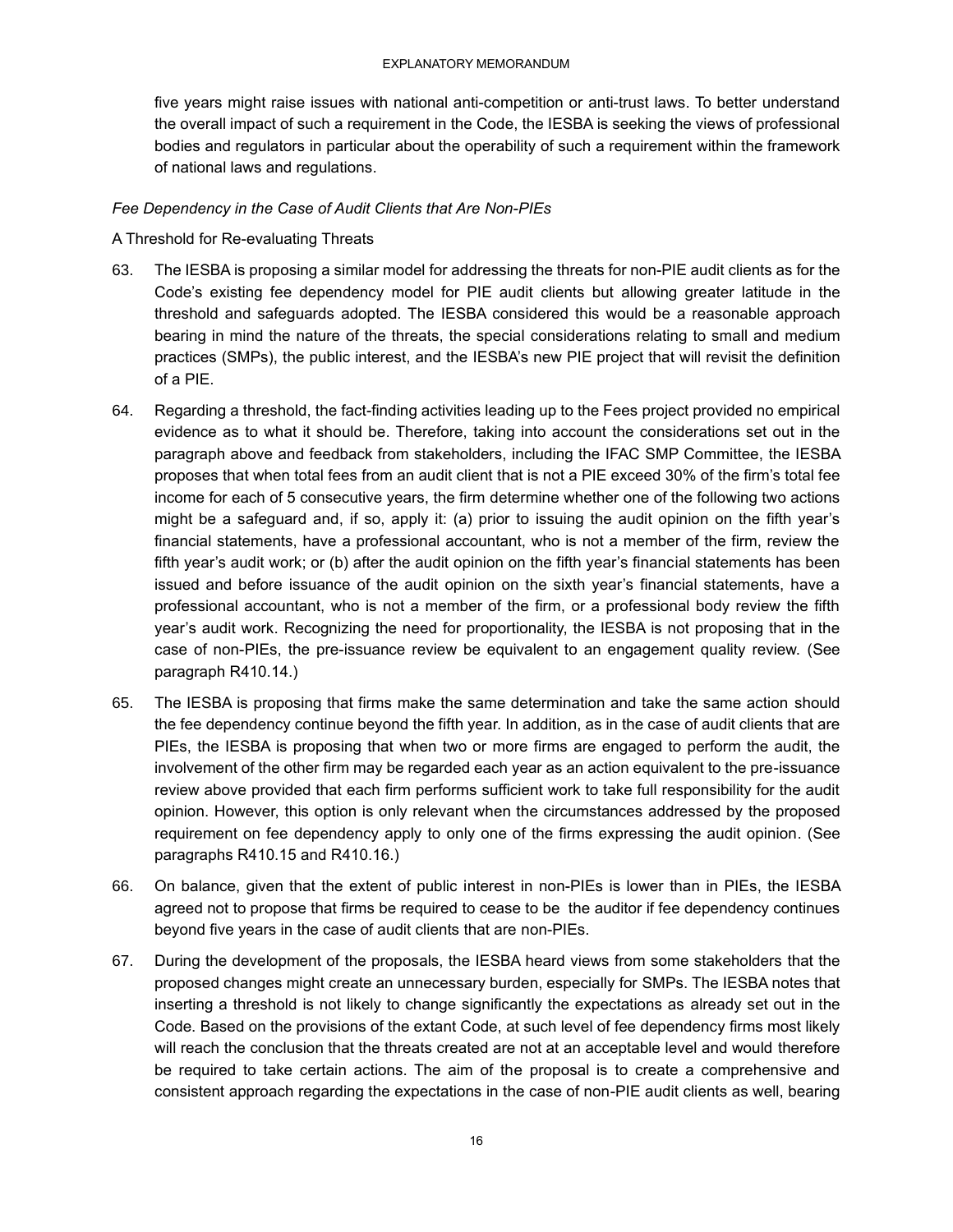five years might raise issues with national anti-competition or anti-trust laws. To better understand the overall impact of such a requirement in the Code, the IESBA is seeking the views of professional bodies and regulators in particular about the operability of such a requirement within the framework of national laws and regulations.

*Fee Dependency in the Case of Audit Clients that Are Non-PIEs*

A Threshold for Re-evaluating Threats

63. The IESBA is proposing a similar model for addressing the threats for non-PIE audit clients as for the Code's existing fee dependency model for PIE audit clients but allowing greater latitude in the threshold and safeguards adopted. The IESBA considered this would be a reasonable approach bearing in mind the nature of the threats, the special considerations relating to small and medium practices (SMPs), the public interest, and the IESBA's new PIE project that will revisit the definition of a PIE.

64. Regarding a threshold, the fact-finding activities leading up to the Fees project provided no empirical evidence as to what it should be. Therefore, taking into account the considerations set out in the paragraph above and feedback from stakeholders, including the IFAC SMP Committee, the IESBA proposes that when total fees from an audit client that is not a PIE exceed 30% of the firm's total fee income for each of 5 consecutive years, the firm determine whether one of the following two actions might be a safeguard and, if so, apply it: (a) prior to issuing the audit opinion on the fifth year's financial statements, have a professional accountant, who is not a member of the firm, review the fifth year's audit work; or (b) after the audit opinion on the fifth year's financial statements has been issued and before issuance of the audit opinion on the sixth year's financial statements, have a professional accountant, who is not a member of the firm, or a professional body review the fifth year's audit work. Recognizing the need for proportionality, the IESBA is not proposing that in the case of non-PIEs, the pre-issuance review be equivalent to an engagement quality review. (See paragraph R410.14.)

65. The IESBA is proposing that firms make the same determination and take the same action should the fee dependency continue beyond the fifth year. In addition, as in the case of audit clients that are PIEs, the IESBA is proposing that when two or more firms are engaged to perform the audit, the involvement of the other firm may be regarded each year as an action equivalent to the pre-issuance review above provided that each firm performs sufficient work to take full responsibility for the audit opinion. However, this option is only relevant when the circumstances addressed by the proposed requirement on fee dependency apply to only one of the firms expressing the audit opinion. (See paragraphs R410.15 and R410.16.)

66. On balance, given that the extent of public interest in non-PIEs is lower than in PIEs, the IESBA agreed not to propose that firms be required to cease to be the auditor if fee dependency continues beyond five years in the case of audit clients that are non-PIEs.

67. During the development of the proposals, the IESBA heard views from some stakeholders that the proposed changes might create an unnecessary burden, especially for SMPs. The IESBA notes that inserting a threshold is not likely to change significantly the expectations as already set out in the Code. Based on the provisions of the extant Code, at such level of fee dependency firms most likely will reach the conclusion that the threats created are not at an acceptable level and would therefore be required to take certain actions. The aim of the proposal is to create a comprehensive and consistent approach regarding the expectations in the case of non-PIE audit clients as well, bearing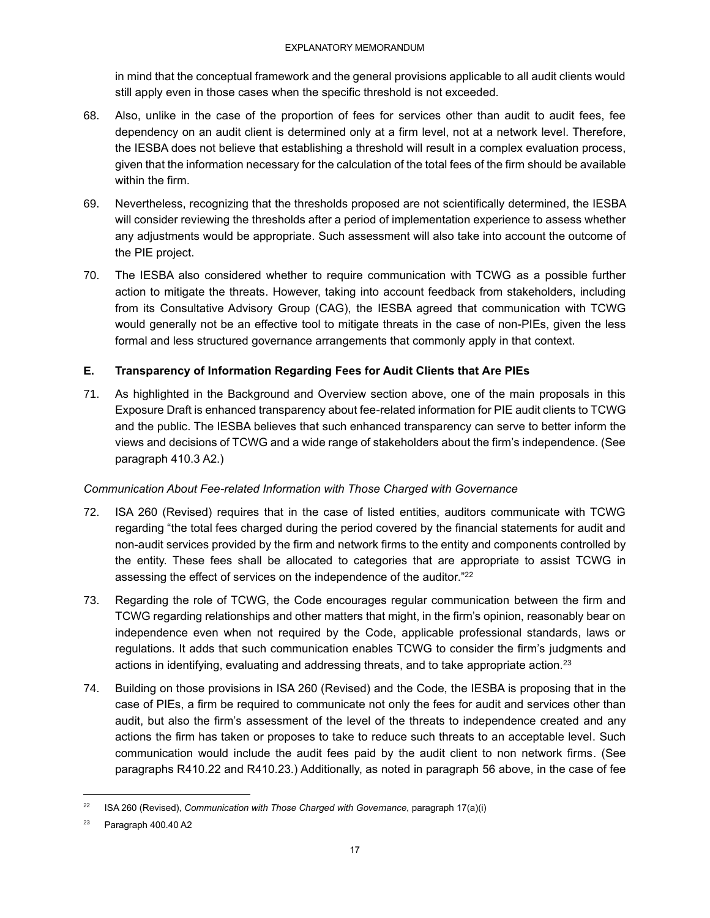in mind that the conceptual framework and the general provisions applicable to all audit clients would still apply even in those cases when the specific threshold is not exceeded.

68. Also, unlike in the case of the proportion of fees for services other than audit to audit fees, fee dependency on an audit client is determined only at a firm level, not at a network level. Therefore, the IESBA does not believe that establishing a threshold will result in a complex evaluation process, given that the information necessary for the calculation of the total fees of the firm should be available within the firm.

69. Nevertheless, recognizing that the thresholds proposed are not scientifically determined, the IESBA will consider reviewing the thresholds after a period of implementation experience to assess whether any adjustments would be appropriate. Such assessment will also take into account the outcome of the PIE project.

70. The IESBA also considered whether to require communication with TCWG as a possible further action to mitigate the threats. However, taking into account feedback from stakeholders, including from its Consultative Advisory Group (CAG), the IESBA agreed that communication with TCWG would generally not be an effective tool to mitigate threats in the case of non-PIEs, given the less formal and less structured governance arrangements that commonly apply in that context.

### E. Transparency of Information Regarding Fees for Audit Clients that Are PIEs

71. As highlighted in the Background and Overview section above, one of the main proposals in this Exposure Draft is enhanced transparency about fee-related information for PIE audit clients to TCWG and the public. The IESBA believes that such enhanced transparency can serve to better inform the views and decisions of TCWG and a wide range of stakeholders about the firm's independence. (See paragraph 410.3 A2.)

*Communication About Fee-related Information with Those Charged with Governance*

72. ISA 260 (Revised) requires that in the case of listed entities, auditors communicate with TCWG regarding "the total fees charged during the period covered by the financial statements for audit and non-audit services provided by the firm and network firms to the entity and components controlled by the entity. These fees shall be allocated to categories that are appropriate to assist TCWG in assessing the effect of services on the independence of the auditor."[22]

73. Regarding the role of TCWG, the Code encourages regular communication between the firm and TCWG regarding relationships and other matters that might, in the firm's opinion, reasonably bear on independence even when not required by the Code, applicable professional standards, laws or regulations. It adds that such communication enables TCWG to consider the firm's judgments and actions in identifying, evaluating and addressing threats, and to take appropriate action.[23]

74. Building on those provisions in ISA 260 (Revised) and the Code, the IESBA is proposing that in the case of PIEs, a firm be required to communicate not only the fees for audit and services other than audit, but also the firm's assessment of the level of the threats to independence created and any actions the firm has taken or proposes to take to reduce such threats to an acceptable level. Such communication would include the audit fees paid by the audit client to non network firms. (See paragraphs R410.22 and R410.23.) Additionally, as noted in paragraph 56 above, in the case of fee

---

[22] ISA 260 (Revised), *Communication with Those Charged with Governance*, paragraph 17(a)(i)

[23] Paragraph 400.40 A2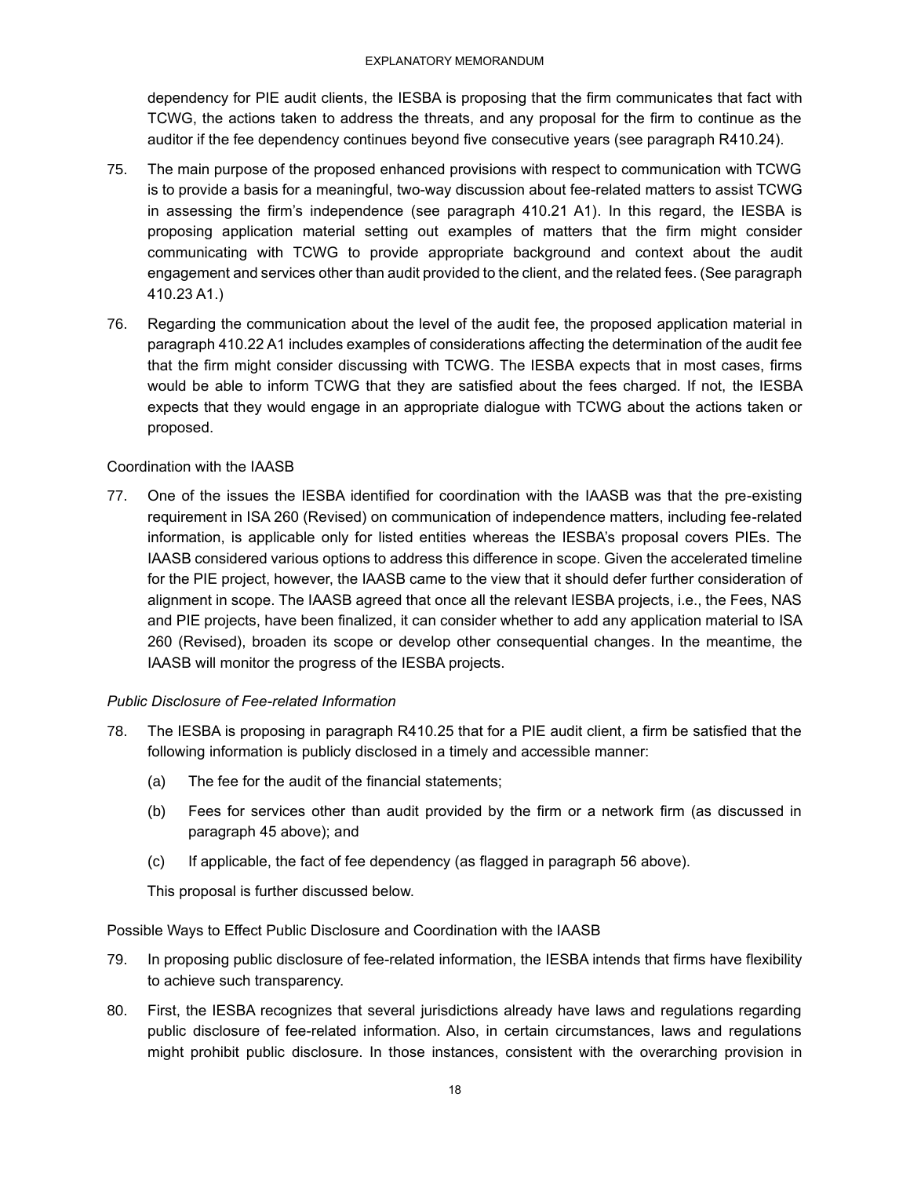dependency for PIE audit clients, the IESBA is proposing that the firm communicates that fact with TCWG, the actions taken to address the threats, and any proposal for the firm to continue as the auditor if the fee dependency continues beyond five consecutive years (see paragraph R410.24).

75. The main purpose of the proposed enhanced provisions with respect to communication with TCWG is to provide a basis for a meaningful, two-way discussion about fee-related matters to assist TCWG in assessing the firm's independence (see paragraph 410.21 A1). In this regard, the IESBA is proposing application material setting out examples of matters that the firm might consider communicating with TCWG to provide appropriate background and context about the audit engagement and services other than audit provided to the client, and the related fees. (See paragraph 410.23 A1.)

76. Regarding the communication about the level of the audit fee, the proposed application material in paragraph 410.22 A1 includes examples of considerations affecting the determination of the audit fee that the firm might consider discussing with TCWG. The IESBA expects that in most cases, firms would be able to inform TCWG that they are satisfied about the fees charged. If not, the IESBA expects that they would engage in an appropriate dialogue with TCWG about the actions taken or proposed.

Coordination with the IAASB

77. One of the issues the IESBA identified for coordination with the IAASB was that the pre-existing requirement in ISA 260 (Revised) on communication of independence matters, including fee-related information, is applicable only for listed entities whereas the IESBA's proposal covers PIEs. The IAASB considered various options to address this difference in scope. Given the accelerated timeline for the PIE project, however, the IAASB came to the view that it should defer further consideration of alignment in scope. The IAASB agreed that once all the relevant IESBA projects, i.e., the Fees, NAS and PIE projects, have been finalized, it can consider whether to add any application material to ISA 260 (Revised), broaden its scope or develop other consequential changes. In the meantime, the IAASB will monitor the progress of the IESBA projects.

*Public Disclosure of Fee-related Information*

78. The IESBA is proposing in paragraph R410.25 that for a PIE audit client, a firm be satisfied that the following information is publicly disclosed in a timely and accessible manner:

    (a) The fee for the audit of the financial statements;

    (b) Fees for services other than audit provided by the firm or a network firm (as discussed in paragraph 45 above); and

    (c) If applicable, the fact of fee dependency (as flagged in paragraph 56 above).

    This proposal is further discussed below.

Possible Ways to Effect Public Disclosure and Coordination with the IAASB

79. In proposing public disclosure of fee-related information, the IESBA intends that firms have flexibility to achieve such transparency.

80. First, the IESBA recognizes that several jurisdictions already have laws and regulations regarding public disclosure of fee-related information. Also, in certain circumstances, laws and regulations might prohibit public disclosure. In those instances, consistent with the overarching provision in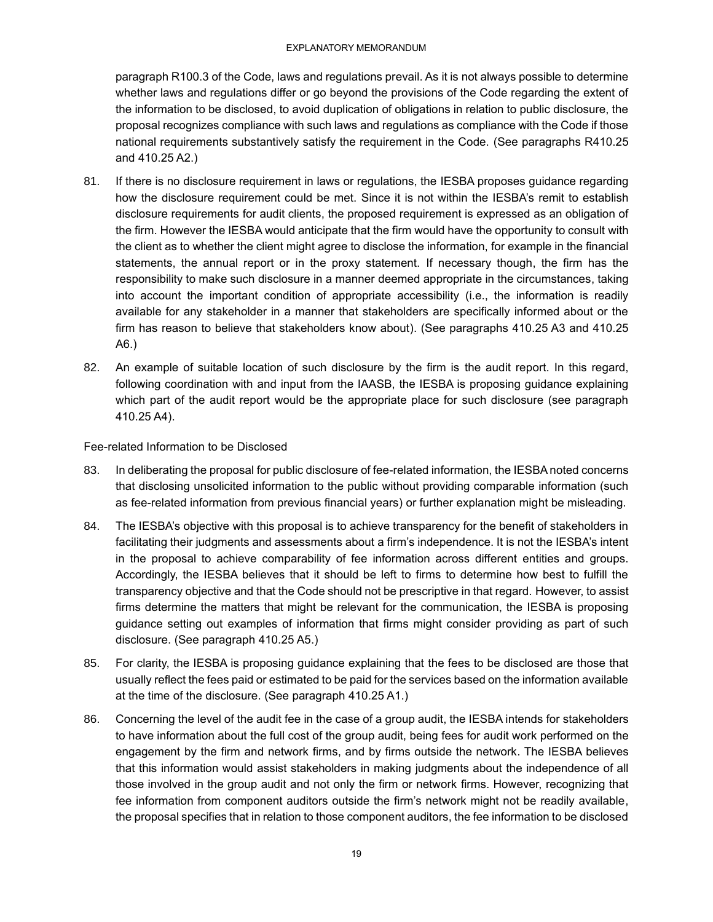paragraph R100.3 of the Code, laws and regulations prevail. As it is not always possible to determine whether laws and regulations differ or go beyond the provisions of the Code regarding the extent of the information to be disclosed, to avoid duplication of obligations in relation to public disclosure, the proposal recognizes compliance with such laws and regulations as compliance with the Code if those national requirements substantively satisfy the requirement in the Code. (See paragraphs R410.25 and 410.25 A2.)

81. If there is no disclosure requirement in laws or regulations, the IESBA proposes guidance regarding how the disclosure requirement could be met. Since it is not within the IESBA's remit to establish disclosure requirements for audit clients, the proposed requirement is expressed as an obligation of the firm. However the IESBA would anticipate that the firm would have the opportunity to consult with the client as to whether the client might agree to disclose the information, for example in the financial statements, the annual report or in the proxy statement. If necessary though, the firm has the responsibility to make such disclosure in a manner deemed appropriate in the circumstances, taking into account the important condition of appropriate accessibility (i.e., the information is readily available for any stakeholder in a manner that stakeholders are specifically informed about or the firm has reason to believe that stakeholders know about). (See paragraphs 410.25 A3 and 410.25 A6.)

82. An example of suitable location of such disclosure by the firm is the audit report. In this regard, following coordination with and input from the IAASB, the IESBA is proposing guidance explaining which part of the audit report would be the appropriate place for such disclosure (see paragraph 410.25 A4).

Fee-related Information to be Disclosed

83. In deliberating the proposal for public disclosure of fee-related information, the IESBA noted concerns that disclosing unsolicited information to the public without providing comparable information (such as fee-related information from previous financial years) or further explanation might be misleading.

84. The IESBA's objective with this proposal is to achieve transparency for the benefit of stakeholders in facilitating their judgments and assessments about a firm's independence. It is not the IESBA's intent in the proposal to achieve comparability of fee information across different entities and groups. Accordingly, the IESBA believes that it should be left to firms to determine how best to fulfill the transparency objective and that the Code should not be prescriptive in that regard. However, to assist firms determine the matters that might be relevant for the communication, the IESBA is proposing guidance setting out examples of information that firms might consider providing as part of such disclosure. (See paragraph 410.25 A5.)

85. For clarity, the IESBA is proposing guidance explaining that the fees to be disclosed are those that usually reflect the fees paid or estimated to be paid for the services based on the information available at the time of the disclosure. (See paragraph 410.25 A1.)

86. Concerning the level of the audit fee in the case of a group audit, the IESBA intends for stakeholders to have information about the full cost of the group audit, being fees for audit work performed on the engagement by the firm and network firms, and by firms outside the network. The IESBA believes that this information would assist stakeholders in making judgments about the independence of all those involved in the group audit and not only the firm or network firms. However, recognizing that fee information from component auditors outside the firm's network might not be readily available, the proposal specifies that in relation to those component auditors, the fee information to be disclosed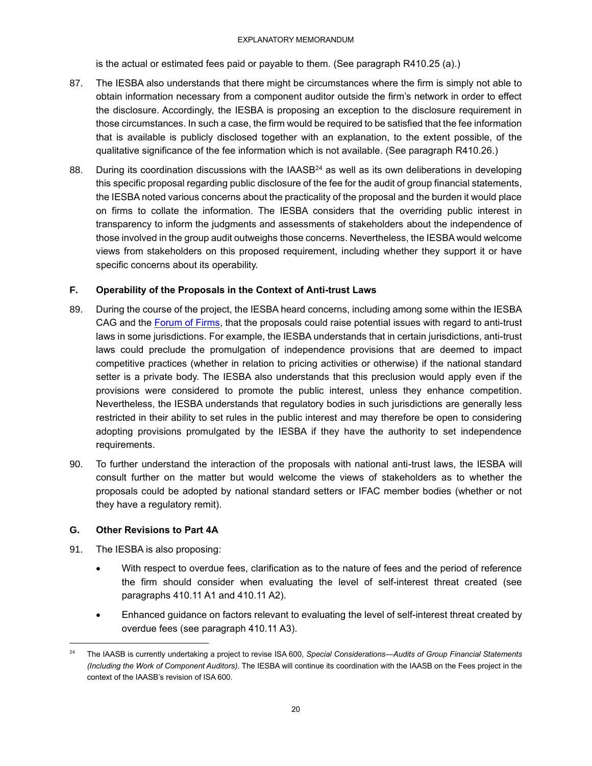is the actual or estimated fees paid or payable to them. (See paragraph R410.25 (a).)

87. The IESBA also understands that there might be circumstances where the firm is simply not able to obtain information necessary from a component auditor outside the firm's network in order to effect the disclosure. Accordingly, the IESBA is proposing an exception to the disclosure requirement in those circumstances. In such a case, the firm would be required to be satisfied that the fee information that is available is publicly disclosed together with an explanation, to the extent possible, of the qualitative significance of the fee information which is not available. (See paragraph R410.26.)

88. During its coordination discussions with the IAASB[24] as well as its own deliberations in developing this specific proposal regarding public disclosure of the fee for the audit of group financial statements, the IESBA noted various concerns about the practicality of the proposal and the burden it would place on firms to collate the information. The IESBA considers that the overriding public interest in transparency to inform the judgments and assessments of stakeholders about the independence of those involved in the group audit outweighs those concerns. Nevertheless, the IESBA would welcome views from stakeholders on this proposed requirement, including whether they support it or have specific concerns about its operability.

### F. Operability of the Proposals in the Context of Anti-trust Laws

89. During the course of the project, the IESBA heard concerns, including among some within the IESBA CAG and the Forum of Firms, that the proposals could raise potential issues with regard to anti-trust laws in some jurisdictions. For example, the IESBA understands that in certain jurisdictions, anti-trust laws could preclude the promulgation of independence provisions that are deemed to impact competitive practices (whether in relation to pricing activities or otherwise) if the national standard setter is a private body. The IESBA also understands that this preclusion would apply even if the provisions were considered to promote the public interest, unless they enhance competition. Nevertheless, the IESBA understands that regulatory bodies in such jurisdictions are generally less restricted in their ability to set rules in the public interest and may therefore be open to considering adopting provisions promulgated by the IESBA if they have the authority to set independence requirements.

90. To further understand the interaction of the proposals with national anti-trust laws, the IESBA will consult further on the matter but would welcome the views of stakeholders as to whether the proposals could be adopted by national standard setters or IFAC member bodies (whether or not they have a regulatory remit).

### G. Other Revisions to Part 4A

91. The IESBA is also proposing:

    - With respect to overdue fees, clarification as to the nature of fees and the period of reference the firm should consider when evaluating the level of self-interest threat created (see paragraphs 410.11 A1 and 410.11 A2).
    - Enhanced guidance on factors relevant to evaluating the level of self-interest threat created by overdue fees (see paragraph 410.11 A3).

[24] The IAASB is currently undertaking a project to revise ISA 600, *Special Considerations—Audits of Group Financial Statements (Including the Work of Component Auditors)*. The IESBA will continue its coordination with the IAASB on the Fees project in the context of the IAASB's revision of ISA 600.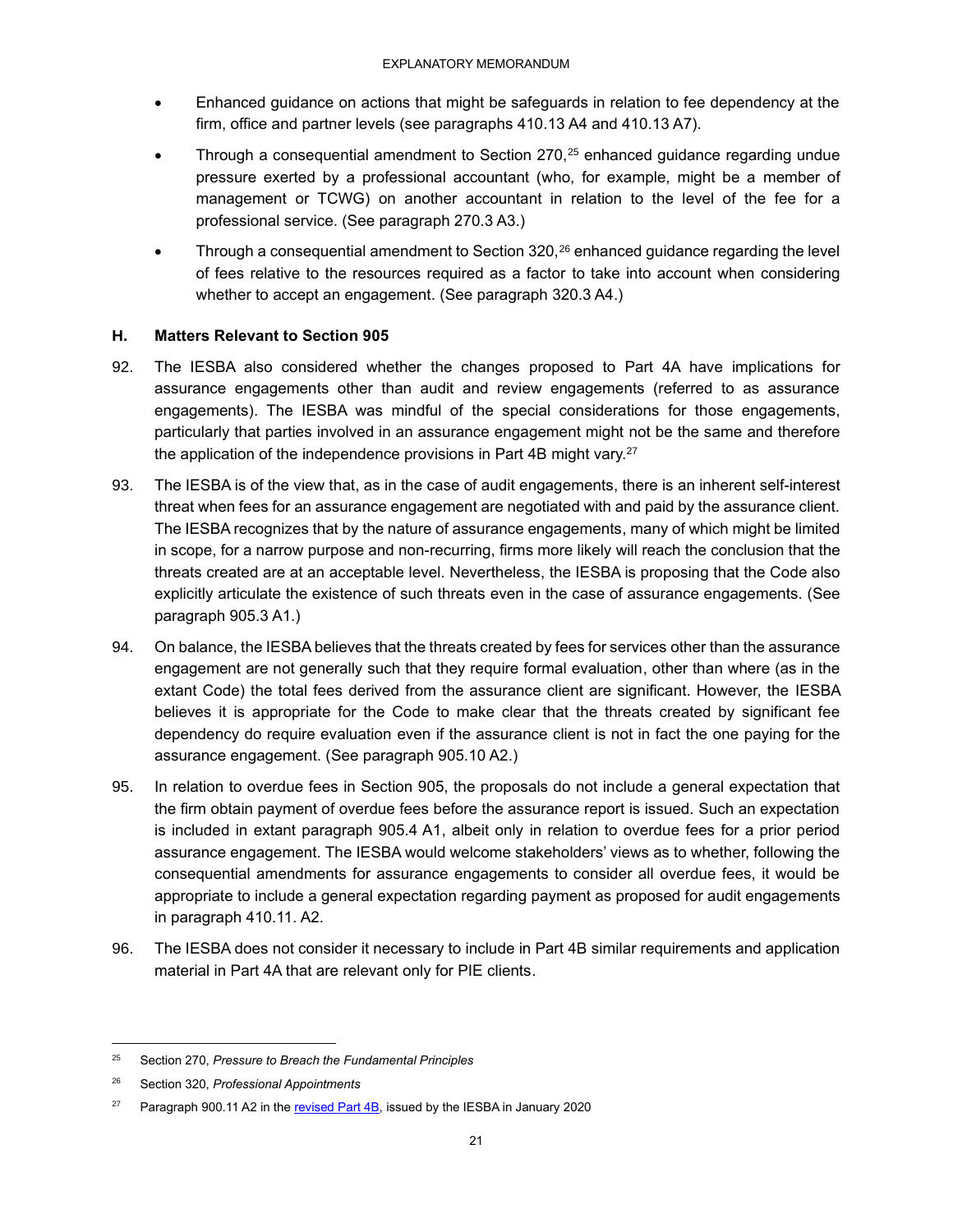- Enhanced guidance on actions that might be safeguards in relation to fee dependency at the firm, office and partner levels (see paragraphs 410.13 A4 and 410.13 A7).
- Through a consequential amendment to Section 270,[25] enhanced guidance regarding undue pressure exerted by a professional accountant (who, for example, might be a member of management or TCWG) on another accountant in relation to the level of the fee for a professional service. (See paragraph 270.3 A3.)
- Through a consequential amendment to Section 320,[26] enhanced guidance regarding the level of fees relative to the resources required as a factor to take into account when considering whether to accept an engagement. (See paragraph 320.3 A4.)

### H. Matters Relevant to Section 905

92. The IESBA also considered whether the changes proposed to Part 4A have implications for assurance engagements other than audit and review engagements (referred to as assurance engagements). The IESBA was mindful of the special considerations for those engagements, particularly that parties involved in an assurance engagement might not be the same and therefore the application of the independence provisions in Part 4B might vary.[27]

93. The IESBA is of the view that, as in the case of audit engagements, there is an inherent self-interest threat when fees for an assurance engagement are negotiated with and paid by the assurance client. The IESBA recognizes that by the nature of assurance engagements, many of which might be limited in scope, for a narrow purpose and non-recurring, firms more likely will reach the conclusion that the threats created are at an acceptable level. Nevertheless, the IESBA is proposing that the Code also explicitly articulate the existence of such threats even in the case of assurance engagements. (See paragraph 905.3 A1.)

94. On balance, the IESBA believes that the threats created by fees for services other than the assurance engagement are not generally such that they require formal evaluation, other than where (as in the extant Code) the total fees derived from the assurance client are significant. However, the IESBA believes it is appropriate for the Code to make clear that the threats created by significant fee dependency do require evaluation even if the assurance client is not in fact the one paying for the assurance engagement. (See paragraph 905.10 A2.)

95. In relation to overdue fees in Section 905, the proposals do not include a general expectation that the firm obtain payment of overdue fees before the assurance report is issued. Such an expectation is included in extant paragraph 905.4 A1, albeit only in relation to overdue fees for a prior period assurance engagement. The IESBA would welcome stakeholders' views as to whether, following the consequential amendments for assurance engagements to consider all overdue fees, it would be appropriate to include a general expectation regarding payment as proposed for audit engagements in paragraph 410.11. A2.

96. The IESBA does not consider it necessary to include in Part 4B similar requirements and application material in Part 4A that are relevant only for PIE clients.

---

[25] Section 270, *Pressure to Breach the Fundamental Principles*

[26] Section 320, *Professional Appointments*

[27] Paragraph 900.11 A2 in the revised Part 4B, issued by the IESBA in January 2020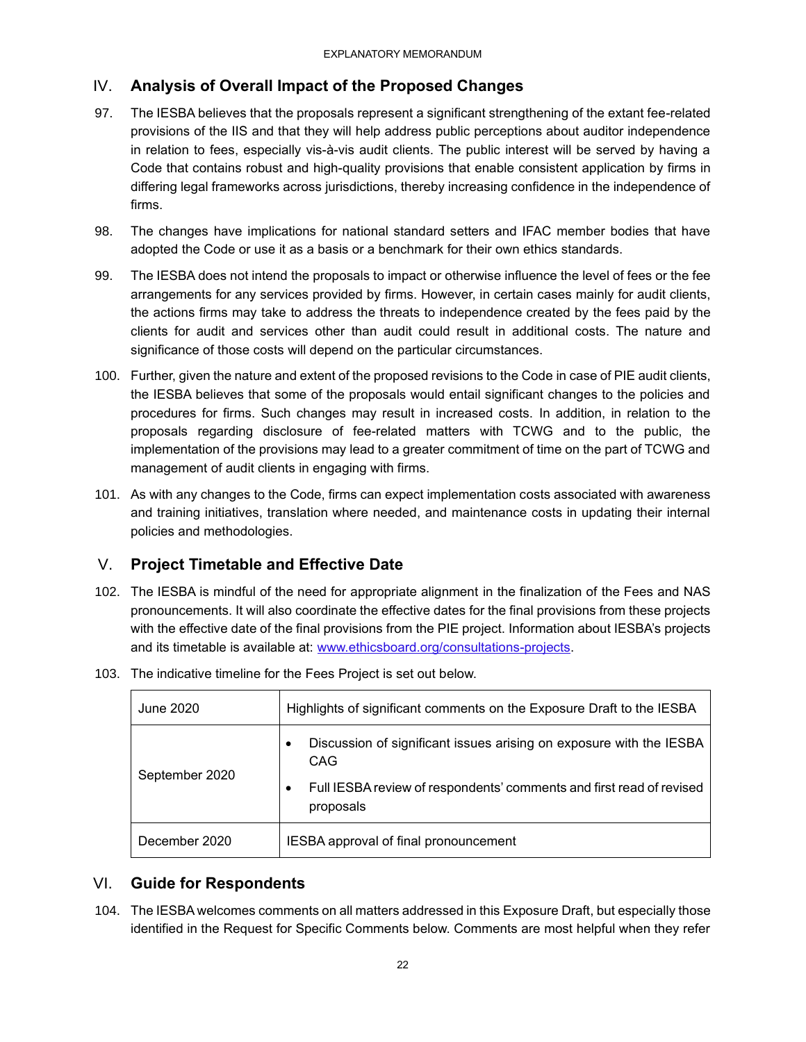## IV. Analysis of Overall Impact of the Proposed Changes

97. The IESBA believes that the proposals represent a significant strengthening of the extant fee-related provisions of the IIS and that they will help address public perceptions about auditor independence in relation to fees, especially vis-à-vis audit clients. The public interest will be served by having a Code that contains robust and high-quality provisions that enable consistent application by firms in differing legal frameworks across jurisdictions, thereby increasing confidence in the independence of firms.

98. The changes have implications for national standard setters and IFAC member bodies that have adopted the Code or use it as a basis or a benchmark for their own ethics standards.

99. The IESBA does not intend the proposals to impact or otherwise influence the level of fees or the fee arrangements for any services provided by firms. However, in certain cases mainly for audit clients, the actions firms may take to address the threats to independence created by the fees paid by the clients for audit and services other than audit could result in additional costs. The nature and significance of those costs will depend on the particular circumstances.

100. Further, given the nature and extent of the proposed revisions to the Code in case of PIE audit clients, the IESBA believes that some of the proposals would entail significant changes to the policies and procedures for firms. Such changes may result in increased costs. In addition, in relation to the proposals regarding disclosure of fee-related matters with TCWG and to the public, the implementation of the provisions may lead to a greater commitment of time on the part of TCWG and management of audit clients in engaging with firms.

101. As with any changes to the Code, firms can expect implementation costs associated with awareness and training initiatives, translation where needed, and maintenance costs in updating their internal policies and methodologies.

## V. Project Timetable and Effective Date

102. The IESBA is mindful of the need for appropriate alignment in the finalization of the Fees and NAS pronouncements. It will also coordinate the effective dates for the final provisions from these projects with the effective date of the final provisions from the PIE project. Information about IESBA's projects and its timetable is available at: [www.ethicsboard.org/consultations-projects](www.ethicsboard.org/consultations-projects).

103. The indicative timeline for the Fees Project is set out below.

| | |
|---|---|
| June 2020 | Highlights of significant comments on the Exposure Draft to the IESBA |
| September 2020 | • Discussion of significant issues arising on exposure with the IESBA CAG<br>• Full IESBA review of respondents' comments and first read of revised proposals |
| December 2020 | IESBA approval of final pronouncement |

## VI. Guide for Respondents

104. The IESBA welcomes comments on all matters addressed in this Exposure Draft, but especially those identified in the Request for Specific Comments below. Comments are most helpful when they refer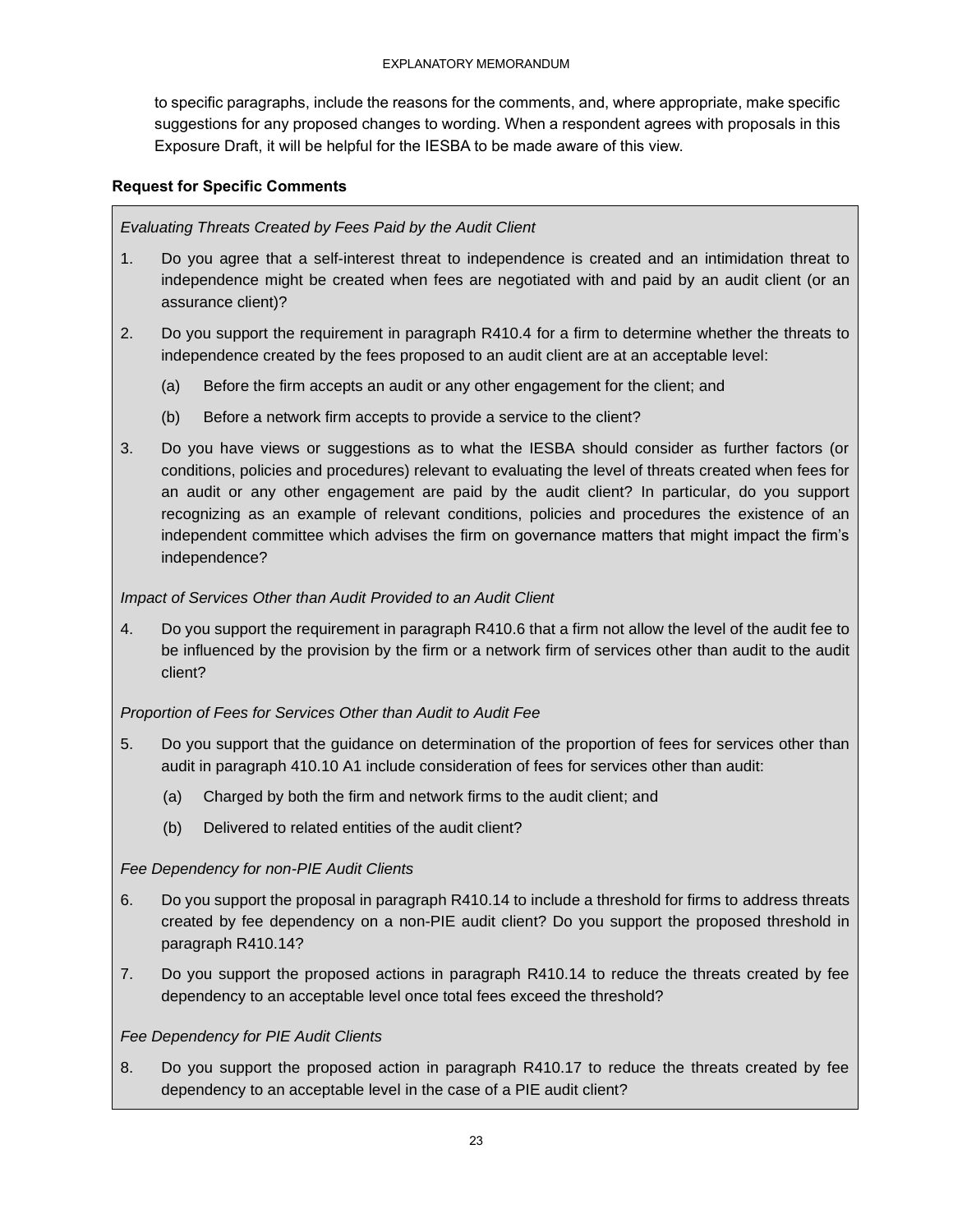to specific paragraphs, include the reasons for the comments, and, where appropriate, make specific suggestions for any proposed changes to wording. When a respondent agrees with proposals in this Exposure Draft, it will be helpful for the IESBA to be made aware of this view.

**Request for Specific Comments**

*Evaluating Threats Created by Fees Paid by the Audit Client*

1. Do you agree that a self-interest threat to independence is created and an intimidation threat to independence might be created when fees are negotiated with and paid by an audit client (or an assurance client)?

2. Do you support the requirement in paragraph R410.4 for a firm to determine whether the threats to independence created by the fees proposed to an audit client are at an acceptable level:

   (a) Before the firm accepts an audit or any other engagement for the client; and

   (b) Before a network firm accepts to provide a service to the client?

3. Do you have views or suggestions as to what the IESBA should consider as further factors (or conditions, policies and procedures) relevant to evaluating the level of threats created when fees for an audit or any other engagement are paid by the audit client? In particular, do you support recognizing as an example of relevant conditions, policies and procedures the existence of an independent committee which advises the firm on governance matters that might impact the firm's independence?

*Impact of Services Other than Audit Provided to an Audit Client*

4. Do you support the requirement in paragraph R410.6 that a firm not allow the level of the audit fee to be influenced by the provision by the firm or a network firm of services other than audit to the audit client?

*Proportion of Fees for Services Other than Audit to Audit Fee*

5. Do you support that the guidance on determination of the proportion of fees for services other than audit in paragraph 410.10 A1 include consideration of fees for services other than audit:

   (a) Charged by both the firm and network firms to the audit client; and

   (b) Delivered to related entities of the audit client?

*Fee Dependency for non-PIE Audit Clients*

6. Do you support the proposal in paragraph R410.14 to include a threshold for firms to address threats created by fee dependency on a non-PIE audit client? Do you support the proposed threshold in paragraph R410.14?

7. Do you support the proposed actions in paragraph R410.14 to reduce the threats created by fee dependency to an acceptable level once total fees exceed the threshold?

*Fee Dependency for PIE Audit Clients*

8. Do you support the proposed action in paragraph R410.17 to reduce the threats created by fee dependency to an acceptable level in the case of a PIE audit client?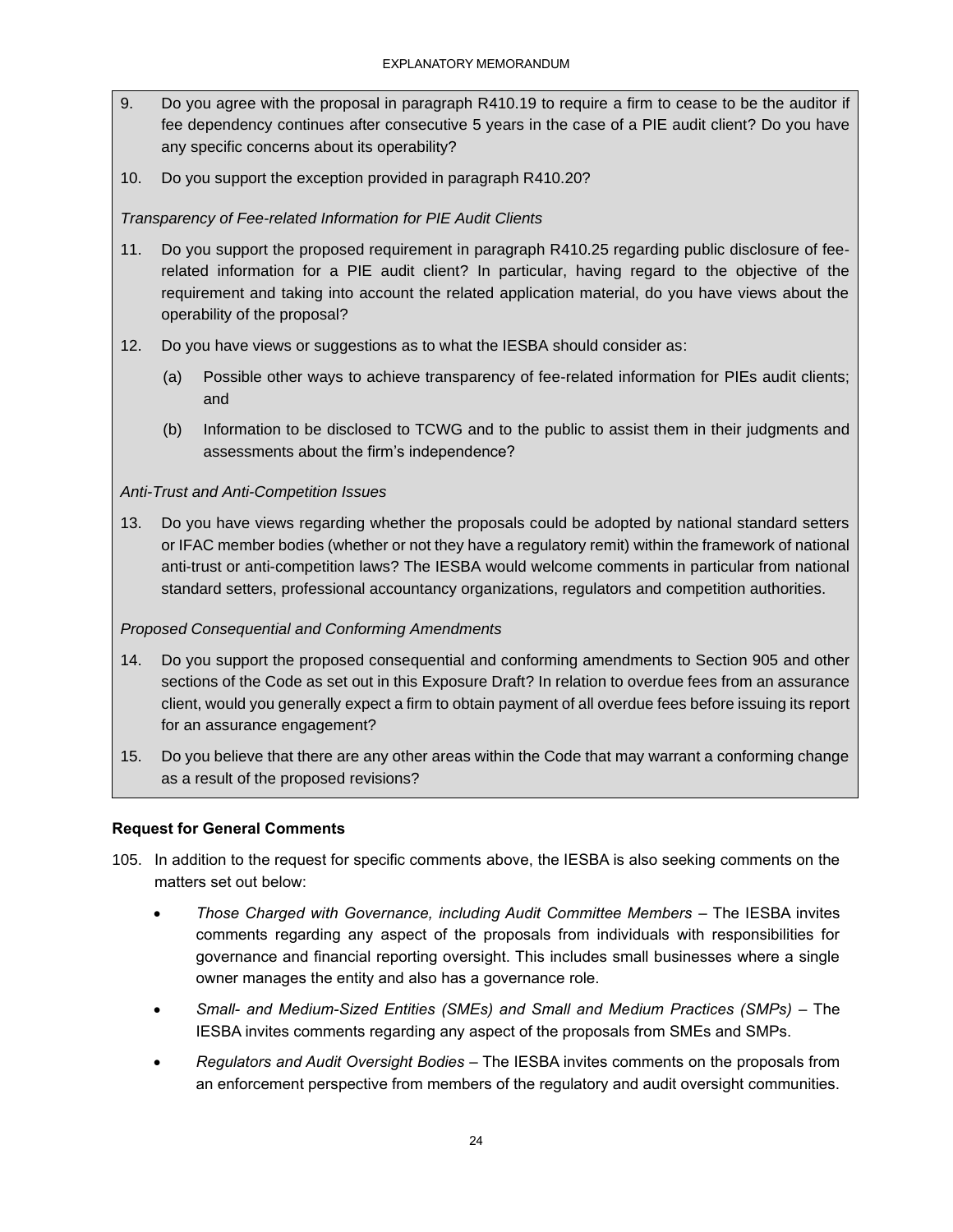9. Do you agree with the proposal in paragraph R410.19 to require a firm to cease to be the auditor if fee dependency continues after consecutive 5 years in the case of a PIE audit client? Do you have any specific concerns about its operability?

10. Do you support the exception provided in paragraph R410.20?

*Transparency of Fee-related Information for PIE Audit Clients*

11. Do you support the proposed requirement in paragraph R410.25 regarding public disclosure of fee-related information for a PIE audit client? In particular, having regard to the objective of the requirement and taking into account the related application material, do you have views about the operability of the proposal?

12. Do you have views or suggestions as to what the IESBA should consider as:

    (a) Possible other ways to achieve transparency of fee-related information for PIEs audit clients; and

    (b) Information to be disclosed to TCWG and to the public to assist them in their judgments and assessments about the firm's independence?

*Anti-Trust and Anti-Competition Issues*

13. Do you have views regarding whether the proposals could be adopted by national standard setters or IFAC member bodies (whether or not they have a regulatory remit) within the framework of national anti-trust or anti-competition laws? The IESBA would welcome comments in particular from national standard setters, professional accountancy organizations, regulators and competition authorities.

*Proposed Consequential and Conforming Amendments*

14. Do you support the proposed consequential and conforming amendments to Section 905 and other sections of the Code as set out in this Exposure Draft? In relation to overdue fees from an assurance client, would you generally expect a firm to obtain payment of all overdue fees before issuing its report for an assurance engagement?

15. Do you believe that there are any other areas within the Code that may warrant a conforming change as a result of the proposed revisions?

**Request for General Comments**

105. In addition to the request for specific comments above, the IESBA is also seeking comments on the matters set out below:

    - *Those Charged with Governance, including Audit Committee Members* – The IESBA invites comments regarding any aspect of the proposals from individuals with responsibilities for governance and financial reporting oversight. This includes small businesses where a single owner manages the entity and also has a governance role.
    - *Small- and Medium-Sized Entities (SMEs) and Small and Medium Practices (SMPs)* – The IESBA invites comments regarding any aspect of the proposals from SMEs and SMPs.
    - *Regulators and Audit Oversight Bodies* – The IESBA invites comments on the proposals from an enforcement perspective from members of the regulatory and audit oversight communities.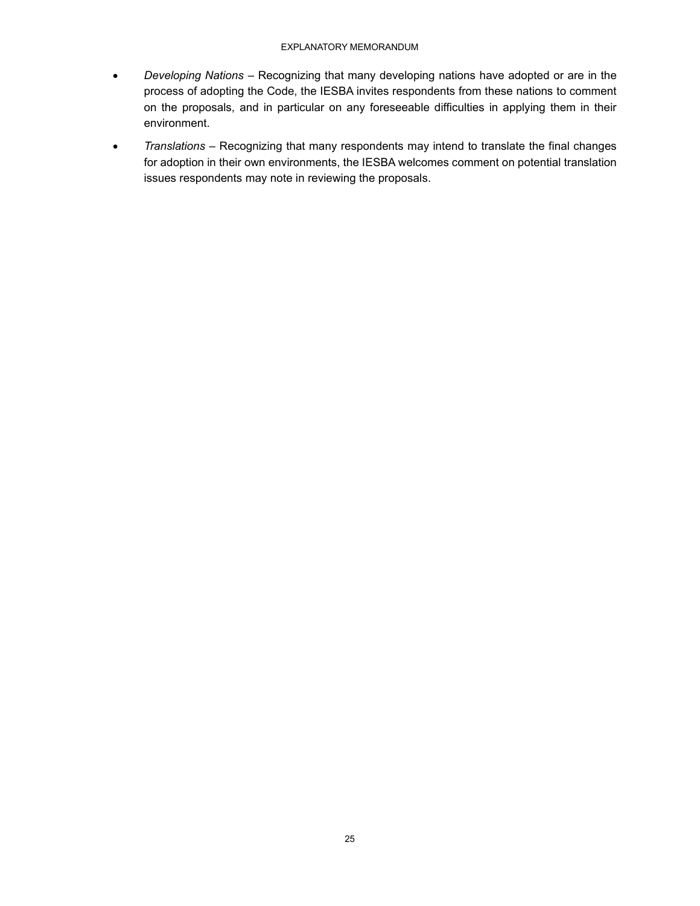- *Developing Nations* – Recognizing that many developing nations have adopted or are in the process of adopting the Code, the IESBA invites respondents from these nations to comment on the proposals, and in particular on any foreseeable difficulties in applying them in their environment.
- *Translations* – Recognizing that many respondents may intend to translate the final changes for adoption in their own environments, the IESBA welcomes comment on potential translation issues respondents may note in reviewing the proposals.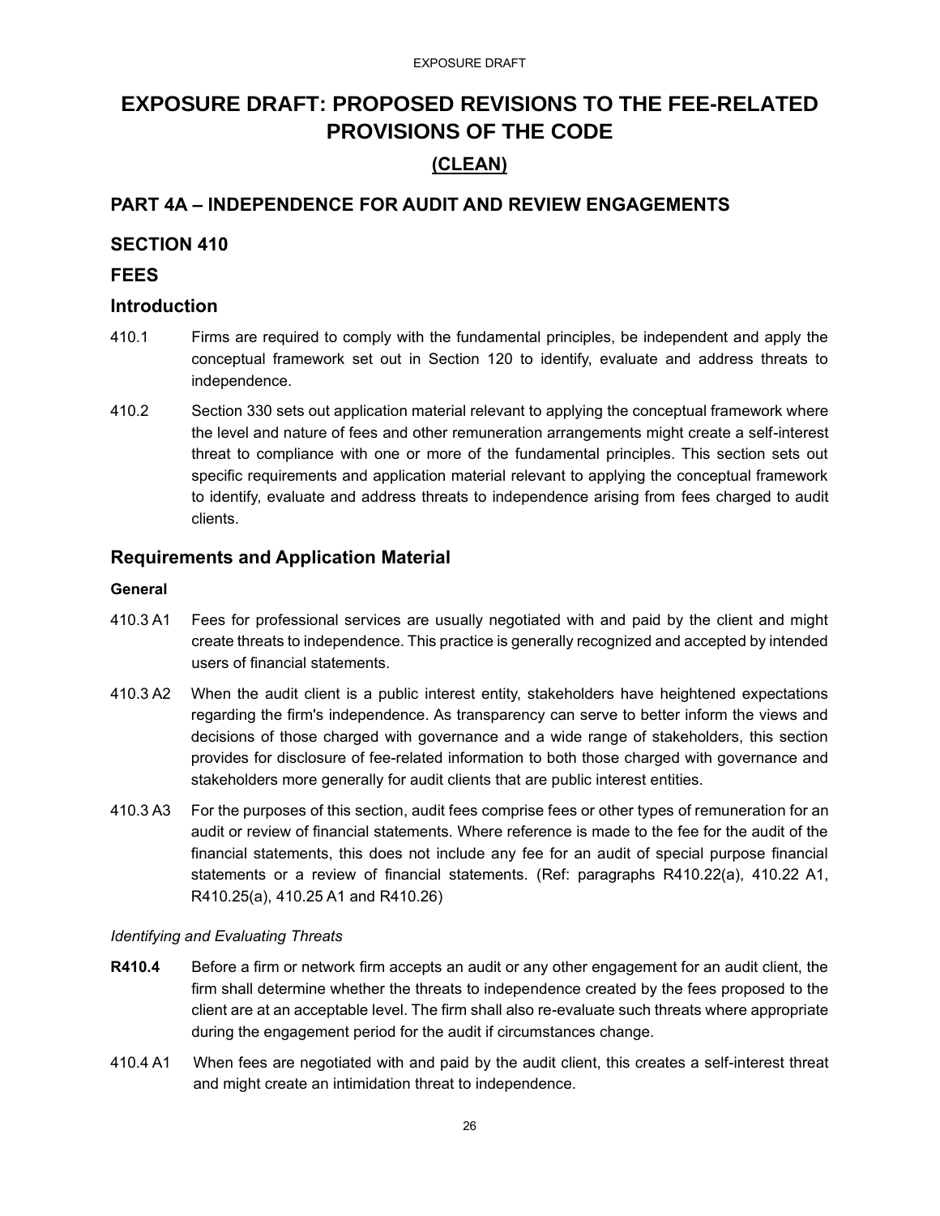# EXPOSURE DRAFT: PROPOSED REVISIONS TO THE FEE-RELATED PROVISIONS OF THE CODE

## (CLEAN)

## PART 4A – INDEPENDENCE FOR AUDIT AND REVIEW ENGAGEMENTS

## SECTION 410

## FEES

### Introduction

410.1 Firms are required to comply with the fundamental principles, be independent and apply the conceptual framework set out in Section 120 to identify, evaluate and address threats to independence.

410.2 Section 330 sets out application material relevant to applying the conceptual framework where the level and nature of fees and other remuneration arrangements might create a self-interest threat to compliance with one or more of the fundamental principles. This section sets out specific requirements and application material relevant to applying the conceptual framework to identify, evaluate and address threats to independence arising from fees charged to audit clients.

### Requirements and Application Material

**General**

410.3 A1 Fees for professional services are usually negotiated with and paid by the client and might create threats to independence. This practice is generally recognized and accepted by intended users of financial statements.

410.3 A2 When the audit client is a public interest entity, stakeholders have heightened expectations regarding the firm's independence. As transparency can serve to better inform the views and decisions of those charged with governance and a wide range of stakeholders, this section provides for disclosure of fee-related information to both those charged with governance and stakeholders more generally for audit clients that are public interest entities.

410.3 A3 For the purposes of this section, audit fees comprise fees or other types of remuneration for an audit or review of financial statements. Where reference is made to the fee for the audit of the financial statements, this does not include any fee for an audit of special purpose financial statements or a review of financial statements. (Ref: paragraphs R410.22(a), 410.22 A1, R410.25(a), 410.25 A1 and R410.26)

*Identifying and Evaluating Threats*

**R410.4** Before a firm or network firm accepts an audit or any other engagement for an audit client, the firm shall determine whether the threats to independence created by the fees proposed to the client are at an acceptable level. The firm shall also re-evaluate such threats where appropriate during the engagement period for the audit if circumstances change.

410.4 A1 When fees are negotiated with and paid by the audit client, this creates a self-interest threat and might create an intimidation threat to independence.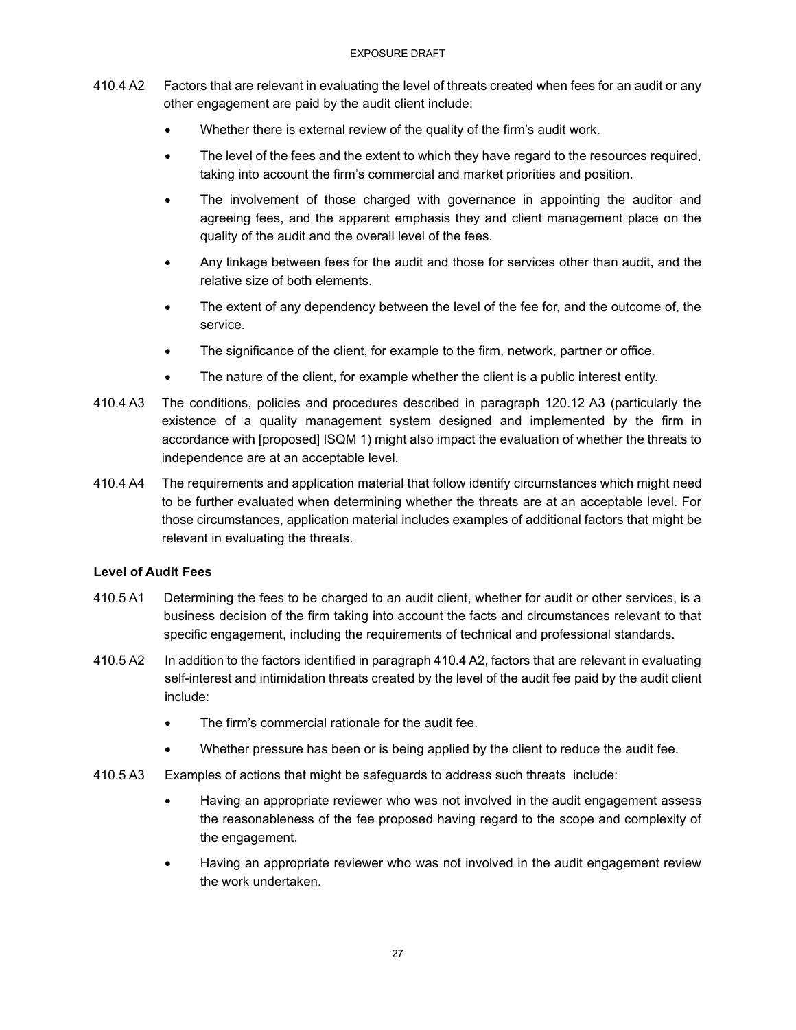410.4 A2 Factors that are relevant in evaluating the level of threats created when fees for an audit or any other engagement are paid by the audit client include:

- Whether there is external review of the quality of the firm's audit work.
- The level of the fees and the extent to which they have regard to the resources required, taking into account the firm's commercial and market priorities and position.
- The involvement of those charged with governance in appointing the auditor and agreeing fees, and the apparent emphasis they and client management place on the quality of the audit and the overall level of the fees.
- Any linkage between fees for the audit and those for services other than audit, and the relative size of both elements.
- The extent of any dependency between the level of the fee for, and the outcome of, the service.
- The significance of the client, for example to the firm, network, partner or office.
- The nature of the client, for example whether the client is a public interest entity.

410.4 A3 The conditions, policies and procedures described in paragraph 120.12 A3 (particularly the existence of a quality management system designed and implemented by the firm in accordance with [proposed] ISQM 1) might also impact the evaluation of whether the threats to independence are at an acceptable level.

410.4 A4 The requirements and application material that follow identify circumstances which might need to be further evaluated when determining whether the threats are at an acceptable level. For those circumstances, application material includes examples of additional factors that might be relevant in evaluating the threats.

**Level of Audit Fees**

410.5 A1 Determining the fees to be charged to an audit client, whether for audit or other services, is a business decision of the firm taking into account the facts and circumstances relevant to that specific engagement, including the requirements of technical and professional standards.

410.5 A2 In addition to the factors identified in paragraph 410.4 A2, factors that are relevant in evaluating self-interest and intimidation threats created by the level of the audit fee paid by the audit client include:

- The firm's commercial rationale for the audit fee.
- Whether pressure has been or is being applied by the client to reduce the audit fee.

410.5 A3 Examples of actions that might be safeguards to address such threats include:

- Having an appropriate reviewer who was not involved in the audit engagement assess the reasonableness of the fee proposed having regard to the scope and complexity of the engagement.
- Having an appropriate reviewer who was not involved in the audit engagement review the work undertaken.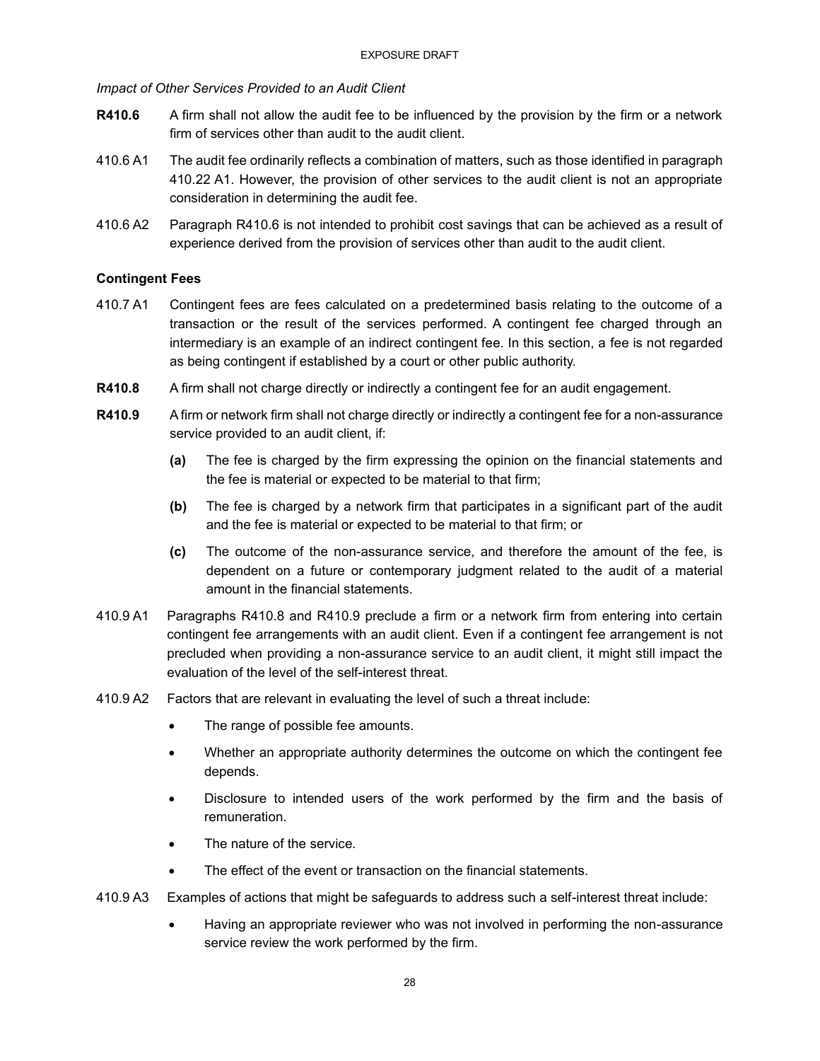*Impact of Other Services Provided to an Audit Client*

**R410.6** A firm shall not allow the audit fee to be influenced by the provision by the firm or a network firm of services other than audit to the audit client.

410.6 A1 The audit fee ordinarily reflects a combination of matters, such as those identified in paragraph 410.22 A1. However, the provision of other services to the audit client is not an appropriate consideration in determining the audit fee.

410.6 A2 Paragraph R410.6 is not intended to prohibit cost savings that can be achieved as a result of experience derived from the provision of services other than audit to the audit client.

**Contingent Fees**

410.7 A1 Contingent fees are fees calculated on a predetermined basis relating to the outcome of a transaction or the result of the services performed. A contingent fee charged through an intermediary is an example of an indirect contingent fee. In this section, a fee is not regarded as being contingent if established by a court or other public authority.

**R410.8** A firm shall not charge directly or indirectly a contingent fee for an audit engagement.

**R410.9** A firm or network firm shall not charge directly or indirectly a contingent fee for a non-assurance service provided to an audit client, if:

- **(a)** The fee is charged by the firm expressing the opinion on the financial statements and the fee is material or expected to be material to that firm;
- **(b)** The fee is charged by a network firm that participates in a significant part of the audit and the fee is material or expected to be material to that firm; or
- **(c)** The outcome of the non-assurance service, and therefore the amount of the fee, is dependent on a future or contemporary judgment related to the audit of a material amount in the financial statements.

410.9 A1 Paragraphs R410.8 and R410.9 preclude a firm or a network firm from entering into certain contingent fee arrangements with an audit client. Even if a contingent fee arrangement is not precluded when providing a non-assurance service to an audit client, it might still impact the evaluation of the level of the self-interest threat.

410.9 A2 Factors that are relevant in evaluating the level of such a threat include:

- The range of possible fee amounts.
- Whether an appropriate authority determines the outcome on which the contingent fee depends.
- Disclosure to intended users of the work performed by the firm and the basis of remuneration.
- The nature of the service.
- The effect of the event or transaction on the financial statements.

410.9 A3 Examples of actions that might be safeguards to address such a self-interest threat include:

- Having an appropriate reviewer who was not involved in performing the non-assurance service review the work performed by the firm.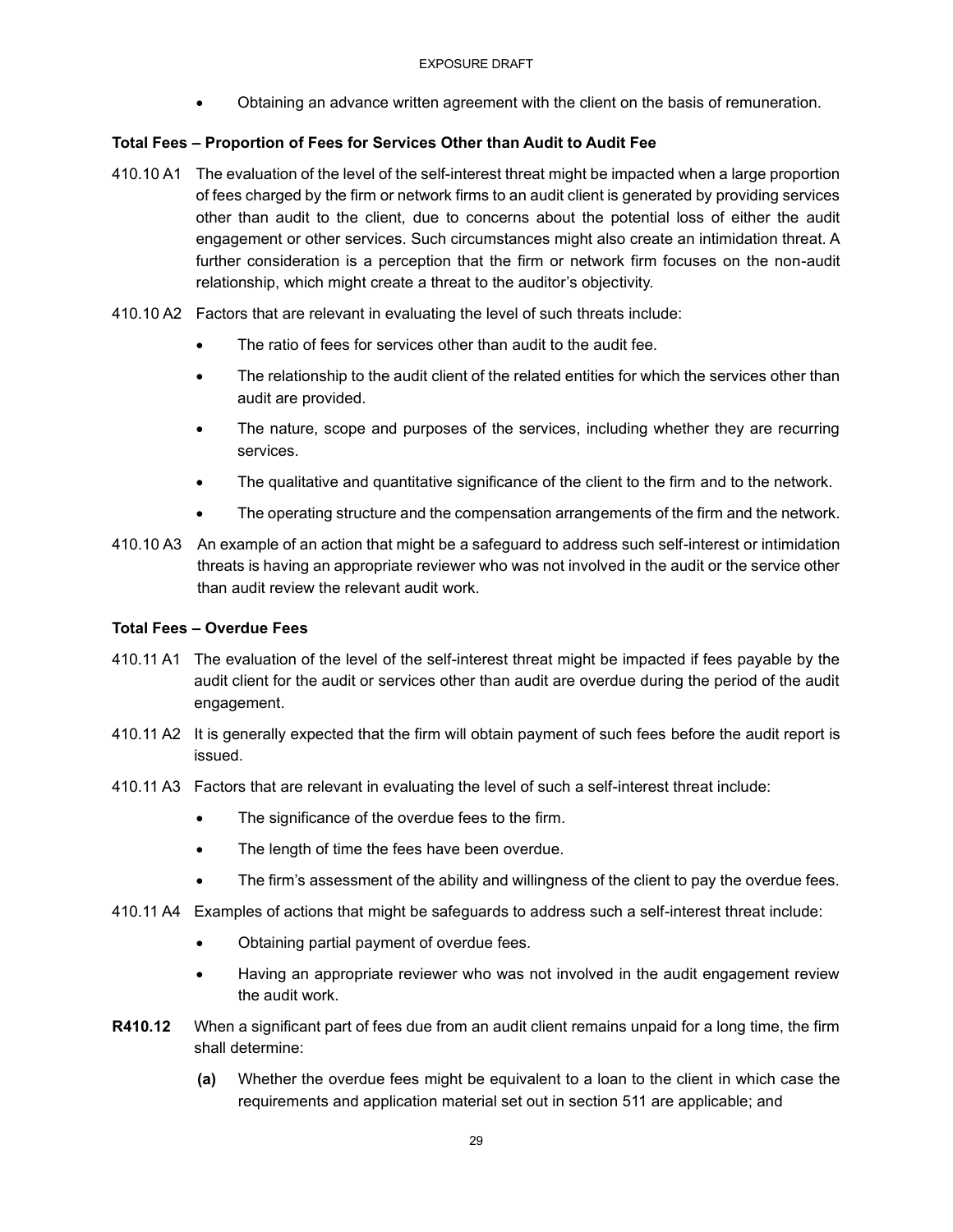- Obtaining an advance written agreement with the client on the basis of remuneration.

**Total Fees – Proportion of Fees for Services Other than Audit to Audit Fee**

410.10 A1 The evaluation of the level of the self-interest threat might be impacted when a large proportion of fees charged by the firm or network firms to an audit client is generated by providing services other than audit to the client, due to concerns about the potential loss of either the audit engagement or other services. Such circumstances might also create an intimidation threat. A further consideration is a perception that the firm or network firm focuses on the non-audit relationship, which might create a threat to the auditor's objectivity.

410.10 A2 Factors that are relevant in evaluating the level of such threats include:

- The ratio of fees for services other than audit to the audit fee.
- The relationship to the audit client of the related entities for which the services other than audit are provided.
- The nature, scope and purposes of the services, including whether they are recurring services.
- The qualitative and quantitative significance of the client to the firm and to the network.
- The operating structure and the compensation arrangements of the firm and the network.

410.10 A3 An example of an action that might be a safeguard to address such self-interest or intimidation threats is having an appropriate reviewer who was not involved in the audit or the service other than audit review the relevant audit work.

**Total Fees – Overdue Fees**

410.11 A1 The evaluation of the level of the self-interest threat might be impacted if fees payable by the audit client for the audit or services other than audit are overdue during the period of the audit engagement.

410.11 A2 It is generally expected that the firm will obtain payment of such fees before the audit report is issued.

410.11 A3 Factors that are relevant in evaluating the level of such a self-interest threat include:

- The significance of the overdue fees to the firm.
- The length of time the fees have been overdue.
- The firm's assessment of the ability and willingness of the client to pay the overdue fees.

410.11 A4 Examples of actions that might be safeguards to address such a self-interest threat include:

- Obtaining partial payment of overdue fees.
- Having an appropriate reviewer who was not involved in the audit engagement review the audit work.

**R410.12** When a significant part of fees due from an audit client remains unpaid for a long time, the firm shall determine:

**(a)** Whether the overdue fees might be equivalent to a loan to the client in which case the requirements and application material set out in section 511 are applicable; and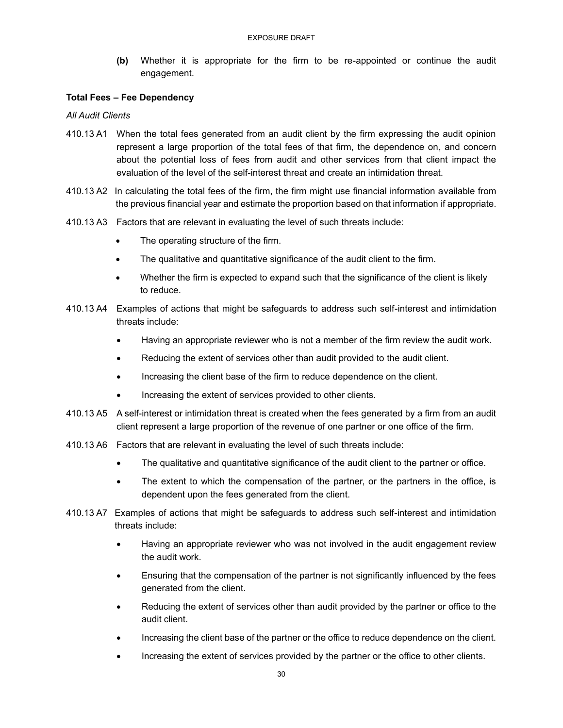**(b)** Whether it is appropriate for the firm to be re-appointed or continue the audit engagement.

**Total Fees – Fee Dependency**

*All Audit Clients*

410.13 A1 When the total fees generated from an audit client by the firm expressing the audit opinion represent a large proportion of the total fees of that firm, the dependence on, and concern about the potential loss of fees from audit and other services from that client impact the evaluation of the level of the self-interest threat and create an intimidation threat.

410.13 A2 In calculating the total fees of the firm, the firm might use financial information available from the previous financial year and estimate the proportion based on that information if appropriate.

410.13 A3 Factors that are relevant in evaluating the level of such threats include:

- The operating structure of the firm.
- The qualitative and quantitative significance of the audit client to the firm.
- Whether the firm is expected to expand such that the significance of the client is likely to reduce.

410.13 A4 Examples of actions that might be safeguards to address such self-interest and intimidation threats include:

- Having an appropriate reviewer who is not a member of the firm review the audit work.
- Reducing the extent of services other than audit provided to the audit client.
- Increasing the client base of the firm to reduce dependence on the client.
- Increasing the extent of services provided to other clients.

410.13 A5 A self-interest or intimidation threat is created when the fees generated by a firm from an audit client represent a large proportion of the revenue of one partner or one office of the firm.

410.13 A6 Factors that are relevant in evaluating the level of such threats include:

- The qualitative and quantitative significance of the audit client to the partner or office.
- The extent to which the compensation of the partner, or the partners in the office, is dependent upon the fees generated from the client.

410.13 A7 Examples of actions that might be safeguards to address such self-interest and intimidation threats include:

- Having an appropriate reviewer who was not involved in the audit engagement review the audit work.
- Ensuring that the compensation of the partner is not significantly influenced by the fees generated from the client.
- Reducing the extent of services other than audit provided by the partner or office to the audit client.
- Increasing the client base of the partner or the office to reduce dependence on the client.
- Increasing the extent of services provided by the partner or the office to other clients.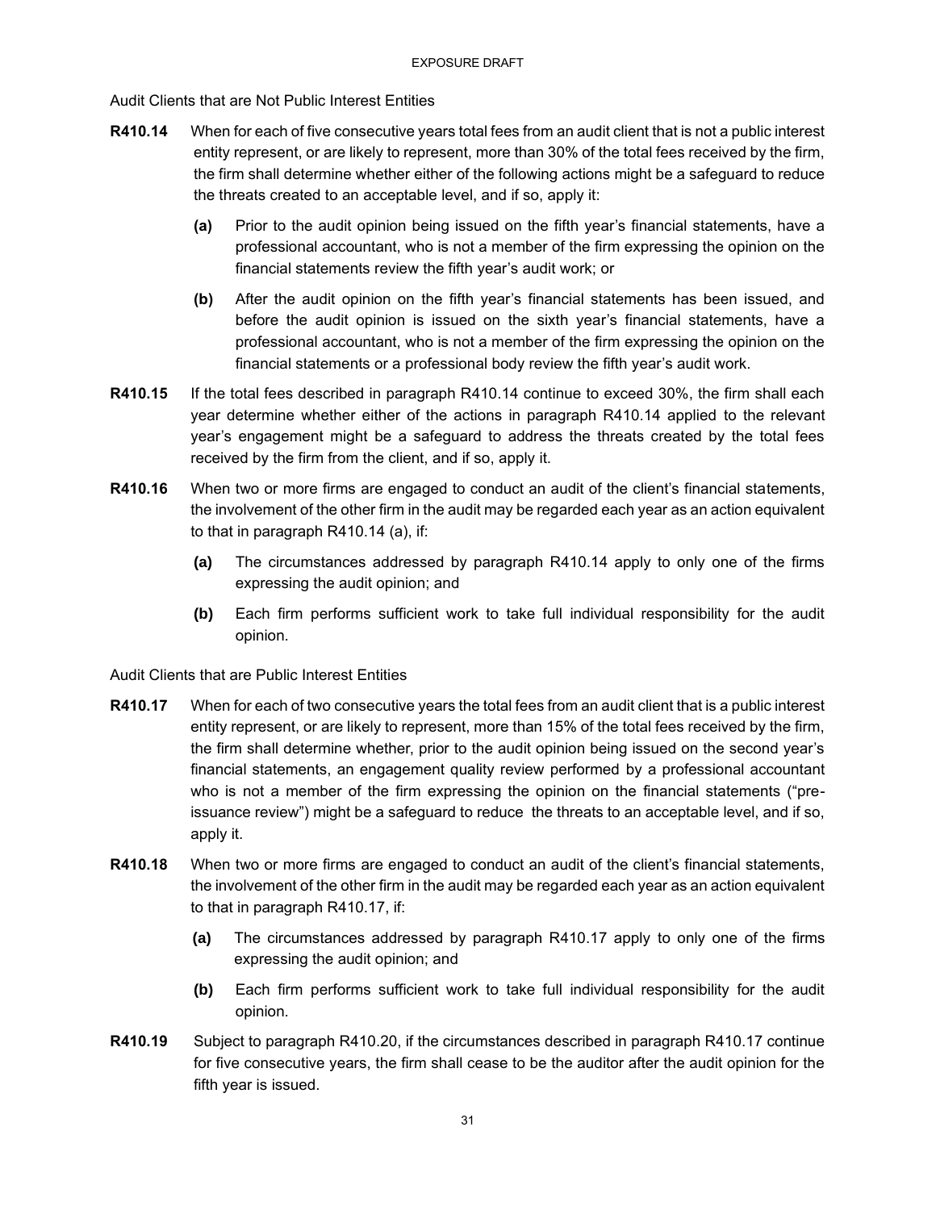Audit Clients that are Not Public Interest Entities

**R410.14** When for each of five consecutive years total fees from an audit client that is not a public interest entity represent, or are likely to represent, more than 30% of the total fees received by the firm, the firm shall determine whether either of the following actions might be a safeguard to reduce the threats created to an acceptable level, and if so, apply it:

- **(a)** Prior to the audit opinion being issued on the fifth year's financial statements, have a professional accountant, who is not a member of the firm expressing the opinion on the financial statements review the fifth year's audit work; or
- **(b)** After the audit opinion on the fifth year's financial statements has been issued, and before the audit opinion is issued on the sixth year's financial statements, have a professional accountant, who is not a member of the firm expressing the opinion on the financial statements or a professional body review the fifth year's audit work.

**R410.15** If the total fees described in paragraph R410.14 continue to exceed 30%, the firm shall each year determine whether either of the actions in paragraph R410.14 applied to the relevant year's engagement might be a safeguard to address the threats created by the total fees received by the firm from the client, and if so, apply it.

**R410.16** When two or more firms are engaged to conduct an audit of the client's financial statements, the involvement of the other firm in the audit may be regarded each year as an action equivalent to that in paragraph R410.14 (a), if:

- **(a)** The circumstances addressed by paragraph R410.14 apply to only one of the firms expressing the audit opinion; and
- **(b)** Each firm performs sufficient work to take full individual responsibility for the audit opinion.

Audit Clients that are Public Interest Entities

**R410.17** When for each of two consecutive years the total fees from an audit client that is a public interest entity represent, or are likely to represent, more than 15% of the total fees received by the firm, the firm shall determine whether, prior to the audit opinion being issued on the second year's financial statements, an engagement quality review performed by a professional accountant who is not a member of the firm expressing the opinion on the financial statements ("pre-issuance review") might be a safeguard to reduce the threats to an acceptable level, and if so, apply it.

**R410.18** When two or more firms are engaged to conduct an audit of the client's financial statements, the involvement of the other firm in the audit may be regarded each year as an action equivalent to that in paragraph R410.17, if:

- **(a)** The circumstances addressed by paragraph R410.17 apply to only one of the firms expressing the audit opinion; and
- **(b)** Each firm performs sufficient work to take full individual responsibility for the audit opinion.

**R410.19** Subject to paragraph R410.20, if the circumstances described in paragraph R410.17 continue for five consecutive years, the firm shall cease to be the auditor after the audit opinion for the fifth year is issued.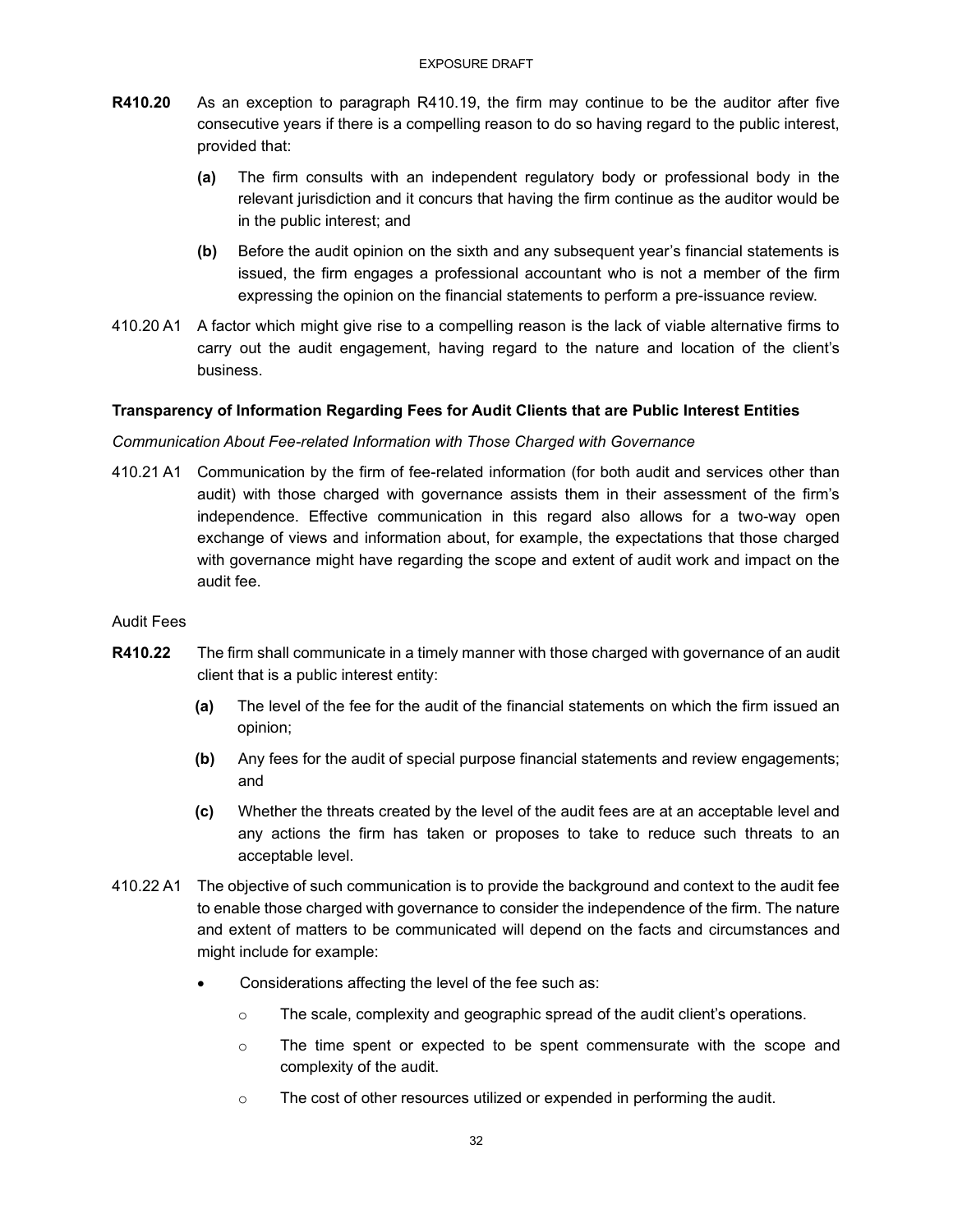**R410.20** As an exception to paragraph R410.19, the firm may continue to be the auditor after five consecutive years if there is a compelling reason to do so having regard to the public interest, provided that:

- **(a)** The firm consults with an independent regulatory body or professional body in the relevant jurisdiction and it concurs that having the firm continue as the auditor would be in the public interest; and
- **(b)** Before the audit opinion on the sixth and any subsequent year's financial statements is issued, the firm engages a professional accountant who is not a member of the firm expressing the opinion on the financial statements to perform a pre-issuance review.

410.20 A1 A factor which might give rise to a compelling reason is the lack of viable alternative firms to carry out the audit engagement, having regard to the nature and location of the client's business.

### Transparency of Information Regarding Fees for Audit Clients that are Public Interest Entities

*Communication About Fee-related Information with Those Charged with Governance*

410.21 A1 Communication by the firm of fee-related information (for both audit and services other than audit) with those charged with governance assists them in their assessment of the firm's independence. Effective communication in this regard also allows for a two-way open exchange of views and information about, for example, the expectations that those charged with governance might have regarding the scope and extent of audit work and impact on the audit fee.

Audit Fees

**R410.22** The firm shall communicate in a timely manner with those charged with governance of an audit client that is a public interest entity:

- **(a)** The level of the fee for the audit of the financial statements on which the firm issued an opinion;
- **(b)** Any fees for the audit of special purpose financial statements and review engagements; and
- **(c)** Whether the threats created by the level of the audit fees are at an acceptable level and any actions the firm has taken or proposes to take to reduce such threats to an acceptable level.

410.22 A1 The objective of such communication is to provide the background and context to the audit fee to enable those charged with governance to consider the independence of the firm. The nature and extent of matters to be communicated will depend on the facts and circumstances and might include for example:

- Considerations affecting the level of the fee such as:
  - The scale, complexity and geographic spread of the audit client's operations.
  - The time spent or expected to be spent commensurate with the scope and complexity of the audit.
  - The cost of other resources utilized or expended in performing the audit.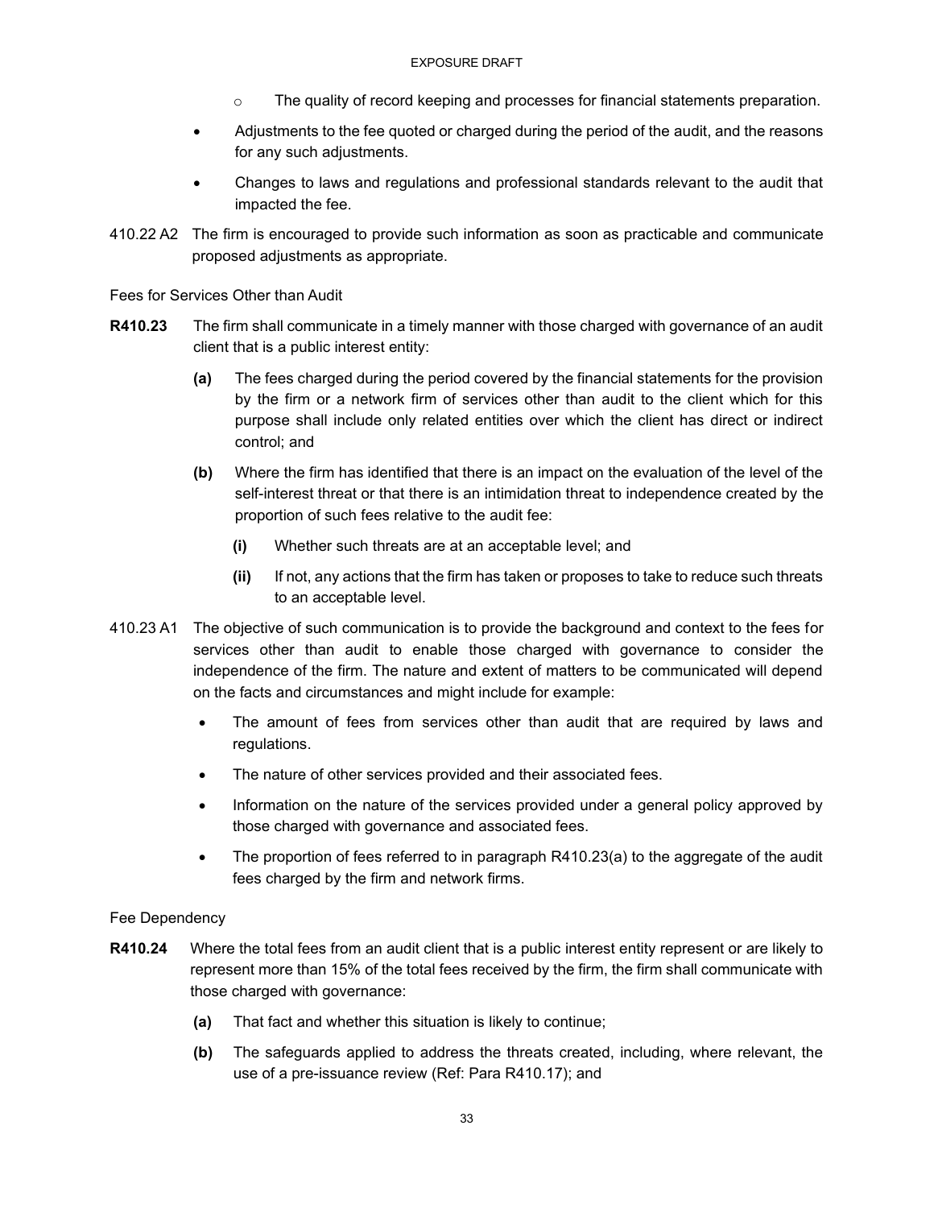- The quality of record keeping and processes for financial statements preparation.
- Adjustments to the fee quoted or charged during the period of the audit, and the reasons for any such adjustments.
- Changes to laws and regulations and professional standards relevant to the audit that impacted the fee.

410.22 A2 The firm is encouraged to provide such information as soon as practicable and communicate proposed adjustments as appropriate.

Fees for Services Other than Audit

**R410.23** The firm shall communicate in a timely manner with those charged with governance of an audit client that is a public interest entity:

**(a)** The fees charged during the period covered by the financial statements for the provision by the firm or a network firm of services other than audit to the client which for this purpose shall include only related entities over which the client has direct or indirect control; and

**(b)** Where the firm has identified that there is an impact on the evaluation of the level of the self-interest threat or that there is an intimidation threat to independence created by the proportion of such fees relative to the audit fee:

**(i)** Whether such threats are at an acceptable level; and

**(ii)** If not, any actions that the firm has taken or proposes to take to reduce such threats to an acceptable level.

410.23 A1 The objective of such communication is to provide the background and context to the fees for services other than audit to enable those charged with governance to consider the independence of the firm. The nature and extent of matters to be communicated will depend on the facts and circumstances and might include for example:

- The amount of fees from services other than audit that are required by laws and regulations.
- The nature of other services provided and their associated fees.
- Information on the nature of the services provided under a general policy approved by those charged with governance and associated fees.
- The proportion of fees referred to in paragraph R410.23(a) to the aggregate of the audit fees charged by the firm and network firms.

Fee Dependency

**R410.24** Where the total fees from an audit client that is a public interest entity represent or are likely to represent more than 15% of the total fees received by the firm, the firm shall communicate with those charged with governance:

**(a)** That fact and whether this situation is likely to continue;

**(b)** The safeguards applied to address the threats created, including, where relevant, the use of a pre-issuance review (Ref: Para R410.17); and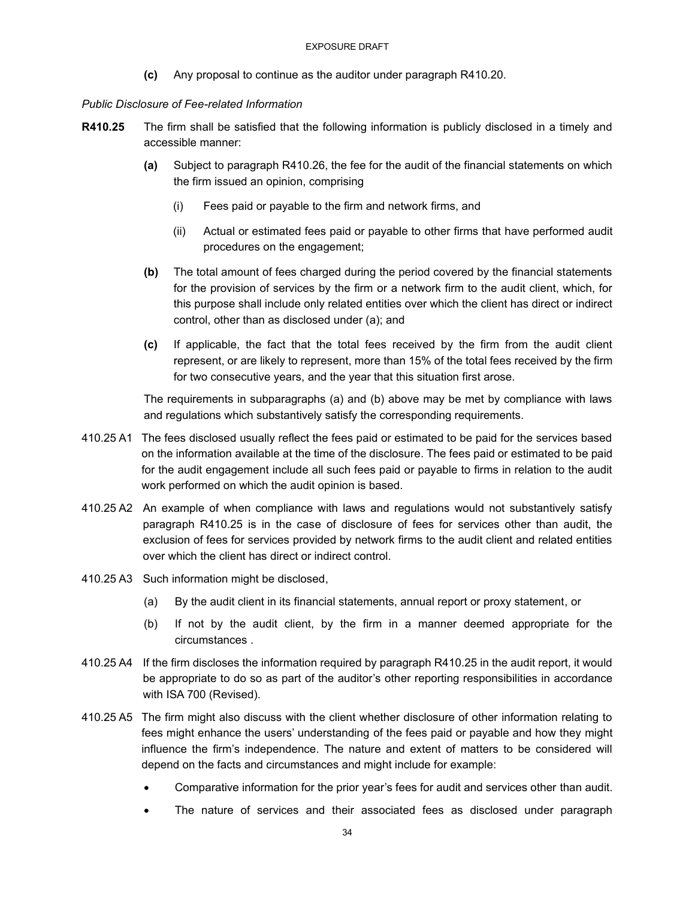**(c)** Any proposal to continue as the auditor under paragraph R410.20.

*Public Disclosure of Fee-related Information*

**R410.25** The firm shall be satisfied that the following information is publicly disclosed in a timely and accessible manner:

**(a)** Subject to paragraph R410.26, the fee for the audit of the financial statements on which the firm issued an opinion, comprising

(i) Fees paid or payable to the firm and network firms, and

(ii) Actual or estimated fees paid or payable to other firms that have performed audit procedures on the engagement;

**(b)** The total amount of fees charged during the period covered by the financial statements for the provision of services by the firm or a network firm to the audit client, which, for this purpose shall include only related entities over which the client has direct or indirect control, other than as disclosed under (a); and

**(c)** If applicable, the fact that the total fees received by the firm from the audit client represent, or are likely to represent, more than 15% of the total fees received by the firm for two consecutive years, and the year that this situation first arose.

The requirements in subparagraphs (a) and (b) above may be met by compliance with laws and regulations which substantively satisfy the corresponding requirements.

410.25 A1 The fees disclosed usually reflect the fees paid or estimated to be paid for the services based on the information available at the time of the disclosure. The fees paid or estimated to be paid for the audit engagement include all such fees paid or payable to firms in relation to the audit work performed on which the audit opinion is based.

410.25 A2 An example of when compliance with laws and regulations would not substantively satisfy paragraph R410.25 is in the case of disclosure of fees for services other than audit, the exclusion of fees for services provided by network firms to the audit client and related entities over which the client has direct or indirect control.

410.25 A3 Such information might be disclosed,

(a) By the audit client in its financial statements, annual report or proxy statement, or

(b) If not by the audit client, by the firm in a manner deemed appropriate for the circumstances .

410.25 A4 If the firm discloses the information required by paragraph R410.25 in the audit report, it would be appropriate to do so as part of the auditor's other reporting responsibilities in accordance with ISA 700 (Revised).

410.25 A5 The firm might also discuss with the client whether disclosure of other information relating to fees might enhance the users' understanding of the fees paid or payable and how they might influence the firm's independence. The nature and extent of matters to be considered will depend on the facts and circumstances and might include for example:

- Comparative information for the prior year's fees for audit and services other than audit.
- The nature of services and their associated fees as disclosed under paragraph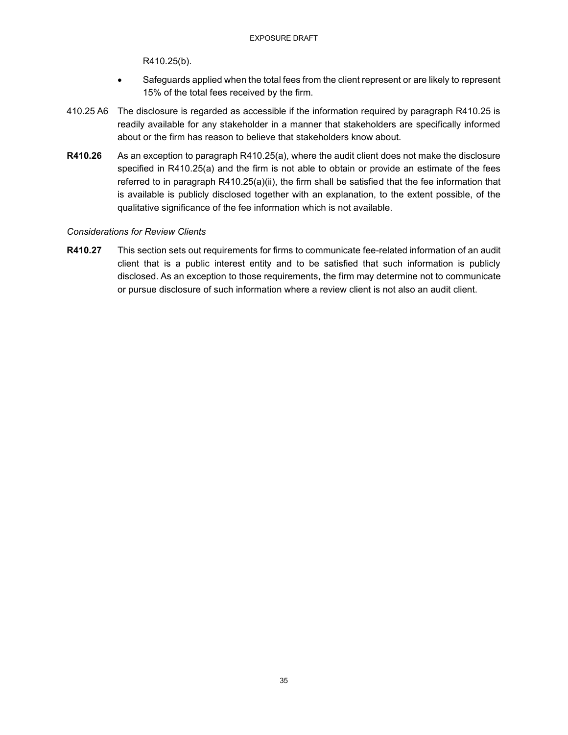R410.25(b).

- Safeguards applied when the total fees from the client represent or are likely to represent 15% of the total fees received by the firm.

410.25 A6 The disclosure is regarded as accessible if the information required by paragraph R410.25 is readily available for any stakeholder in a manner that stakeholders are specifically informed about or the firm has reason to believe that stakeholders know about.

**R410.26** As an exception to paragraph R410.25(a), where the audit client does not make the disclosure specified in R410.25(a) and the firm is not able to obtain or provide an estimate of the fees referred to in paragraph R410.25(a)(ii), the firm shall be satisfied that the fee information that is available is publicly disclosed together with an explanation, to the extent possible, of the qualitative significance of the fee information which is not available.

*Considerations for Review Clients*

**R410.27** This section sets out requirements for firms to communicate fee-related information of an audit client that is a public interest entity and to be satisfied that such information is publicly disclosed. As an exception to those requirements, the firm may determine not to communicate or pursue disclosure of such information where a review client is not also an audit client.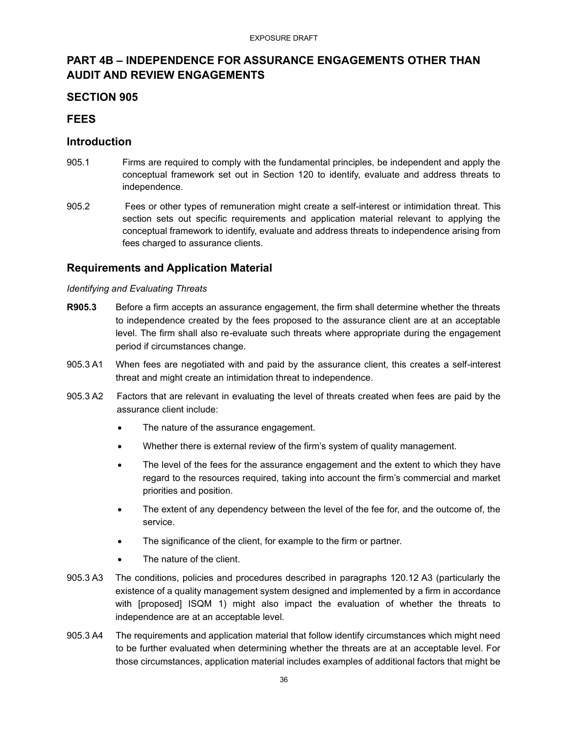# PART 4B – INDEPENDENCE FOR ASSURANCE ENGAGEMENTS OTHER THAN AUDIT AND REVIEW ENGAGEMENTS

## SECTION 905

## FEES

### Introduction

905.1 Firms are required to comply with the fundamental principles, be independent and apply the conceptual framework set out in Section 120 to identify, evaluate and address threats to independence.

905.2 Fees or other types of remuneration might create a self-interest or intimidation threat. This section sets out specific requirements and application material relevant to applying the conceptual framework to identify, evaluate and address threats to independence arising from fees charged to assurance clients.

### Requirements and Application Material

*Identifying and Evaluating Threats*

**R905.3** Before a firm accepts an assurance engagement, the firm shall determine whether the threats to independence created by the fees proposed to the assurance client are at an acceptable level. The firm shall also re-evaluate such threats where appropriate during the engagement period if circumstances change.

905.3 A1 When fees are negotiated with and paid by the assurance client, this creates a self-interest threat and might create an intimidation threat to independence.

905.3 A2 Factors that are relevant in evaluating the level of threats created when fees are paid by the assurance client include:

- The nature of the assurance engagement.
- Whether there is external review of the firm's system of quality management.
- The level of the fees for the assurance engagement and the extent to which they have regard to the resources required, taking into account the firm's commercial and market priorities and position.
- The extent of any dependency between the level of the fee for, and the outcome of, the service.
- The significance of the client, for example to the firm or partner.
- The nature of the client.

905.3 A3 The conditions, policies and procedures described in paragraphs 120.12 A3 (particularly the existence of a quality management system designed and implemented by a firm in accordance with [proposed] ISQM 1) might also impact the evaluation of whether the threats to independence are at an acceptable level.

905.3 A4 The requirements and application material that follow identify circumstances which might need to be further evaluated when determining whether the threats are at an acceptable level. For those circumstances, application material includes examples of additional factors that might be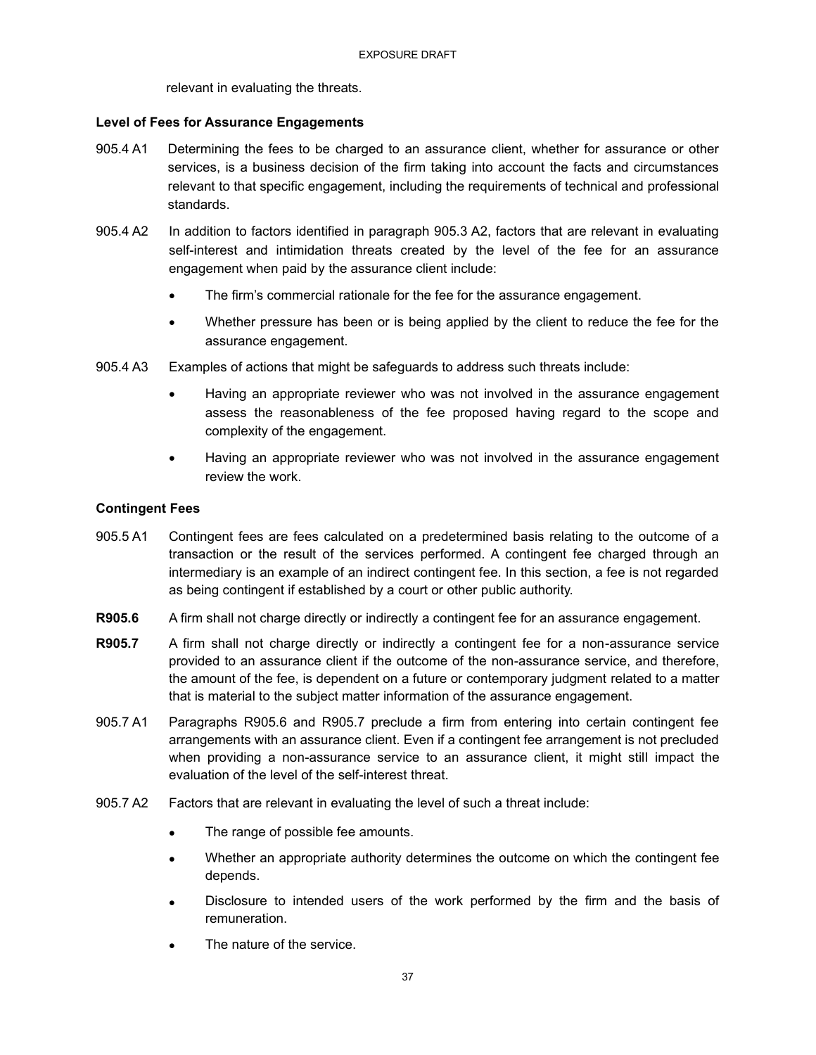relevant in evaluating the threats.

**Level of Fees for Assurance Engagements**

905.4 A1 Determining the fees to be charged to an assurance client, whether for assurance or other services, is a business decision of the firm taking into account the facts and circumstances relevant to that specific engagement, including the requirements of technical and professional standards.

905.4 A2 In addition to factors identified in paragraph 905.3 A2, factors that are relevant in evaluating self-interest and intimidation threats created by the level of the fee for an assurance engagement when paid by the assurance client include:

- The firm's commercial rationale for the fee for the assurance engagement.
- Whether pressure has been or is being applied by the client to reduce the fee for the assurance engagement.

905.4 A3 Examples of actions that might be safeguards to address such threats include:

- Having an appropriate reviewer who was not involved in the assurance engagement assess the reasonableness of the fee proposed having regard to the scope and complexity of the engagement.
- Having an appropriate reviewer who was not involved in the assurance engagement review the work.

**Contingent Fees**

905.5 A1 Contingent fees are fees calculated on a predetermined basis relating to the outcome of a transaction or the result of the services performed. A contingent fee charged through an intermediary is an example of an indirect contingent fee. In this section, a fee is not regarded as being contingent if established by a court or other public authority.

**R905.6** A firm shall not charge directly or indirectly a contingent fee for an assurance engagement.

**R905.7** A firm shall not charge directly or indirectly a contingent fee for a non-assurance service provided to an assurance client if the outcome of the non-assurance service, and therefore, the amount of the fee, is dependent on a future or contemporary judgment related to a matter that is material to the subject matter information of the assurance engagement.

905.7 A1 Paragraphs R905.6 and R905.7 preclude a firm from entering into certain contingent fee arrangements with an assurance client. Even if a contingent fee arrangement is not precluded when providing a non-assurance service to an assurance client, it might still impact the evaluation of the level of the self-interest threat.

905.7 A2 Factors that are relevant in evaluating the level of such a threat include:

- The range of possible fee amounts.
- Whether an appropriate authority determines the outcome on which the contingent fee depends.
- Disclosure to intended users of the work performed by the firm and the basis of remuneration.
- The nature of the service.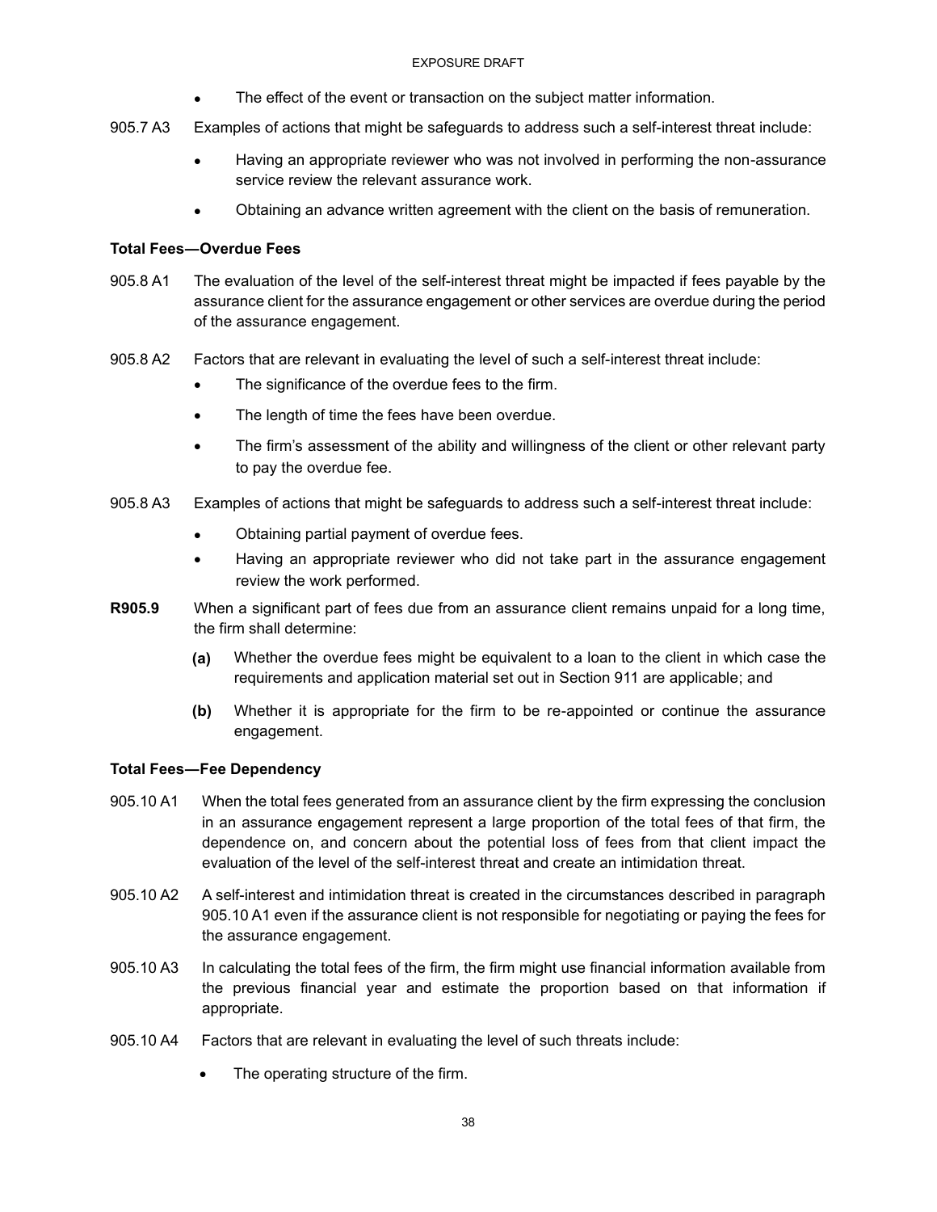- The effect of the event or transaction on the subject matter information.

905.7 A3 Examples of actions that might be safeguards to address such a self-interest threat include:

- Having an appropriate reviewer who was not involved in performing the non-assurance service review the relevant assurance work.
- Obtaining an advance written agreement with the client on the basis of remuneration.

**Total Fees—Overdue Fees**

905.8 A1 The evaluation of the level of the self-interest threat might be impacted if fees payable by the assurance client for the assurance engagement or other services are overdue during the period of the assurance engagement.

905.8 A2 Factors that are relevant in evaluating the level of such a self-interest threat include:

- The significance of the overdue fees to the firm.
- The length of time the fees have been overdue.
- The firm's assessment of the ability and willingness of the client or other relevant party to pay the overdue fee.

905.8 A3 Examples of actions that might be safeguards to address such a self-interest threat include:

- Obtaining partial payment of overdue fees.
- Having an appropriate reviewer who did not take part in the assurance engagement review the work performed.

**R905.9** When a significant part of fees due from an assurance client remains unpaid for a long time, the firm shall determine:

**(a)** Whether the overdue fees might be equivalent to a loan to the client in which case the requirements and application material set out in Section 911 are applicable; and

**(b)** Whether it is appropriate for the firm to be re-appointed or continue the assurance engagement.

**Total Fees—Fee Dependency**

905.10 A1 When the total fees generated from an assurance client by the firm expressing the conclusion in an assurance engagement represent a large proportion of the total fees of that firm, the dependence on, and concern about the potential loss of fees from that client impact the evaluation of the level of the self-interest threat and create an intimidation threat.

905.10 A2 A self-interest and intimidation threat is created in the circumstances described in paragraph 905.10 A1 even if the assurance client is not responsible for negotiating or paying the fees for the assurance engagement.

905.10 A3 In calculating the total fees of the firm, the firm might use financial information available from the previous financial year and estimate the proportion based on that information if appropriate.

905.10 A4 Factors that are relevant in evaluating the level of such threats include:

- The operating structure of the firm.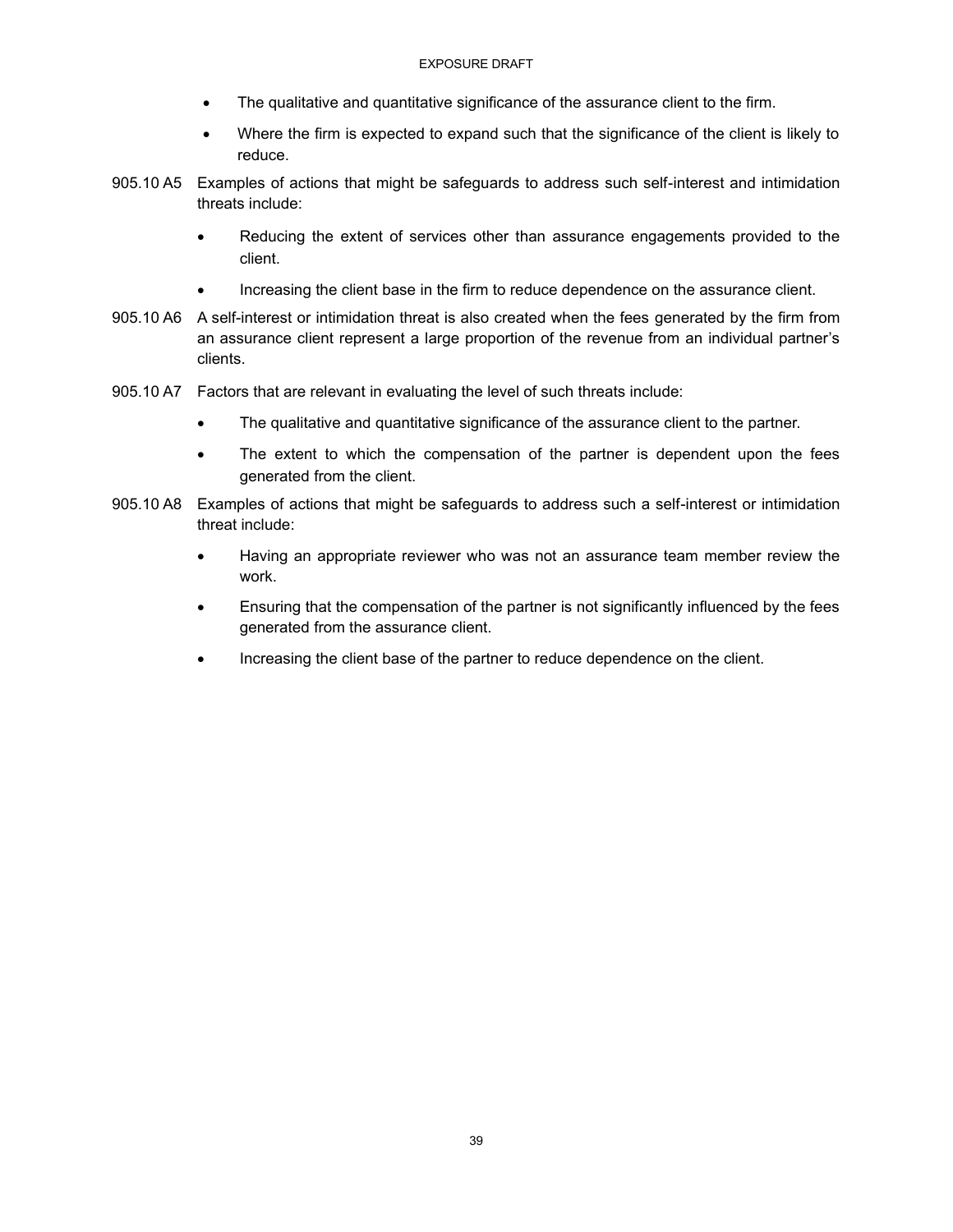- The qualitative and quantitative significance of the assurance client to the firm.
- Where the firm is expected to expand such that the significance of the client is likely to reduce.

905.10 A5 Examples of actions that might be safeguards to address such self-interest and intimidation threats include:

- Reducing the extent of services other than assurance engagements provided to the client.
- Increasing the client base in the firm to reduce dependence on the assurance client.

905.10 A6 A self-interest or intimidation threat is also created when the fees generated by the firm from an assurance client represent a large proportion of the revenue from an individual partner's clients.

905.10 A7 Factors that are relevant in evaluating the level of such threats include:

- The qualitative and quantitative significance of the assurance client to the partner.
- The extent to which the compensation of the partner is dependent upon the fees generated from the client.

905.10 A8 Examples of actions that might be safeguards to address such a self-interest or intimidation threat include:

- Having an appropriate reviewer who was not an assurance team member review the work.
- Ensuring that the compensation of the partner is not significantly influenced by the fees generated from the assurance client.
- Increasing the client base of the partner to reduce dependence on the client.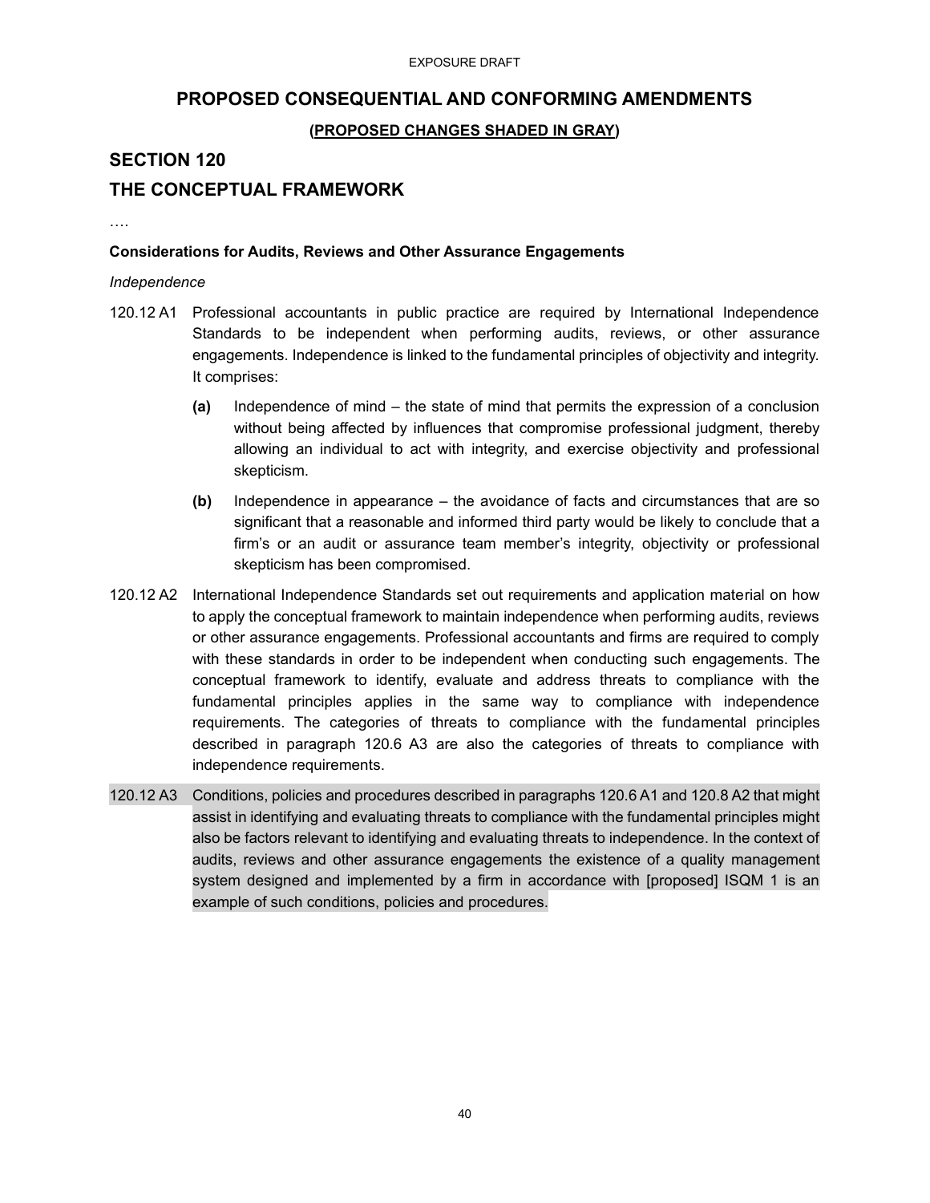# PROPOSED CONSEQUENTIAL AND CONFORMING AMENDMENTS

**(PROPOSED CHANGES SHADED IN GRAY)**

## SECTION 120

## THE CONCEPTUAL FRAMEWORK

….

**Considerations for Audits, Reviews and Other Assurance Engagements**

*Independence*

120.12 A1 Professional accountants in public practice are required by International Independence Standards to be independent when performing audits, reviews, or other assurance engagements. Independence is linked to the fundamental principles of objectivity and integrity. It comprises:

- **(a)** Independence of mind – the state of mind that permits the expression of a conclusion without being affected by influences that compromise professional judgment, thereby allowing an individual to act with integrity, and exercise objectivity and professional skepticism.
- **(b)** Independence in appearance – the avoidance of facts and circumstances that are so significant that a reasonable and informed third party would be likely to conclude that a firm's or an audit or assurance team member's integrity, objectivity or professional skepticism has been compromised.

120.12 A2 International Independence Standards set out requirements and application material on how to apply the conceptual framework to maintain independence when performing audits, reviews or other assurance engagements. Professional accountants and firms are required to comply with these standards in order to be independent when conducting such engagements. The conceptual framework to identify, evaluate and address threats to compliance with the fundamental principles applies in the same way to compliance with independence requirements. The categories of threats to compliance with the fundamental principles described in paragraph 120.6 A3 are also the categories of threats to compliance with independence requirements.

120.12 A3 Conditions, policies and procedures described in paragraphs 120.6 A1 and 120.8 A2 that might assist in identifying and evaluating threats to compliance with the fundamental principles might also be factors relevant to identifying and evaluating threats to independence. In the context of audits, reviews and other assurance engagements the existence of a quality management system designed and implemented by a firm in accordance with [proposed] ISQM 1 is an example of such conditions, policies and procedures.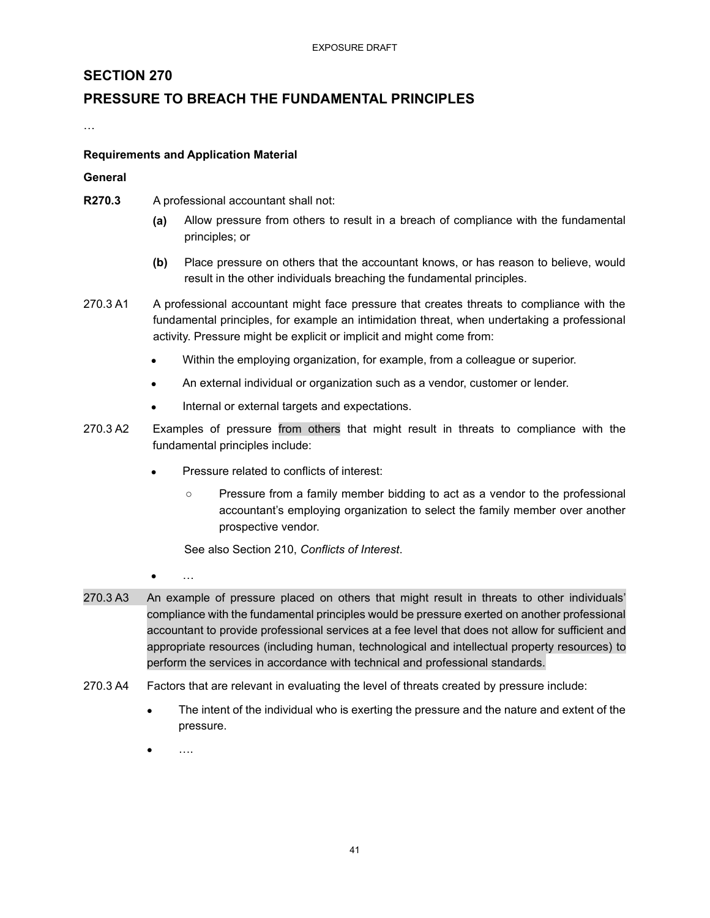## SECTION 270

## PRESSURE TO BREACH THE FUNDAMENTAL PRINCIPLES

…

**Requirements and Application Material**

**General**

**R270.3** A professional accountant shall not:

- **(a)** Allow pressure from others to result in a breach of compliance with the fundamental principles; or
- **(b)** Place pressure on others that the accountant knows, or has reason to believe, would result in the other individuals breaching the fundamental principles.

270.3 A1 A professional accountant might face pressure that creates threats to compliance with the fundamental principles, for example an intimidation threat, when undertaking a professional activity. Pressure might be explicit or implicit and might come from:

- Within the employing organization, for example, from a colleague or superior.
- An external individual or organization such as a vendor, customer or lender.
- Internal or external targets and expectations.

270.3 A2 Examples of pressure from others that might result in threats to compliance with the fundamental principles include:

- Pressure related to conflicts of interest:
  - Pressure from a family member bidding to act as a vendor to the professional accountant's employing organization to select the family member over another prospective vendor.

  See also Section 210, *Conflicts of Interest*.
- …

270.3 A3 An example of pressure placed on others that might result in threats to other individuals' compliance with the fundamental principles would be pressure exerted on another professional accountant to provide professional services at a fee level that does not allow for sufficient and appropriate resources (including human, technological and intellectual property resources) to perform the services in accordance with technical and professional standards.

270.3 A4 Factors that are relevant in evaluating the level of threats created by pressure include:

- The intent of the individual who is exerting the pressure and the nature and extent of the pressure.
- ….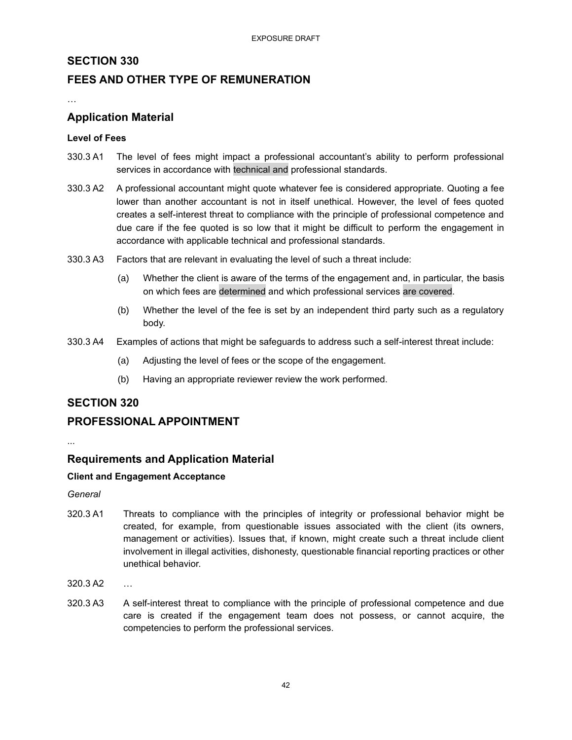## SECTION 330

## FEES AND OTHER TYPE OF REMUNERATION

…

### Application Material

**Level of Fees**

330.3 A1 The level of fees might impact a professional accountant's ability to perform professional services in accordance with technical and professional standards.

330.3 A2 A professional accountant might quote whatever fee is considered appropriate. Quoting a fee lower than another accountant is not in itself unethical. However, the level of fees quoted creates a self-interest threat to compliance with the principle of professional competence and due care if the fee quoted is so low that it might be difficult to perform the engagement in accordance with applicable technical and professional standards.

330.3 A3 Factors that are relevant in evaluating the level of such a threat include:

- (a) Whether the client is aware of the terms of the engagement and, in particular, the basis on which fees are determined and which professional services are covered.
- (b) Whether the level of the fee is set by an independent third party such as a regulatory body.

330.3 A4 Examples of actions that might be safeguards to address such a self-interest threat include:

- (a) Adjusting the level of fees or the scope of the engagement.
- (b) Having an appropriate reviewer review the work performed.

## SECTION 320

## PROFESSIONAL APPOINTMENT

...

### Requirements and Application Material

**Client and Engagement Acceptance**

*General*

320.3 A1 Threats to compliance with the principles of integrity or professional behavior might be created, for example, from questionable issues associated with the client (its owners, management or activities). Issues that, if known, might create such a threat include client involvement in illegal activities, dishonesty, questionable financial reporting practices or other unethical behavior.

320.3 A2 …

320.3 A3 A self-interest threat to compliance with the principle of professional competence and due care is created if the engagement team does not possess, or cannot acquire, the competencies to perform the professional services.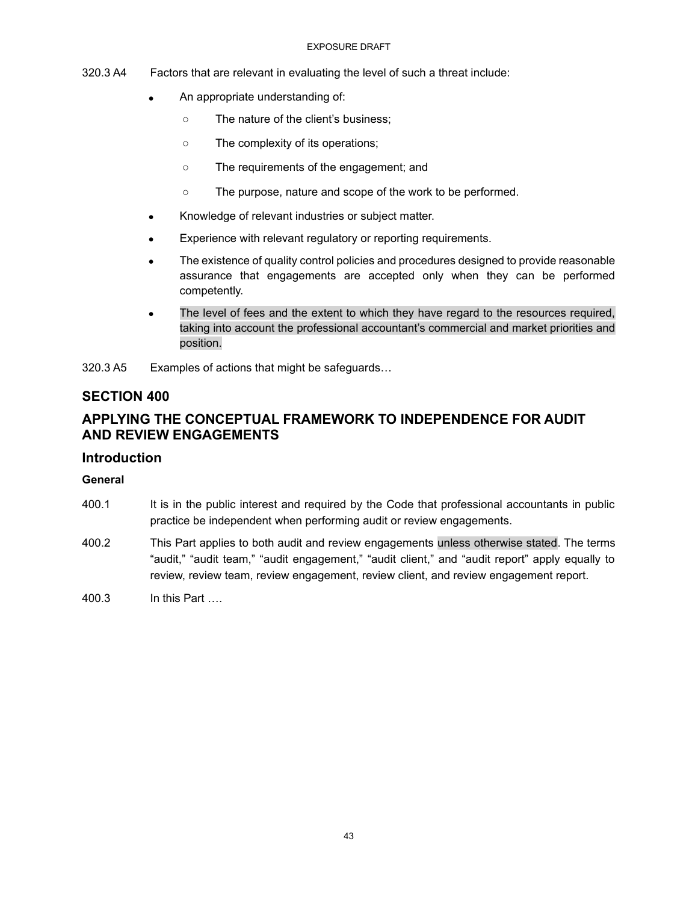320.3 A4 Factors that are relevant in evaluating the level of such a threat include:

- An appropriate understanding of:
  - The nature of the client's business;
  - The complexity of its operations;
  - The requirements of the engagement; and
  - The purpose, nature and scope of the work to be performed.
- Knowledge of relevant industries or subject matter.
- Experience with relevant regulatory or reporting requirements.
- The existence of quality control policies and procedures designed to provide reasonable assurance that engagements are accepted only when they can be performed competently.
- The level of fees and the extent to which they have regard to the resources required, taking into account the professional accountant's commercial and market priorities and position.

320.3 A5 Examples of actions that might be safeguards…

## SECTION 400

## APPLYING THE CONCEPTUAL FRAMEWORK TO INDEPENDENCE FOR AUDIT AND REVIEW ENGAGEMENTS

## Introduction

**General**

400.1 It is in the public interest and required by the Code that professional accountants in public practice be independent when performing audit or review engagements.

400.2 This Part applies to both audit and review engagements unless otherwise stated. The terms "audit," "audit team," "audit engagement," "audit client," and "audit report" apply equally to review, review team, review engagement, review client, and review engagement report.

400.3 In this Part ….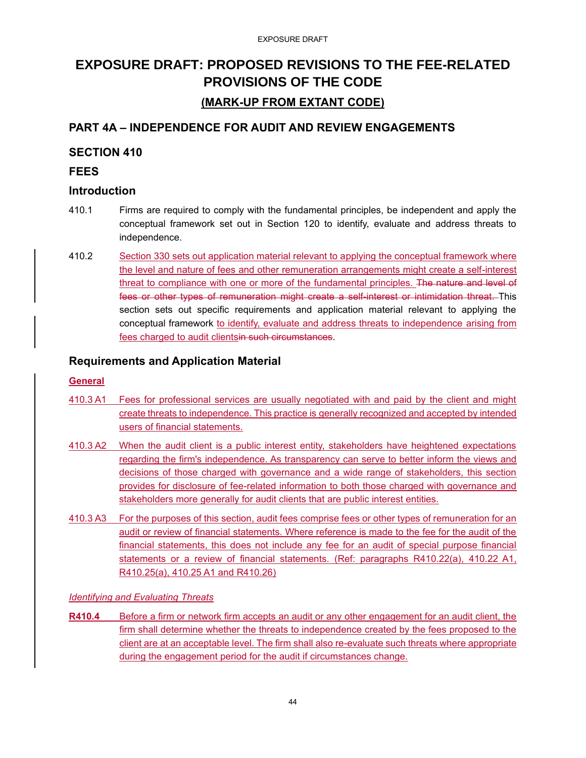# EXPOSURE DRAFT: PROPOSED REVISIONS TO THE FEE-RELATED PROVISIONS OF THE CODE

## (MARK-UP FROM EXTANT CODE)

## PART 4A – INDEPENDENCE FOR AUDIT AND REVIEW ENGAGEMENTS

## SECTION 410

## FEES

### Introduction

410.1 Firms are required to comply with the fundamental principles, be independent and apply the conceptual framework set out in Section 120 to identify, evaluate and address threats to independence.

410.2 Section 330 sets out application material relevant to applying the conceptual framework where the level and nature of fees and other remuneration arrangements might create a self-interest threat to compliance with one or more of the fundamental principles. ~~The nature and level of fees or other types of remuneration might create a self-interest or intimidation threat.~~ This section sets out specific requirements and application material relevant to applying the conceptual framework to identify, evaluate and address threats to independence arising from fees charged to audit clients~~in such circumstances~~.

### Requirements and Application Material

**General**

410.3 A1 Fees for professional services are usually negotiated with and paid by the client and might create threats to independence. This practice is generally recognized and accepted by intended users of financial statements.

410.3 A2 When the audit client is a public interest entity, stakeholders have heightened expectations regarding the firm's independence. As transparency can serve to better inform the views and decisions of those charged with governance and a wide range of stakeholders, this section provides for disclosure of fee-related information to both those charged with governance and stakeholders more generally for audit clients that are public interest entities.

410.3 A3 For the purposes of this section, audit fees comprise fees or other types of remuneration for an audit or review of financial statements. Where reference is made to the fee for the audit of the financial statements, this does not include any fee for an audit of special purpose financial statements or a review of financial statements. (Ref: paragraphs R410.22(a), 410.22 A1, R410.25(a), 410.25 A1 and R410.26)

*Identifying and Evaluating Threats*

**R410.4** Before a firm or network firm accepts an audit or any other engagement for an audit client, the firm shall determine whether the threats to independence created by the fees proposed to the client are at an acceptable level. The firm shall also re-evaluate such threats where appropriate during the engagement period for the audit if circumstances change.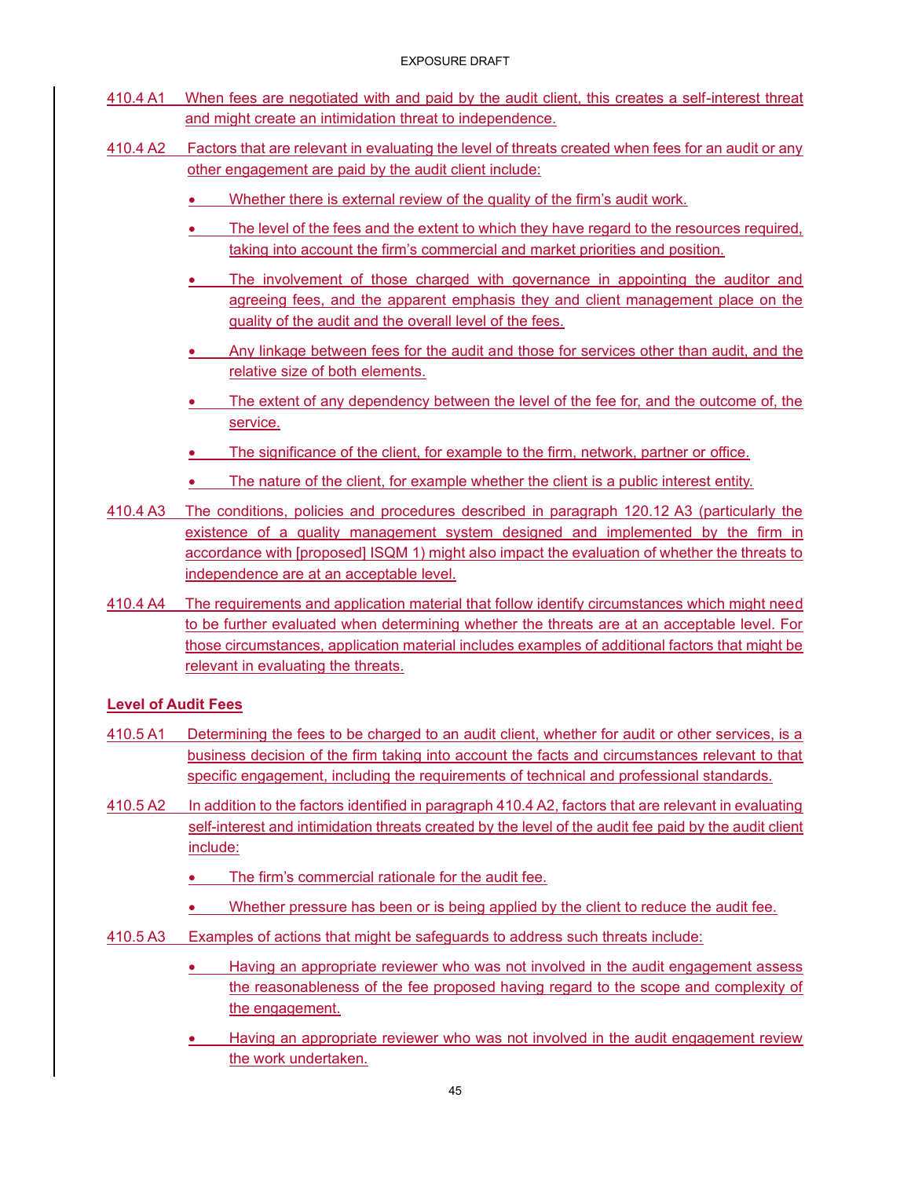410.4 A1 When fees are negotiated with and paid by the audit client, this creates a self-interest threat and might create an intimidation threat to independence.

410.4 A2 Factors that are relevant in evaluating the level of threats created when fees for an audit or any other engagement are paid by the audit client include:

- Whether there is external review of the quality of the firm's audit work.
- The level of the fees and the extent to which they have regard to the resources required, taking into account the firm's commercial and market priorities and position.
- The involvement of those charged with governance in appointing the auditor and agreeing fees, and the apparent emphasis they and client management place on the quality of the audit and the overall level of the fees.
- Any linkage between fees for the audit and those for services other than audit, and the relative size of both elements.
- The extent of any dependency between the level of the fee for, and the outcome of, the service.
- The significance of the client, for example to the firm, network, partner or office.
- The nature of the client, for example whether the client is a public interest entity.

410.4 A3 The conditions, policies and procedures described in paragraph 120.12 A3 (particularly the existence of a quality management system designed and implemented by the firm in accordance with [proposed] ISQM 1) might also impact the evaluation of whether the threats to independence are at an acceptable level.

410.4 A4 The requirements and application material that follow identify circumstances which might need to be further evaluated when determining whether the threats are at an acceptable level. For those circumstances, application material includes examples of additional factors that might be relevant in evaluating the threats.

**Level of Audit Fees**

410.5 A1 Determining the fees to be charged to an audit client, whether for audit or other services, is a business decision of the firm taking into account the facts and circumstances relevant to that specific engagement, including the requirements of technical and professional standards.

410.5 A2 In addition to the factors identified in paragraph 410.4 A2, factors that are relevant in evaluating self-interest and intimidation threats created by the level of the audit fee paid by the audit client include:

- The firm's commercial rationale for the audit fee.
- Whether pressure has been or is being applied by the client to reduce the audit fee.

410.5 A3 Examples of actions that might be safeguards to address such threats include:

- Having an appropriate reviewer who was not involved in the audit engagement assess the reasonableness of the fee proposed having regard to the scope and complexity of the engagement.
- Having an appropriate reviewer who was not involved in the audit engagement review the work undertaken.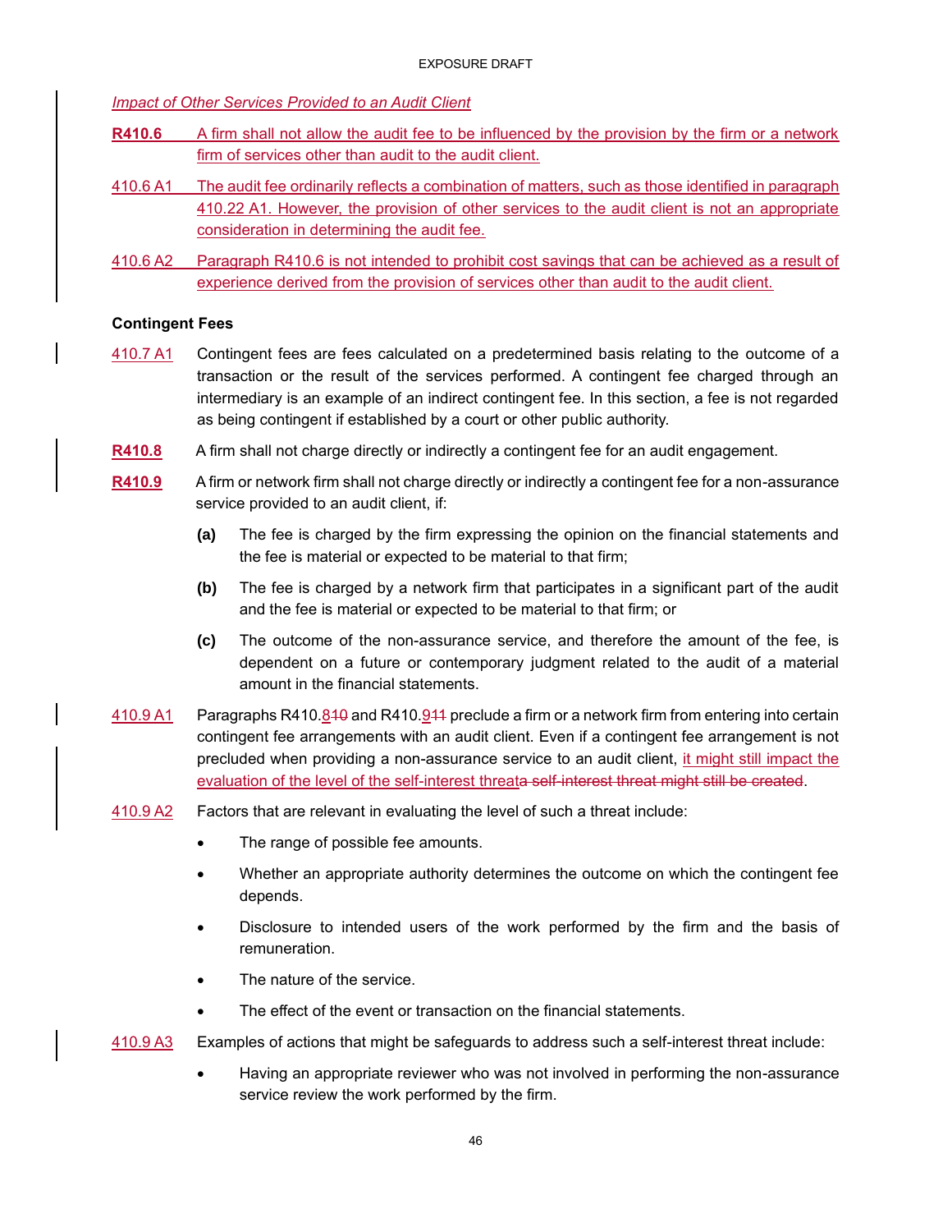*Impact of Other Services Provided to an Audit Client*

**R410.6** A firm shall not allow the audit fee to be influenced by the provision by the firm or a network firm of services other than audit to the audit client.

410.6 A1 The audit fee ordinarily reflects a combination of matters, such as those identified in paragraph 410.22 A1. However, the provision of other services to the audit client is not an appropriate consideration in determining the audit fee.

410.6 A2 Paragraph R410.6 is not intended to prohibit cost savings that can be achieved as a result of experience derived from the provision of services other than audit to the audit client.

**Contingent Fees**

410.7 A1 Contingent fees are fees calculated on a predetermined basis relating to the outcome of a transaction or the result of the services performed. A contingent fee charged through an intermediary is an example of an indirect contingent fee. In this section, a fee is not regarded as being contingent if established by a court or other public authority.

**R410.8** A firm shall not charge directly or indirectly a contingent fee for an audit engagement.

**R410.9** A firm or network firm shall not charge directly or indirectly a contingent fee for a non-assurance service provided to an audit client, if:

**(a)** The fee is charged by the firm expressing the opinion on the financial statements and the fee is material or expected to be material to that firm;

**(b)** The fee is charged by a network firm that participates in a significant part of the audit and the fee is material or expected to be material to that firm; or

**(c)** The outcome of the non-assurance service, and therefore the amount of the fee, is dependent on a future or contemporary judgment related to the audit of a material amount in the financial statements.

410.9 A1 Paragraphs R410.8~~10~~ and R410.9~~11~~ preclude a firm or a network firm from entering into certain contingent fee arrangements with an audit client. Even if a contingent fee arrangement is not precluded when providing a non-assurance service to an audit client, it might still impact the evaluation of the level of the self-interest threat~~a self-interest threat might still be created~~.

410.9 A2 Factors that are relevant in evaluating the level of such a threat include:

- The range of possible fee amounts.
- Whether an appropriate authority determines the outcome on which the contingent fee depends.
- Disclosure to intended users of the work performed by the firm and the basis of remuneration.
- The nature of the service.
- The effect of the event or transaction on the financial statements.

410.9 A3 Examples of actions that might be safeguards to address such a self-interest threat include:

- Having an appropriate reviewer who was not involved in performing the non-assurance service review the work performed by the firm.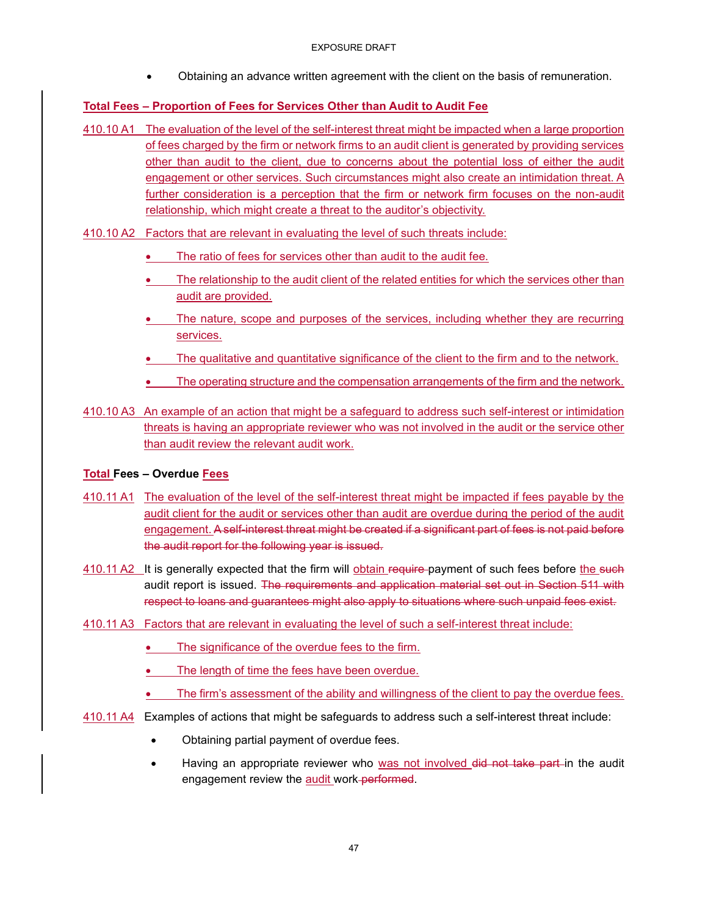- Obtaining an advance written agreement with the client on the basis of remuneration.

**Total Fees – Proportion of Fees for Services Other than Audit to Audit Fee**

410.10 A1 The evaluation of the level of the self-interest threat might be impacted when a large proportion of fees charged by the firm or network firms to an audit client is generated by providing services other than audit to the client, due to concerns about the potential loss of either the audit engagement or other services. Such circumstances might also create an intimidation threat. A further consideration is a perception that the firm or network firm focuses on the non-audit relationship, which might create a threat to the auditor's objectivity.

410.10 A2 Factors that are relevant in evaluating the level of such threats include:

- The ratio of fees for services other than audit to the audit fee.
- The relationship to the audit client of the related entities for which the services other than audit are provided.
- The nature, scope and purposes of the services, including whether they are recurring services.
- The qualitative and quantitative significance of the client to the firm and to the network.
- The operating structure and the compensation arrangements of the firm and the network.

410.10 A3 An example of an action that might be a safeguard to address such self-interest or intimidation threats is having an appropriate reviewer who was not involved in the audit or the service other than audit review the relevant audit work.

**Total Fees – Overdue Fees**

410.11 A1 The evaluation of the level of the self-interest threat might be impacted if fees payable by the audit client for the audit or services other than audit are overdue during the period of the audit engagement. ~~A self-interest threat might be created if a significant part of fees is not paid before the audit report for the following year is issued.~~

410.11 A2 It is generally expected that the firm will obtain ~~require~~ payment of such fees before the ~~such~~ audit report is issued. ~~The requirements and application material set out in Section 511 with respect to loans and guarantees might also apply to situations where such unpaid fees exist.~~

410.11 A3 Factors that are relevant in evaluating the level of such a self-interest threat include:

- The significance of the overdue fees to the firm.
- The length of time the fees have been overdue.
- The firm's assessment of the ability and willingness of the client to pay the overdue fees.

410.11 A4 Examples of actions that might be safeguards to address such a self-interest threat include:

- Obtaining partial payment of overdue fees.
- Having an appropriate reviewer who was not involved ~~did not take part~~ in the audit engagement review the audit work ~~performed~~.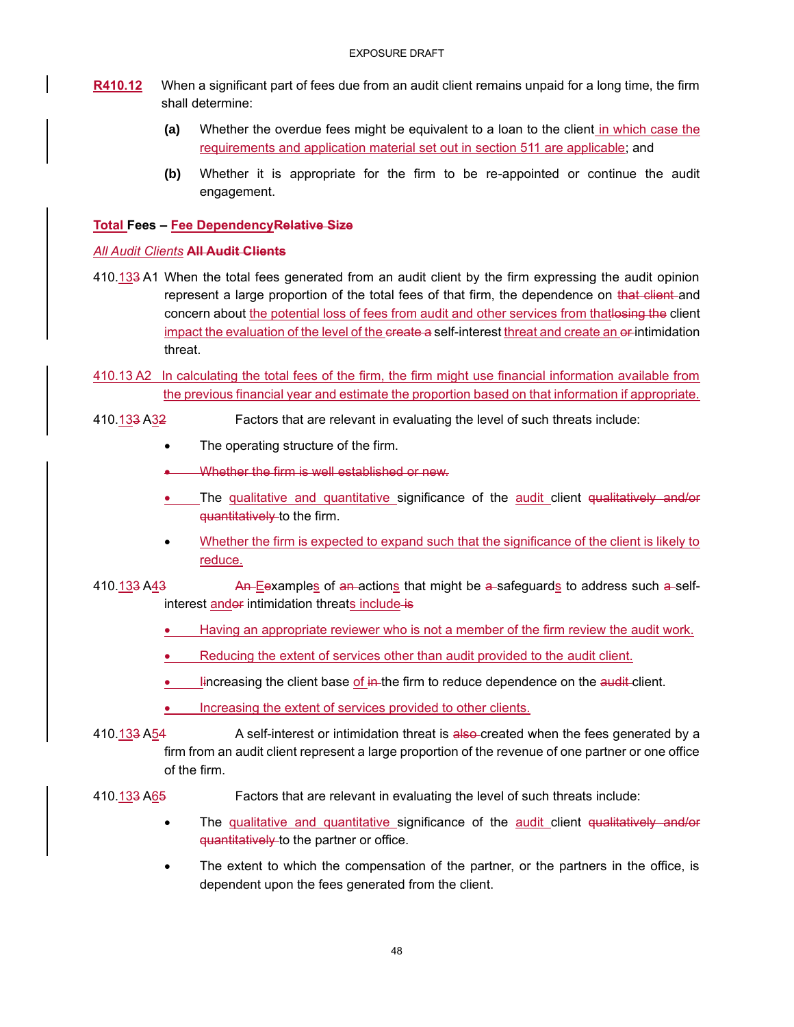**R410.12** When a significant part of fees due from an audit client remains unpaid for a long time, the firm shall determine:

**(a)** Whether the overdue fees might be equivalent to a loan to the client in which case the requirements and application material set out in section 511 are applicable; and

**(b)** Whether it is appropriate for the firm to be re-appointed or continue the audit engagement.

**Total Fees – Fee DependencyRelative Size**

*All Audit Clients* **All Audit Clients**

410.133 A1 When the total fees generated from an audit client by the firm expressing the audit opinion represent a large proportion of the total fees of that firm, the dependence on that client and concern about the potential loss of fees from audit and other services from thatlosing the client impact the evaluation of the level of the create a self-interest threat and create an or intimidation threat.

410.13 A2 In calculating the total fees of the firm, the firm might use financial information available from the previous financial year and estimate the proportion based on that information if appropriate.

410.133 A32 Factors that are relevant in evaluating the level of such threats include:

- The operating structure of the firm.
- Whether the firm is well established or new.
- The qualitative and quantitative significance of the audit client qualitatively and/or quantitatively to the firm.
- Whether the firm is expected to expand such that the significance of the client is likely to reduce.

410.133 A43 An Eexamples of an actions that might be a safeguards to address such a self-interest andor intimidation threats include is

- Having an appropriate reviewer who is not a member of the firm review the audit work.
- Reducing the extent of services other than audit provided to the audit client.
- Iincreasing the client base of in the firm to reduce dependence on the audit client.
- Increasing the extent of services provided to other clients.

410.133 A54 A self-interest or intimidation threat is also created when the fees generated by a firm from an audit client represent a large proportion of the revenue of one partner or one office of the firm.

410.133 A65 Factors that are relevant in evaluating the level of such threats include:

- The qualitative and quantitative significance of the audit client qualitatively and/or quantitatively to the partner or office.
- The extent to which the compensation of the partner, or the partners in the office, is dependent upon the fees generated from the client.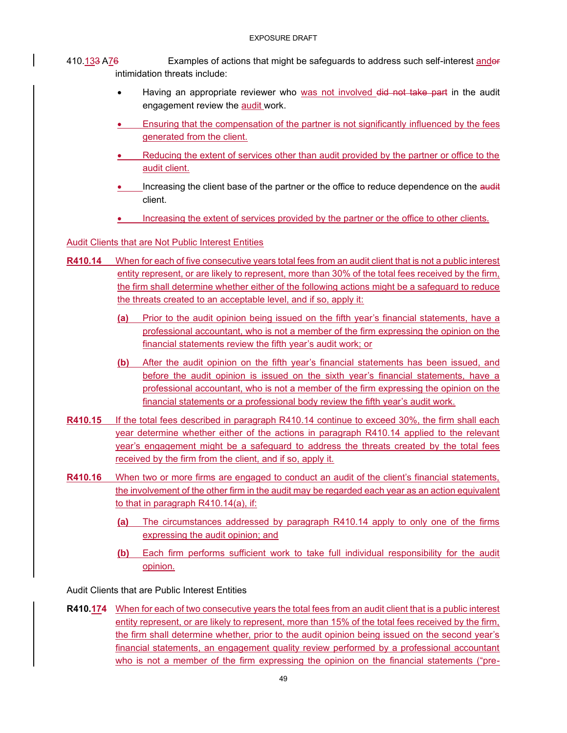410.133 A76 Examples of actions that might be safeguards to address such self-interest andor intimidation threats include:

- Having an appropriate reviewer who was not involved did not take part in the audit engagement review the audit work.
- Ensuring that the compensation of the partner is not significantly influenced by the fees generated from the client.
- Reducing the extent of services other than audit provided by the partner or office to the audit client.
- Increasing the client base of the partner or the office to reduce dependence on the audit client.
- Increasing the extent of services provided by the partner or the office to other clients.

Audit Clients that are Not Public Interest Entities

**R410.14** When for each of five consecutive years total fees from an audit client that is not a public interest entity represent, or are likely to represent, more than 30% of the total fees received by the firm, the firm shall determine whether either of the following actions might be a safeguard to reduce the threats created to an acceptable level, and if so, apply it:

**(a)** Prior to the audit opinion being issued on the fifth year's financial statements, have a professional accountant, who is not a member of the firm expressing the opinion on the financial statements review the fifth year's audit work; or

**(b)** After the audit opinion on the fifth year's financial statements has been issued, and before the audit opinion is issued on the sixth year's financial statements, have a professional accountant, who is not a member of the firm expressing the opinion on the financial statements or a professional body review the fifth year's audit work.

**R410.15** If the total fees described in paragraph R410.14 continue to exceed 30%, the firm shall each year determine whether either of the actions in paragraph R410.14 applied to the relevant year's engagement might be a safeguard to address the threats created by the total fees received by the firm from the client, and if so, apply it.

**R410.16** When two or more firms are engaged to conduct an audit of the client's financial statements, the involvement of the other firm in the audit may be regarded each year as an action equivalent to that in paragraph R410.14(a), if:

**(a)** The circumstances addressed by paragraph R410.14 apply to only one of the firms expressing the audit opinion; and

**(b)** Each firm performs sufficient work to take full individual responsibility for the audit opinion.

Audit Clients that are Public Interest Entities

**R410.174** When for each of two consecutive years the total fees from an audit client that is a public interest entity represent, or are likely to represent, more than 15% of the total fees received by the firm, the firm shall determine whether, prior to the audit opinion being issued on the second year's financial statements, an engagement quality review performed by a professional accountant who is not a member of the firm expressing the opinion on the financial statements ("pre-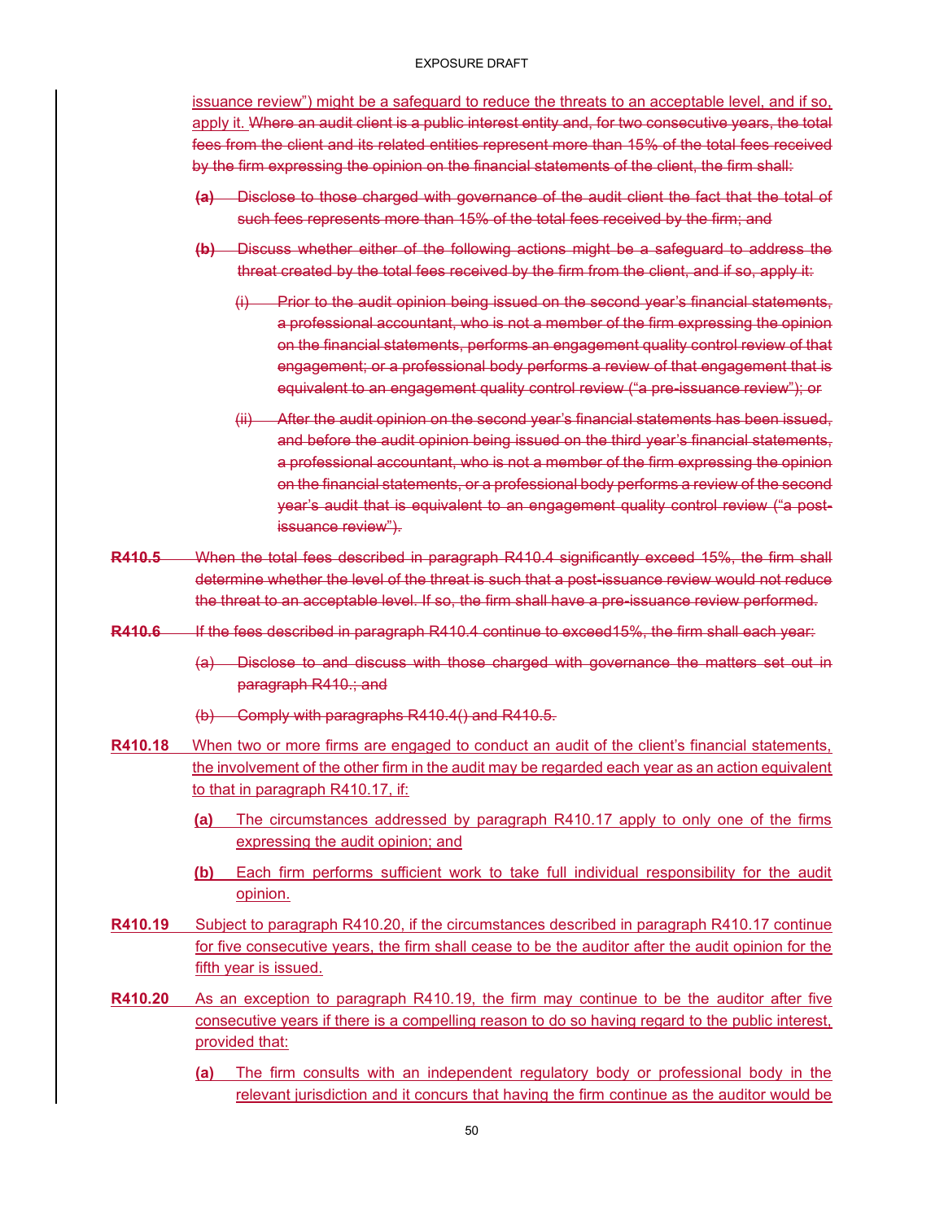issuance review") might be a safeguard to reduce the threats to an acceptable level, and if so, apply it. ~~Where an audit client is a public interest entity and, for two consecutive years, the total fees from the client and its related entities represent more than 15% of the total fees received by the firm expressing the opinion on the financial statements of the client, the firm shall:~~

> ~~**(a)** Disclose to those charged with governance of the audit client the fact that the total of such fees represents more than 15% of the total fees received by the firm; and~~
>
> ~~**(b)** Discuss whether either of the following actions might be a safeguard to address the threat created by the total fees received by the firm from the client, and if so, apply it:~~
>
> > ~~(i) Prior to the audit opinion being issued on the second year's financial statements, a professional accountant, who is not a member of the firm expressing the opinion on the financial statements, performs an engagement quality control review of that engagement; or a professional body performs a review of that engagement that is equivalent to an engagement quality control review ("a pre-issuance review"); or~~
> >
> > ~~(ii) After the audit opinion on the second year's financial statements has been issued, and before the audit opinion being issued on the third year's financial statements, a professional accountant, who is not a member of the firm expressing the opinion on the financial statements, or a professional body performs a review of the second year's audit that is equivalent to an engagement quality control review ("a post-issuance review").~~

~~**R410.5** When the total fees described in paragraph R410.4 significantly exceed 15%, the firm shall determine whether the level of the threat is such that a post-issuance review would not reduce the threat to an acceptable level. If so, the firm shall have a pre-issuance review performed.~~

~~**R410.6** If the fees described in paragraph R410.4 continue to exceed15%, the firm shall each year:~~

> ~~(a) Disclose to and discuss with those charged with governance the matters set out in paragraph R410.; and~~
>
> ~~(b) Comply with paragraphs R410.4() and R410.5.~~

**R410.18** When two or more firms are engaged to conduct an audit of the client's financial statements, the involvement of the other firm in the audit may be regarded each year as an action equivalent to that in paragraph R410.17, if:

> **(a)** The circumstances addressed by paragraph R410.17 apply to only one of the firms expressing the audit opinion; and
>
> **(b)** Each firm performs sufficient work to take full individual responsibility for the audit opinion.

**R410.19** Subject to paragraph R410.20, if the circumstances described in paragraph R410.17 continue for five consecutive years, the firm shall cease to be the auditor after the audit opinion for the fifth year is issued.

**R410.20** As an exception to paragraph R410.19, the firm may continue to be the auditor after five consecutive years if there is a compelling reason to do so having regard to the public interest, provided that:

> **(a)** The firm consults with an independent regulatory body or professional body in the relevant jurisdiction and it concurs that having the firm continue as the auditor would be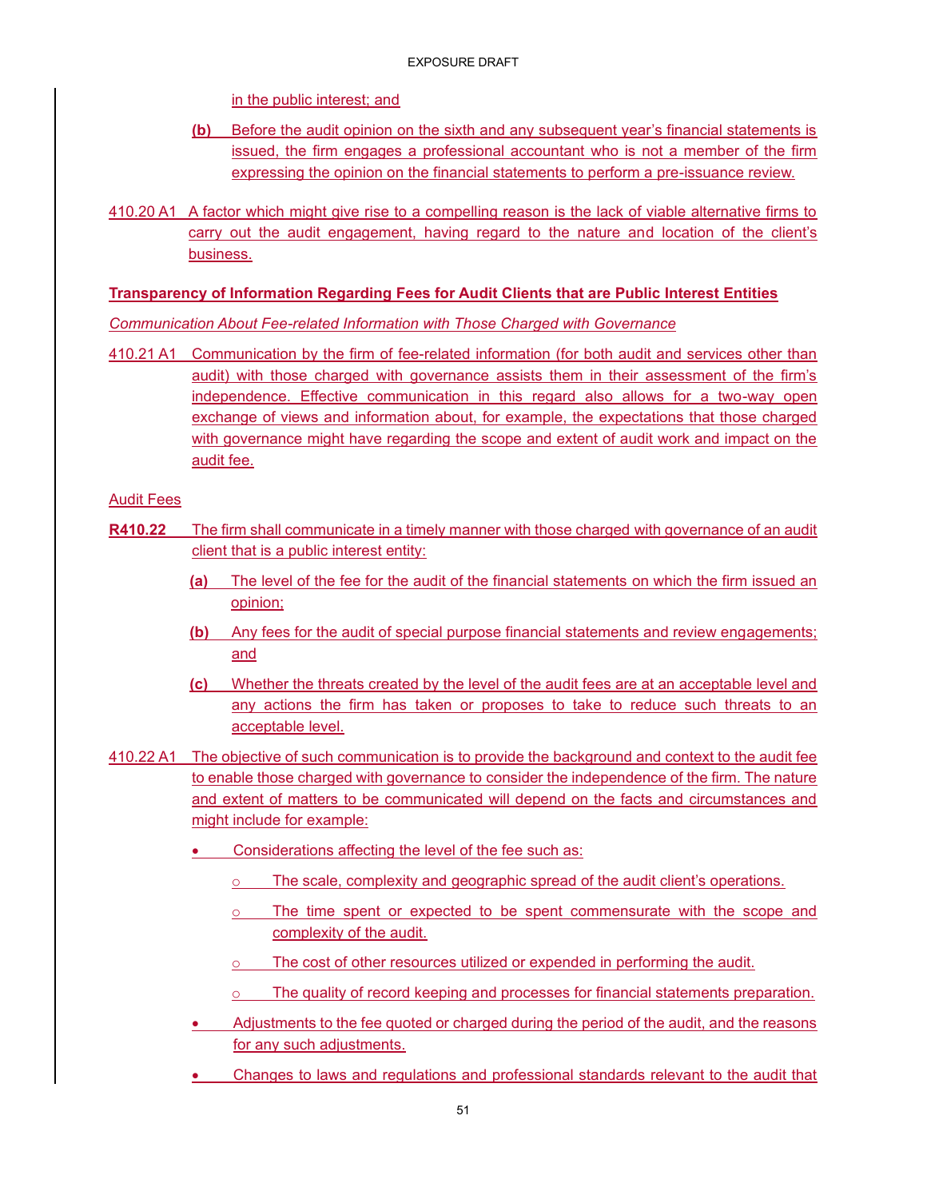in the public interest; and

**(b)** Before the audit opinion on the sixth and any subsequent year's financial statements is issued, the firm engages a professional accountant who is not a member of the firm expressing the opinion on the financial statements to perform a pre-issuance review.

410.20 A1 A factor which might give rise to a compelling reason is the lack of viable alternative firms to carry out the audit engagement, having regard to the nature and location of the client's business.

**Transparency of Information Regarding Fees for Audit Clients that are Public Interest Entities**

*Communication About Fee-related Information with Those Charged with Governance*

410.21 A1 Communication by the firm of fee-related information (for both audit and services other than audit) with those charged with governance assists them in their assessment of the firm's independence. Effective communication in this regard also allows for a two-way open exchange of views and information about, for example, the expectations that those charged with governance might have regarding the scope and extent of audit work and impact on the audit fee.

Audit Fees

**R410.22** The firm shall communicate in a timely manner with those charged with governance of an audit client that is a public interest entity:

**(a)** The level of the fee for the audit of the financial statements on which the firm issued an opinion;

**(b)** Any fees for the audit of special purpose financial statements and review engagements; and

**(c)** Whether the threats created by the level of the audit fees are at an acceptable level and any actions the firm has taken or proposes to take to reduce such threats to an acceptable level.

410.22 A1 The objective of such communication is to provide the background and context to the audit fee to enable those charged with governance to consider the independence of the firm. The nature and extent of matters to be communicated will depend on the facts and circumstances and might include for example:

- Considerations affecting the level of the fee such as:
  - The scale, complexity and geographic spread of the audit client's operations.
  - The time spent or expected to be spent commensurate with the scope and complexity of the audit.
  - The cost of other resources utilized or expended in performing the audit.
  - The quality of record keeping and processes for financial statements preparation.
- Adjustments to the fee quoted or charged during the period of the audit, and the reasons for any such adjustments.
- Changes to laws and regulations and professional standards relevant to the audit that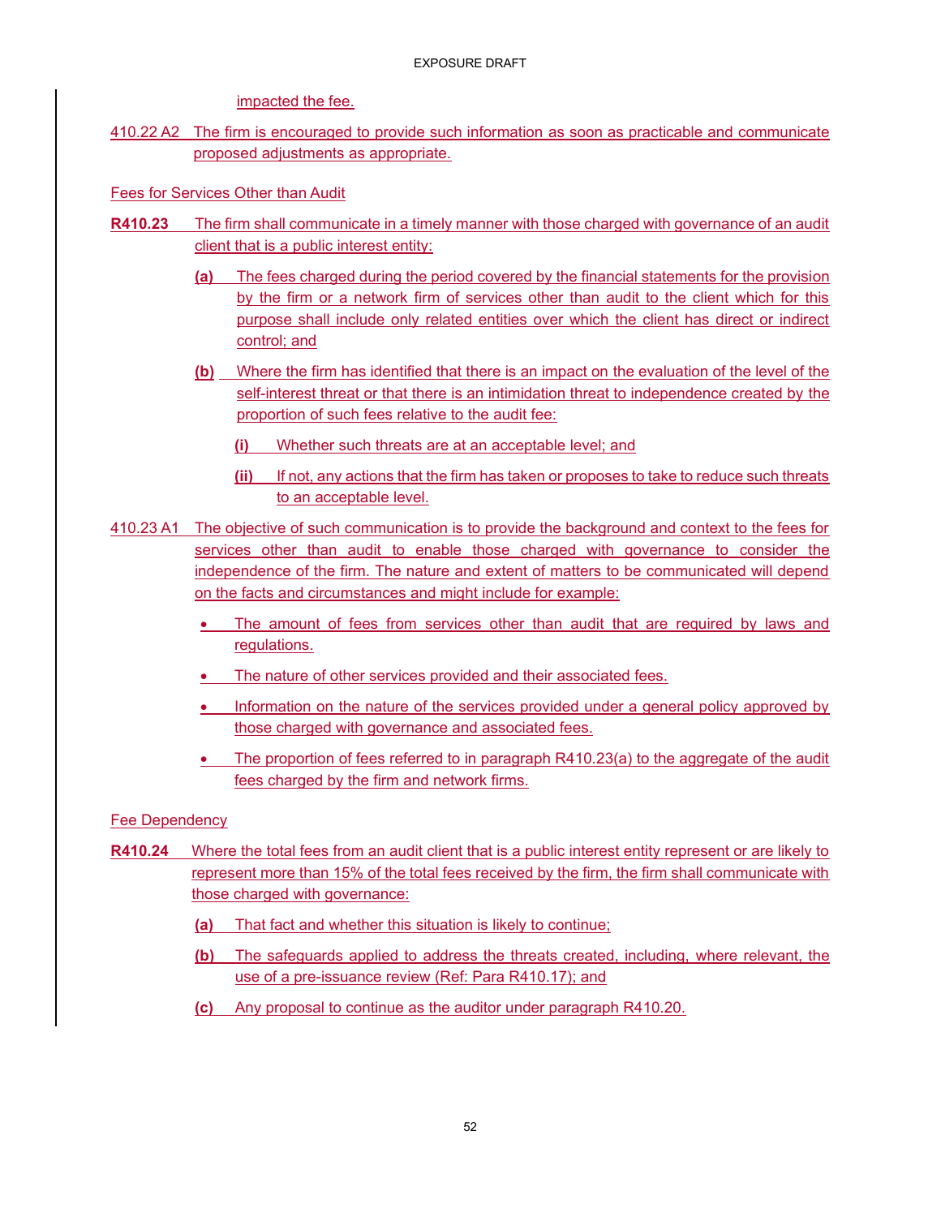impacted the fee.

410.22 A2 The firm is encouraged to provide such information as soon as practicable and communicate proposed adjustments as appropriate.

Fees for Services Other than Audit

**R410.23** The firm shall communicate in a timely manner with those charged with governance of an audit client that is a public interest entity:

**(a)** The fees charged during the period covered by the financial statements for the provision by the firm or a network firm of services other than audit to the client which for this purpose shall include only related entities over which the client has direct or indirect control; and

**(b)** Where the firm has identified that there is an impact on the evaluation of the level of the self-interest threat or that there is an intimidation threat to independence created by the proportion of such fees relative to the audit fee:

**(i)** Whether such threats are at an acceptable level; and

**(ii)** If not, any actions that the firm has taken or proposes to take to reduce such threats to an acceptable level.

410.23 A1 The objective of such communication is to provide the background and context to the fees for services other than audit to enable those charged with governance to consider the independence of the firm. The nature and extent of matters to be communicated will depend on the facts and circumstances and might include for example:

- The amount of fees from services other than audit that are required by laws and regulations.
- The nature of other services provided and their associated fees.
- Information on the nature of the services provided under a general policy approved by those charged with governance and associated fees.
- The proportion of fees referred to in paragraph R410.23(a) to the aggregate of the audit fees charged by the firm and network firms.

Fee Dependency

**R410.24** Where the total fees from an audit client that is a public interest entity represent or are likely to represent more than 15% of the total fees received by the firm, the firm shall communicate with those charged with governance:

**(a)** That fact and whether this situation is likely to continue;

**(b)** The safeguards applied to address the threats created, including, where relevant, the use of a pre-issuance review (Ref: Para R410.17); and

**(c)** Any proposal to continue as the auditor under paragraph R410.20.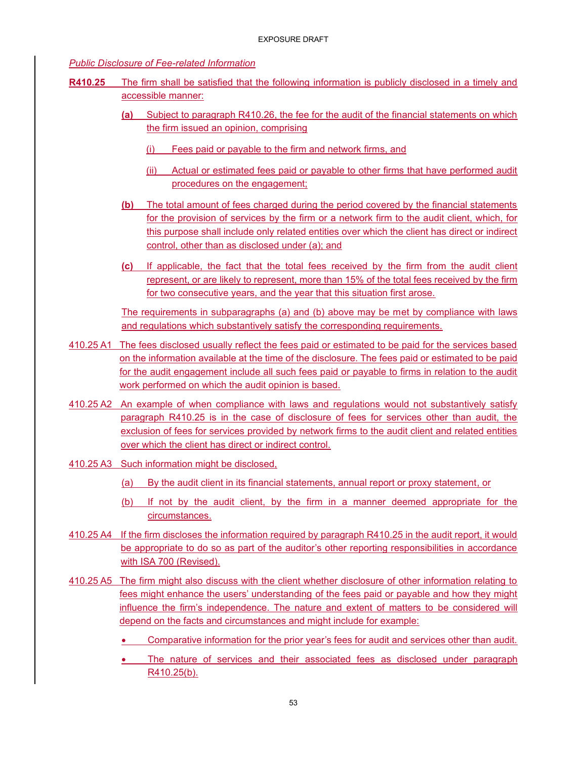*Public Disclosure of Fee-related Information*

**R410.25** The firm shall be satisfied that the following information is publicly disclosed in a timely and accessible manner:

**(a)** Subject to paragraph R410.26, the fee for the audit of the financial statements on which the firm issued an opinion, comprising

(i) Fees paid or payable to the firm and network firms, and

(ii) Actual or estimated fees paid or payable to other firms that have performed audit procedures on the engagement;

**(b)** The total amount of fees charged during the period covered by the financial statements for the provision of services by the firm or a network firm to the audit client, which, for this purpose shall include only related entities over which the client has direct or indirect control, other than as disclosed under (a); and

**(c)** If applicable, the fact that the total fees received by the firm from the audit client represent, or are likely to represent, more than 15% of the total fees received by the firm for two consecutive years, and the year that this situation first arose.

The requirements in subparagraphs (a) and (b) above may be met by compliance with laws and regulations which substantively satisfy the corresponding requirements.

410.25 A1 The fees disclosed usually reflect the fees paid or estimated to be paid for the services based on the information available at the time of the disclosure. The fees paid or estimated to be paid for the audit engagement include all such fees paid or payable to firms in relation to the audit work performed on which the audit opinion is based.

410.25 A2 An example of when compliance with laws and regulations would not substantively satisfy paragraph R410.25 is in the case of disclosure of fees for services other than audit, the exclusion of fees for services provided by network firms to the audit client and related entities over which the client has direct or indirect control.

410.25 A3 Such information might be disclosed,

(a) By the audit client in its financial statements, annual report or proxy statement, or

(b) If not by the audit client, by the firm in a manner deemed appropriate for the circumstances.

410.25 A4 If the firm discloses the information required by paragraph R410.25 in the audit report, it would be appropriate to do so as part of the auditor's other reporting responsibilities in accordance with ISA 700 (Revised).

410.25 A5 The firm might also discuss with the client whether disclosure of other information relating to fees might enhance the users' understanding of the fees paid or payable and how they might influence the firm's independence. The nature and extent of matters to be considered will depend on the facts and circumstances and might include for example:

- Comparative information for the prior year's fees for audit and services other than audit.
- The nature of services and their associated fees as disclosed under paragraph R410.25(b).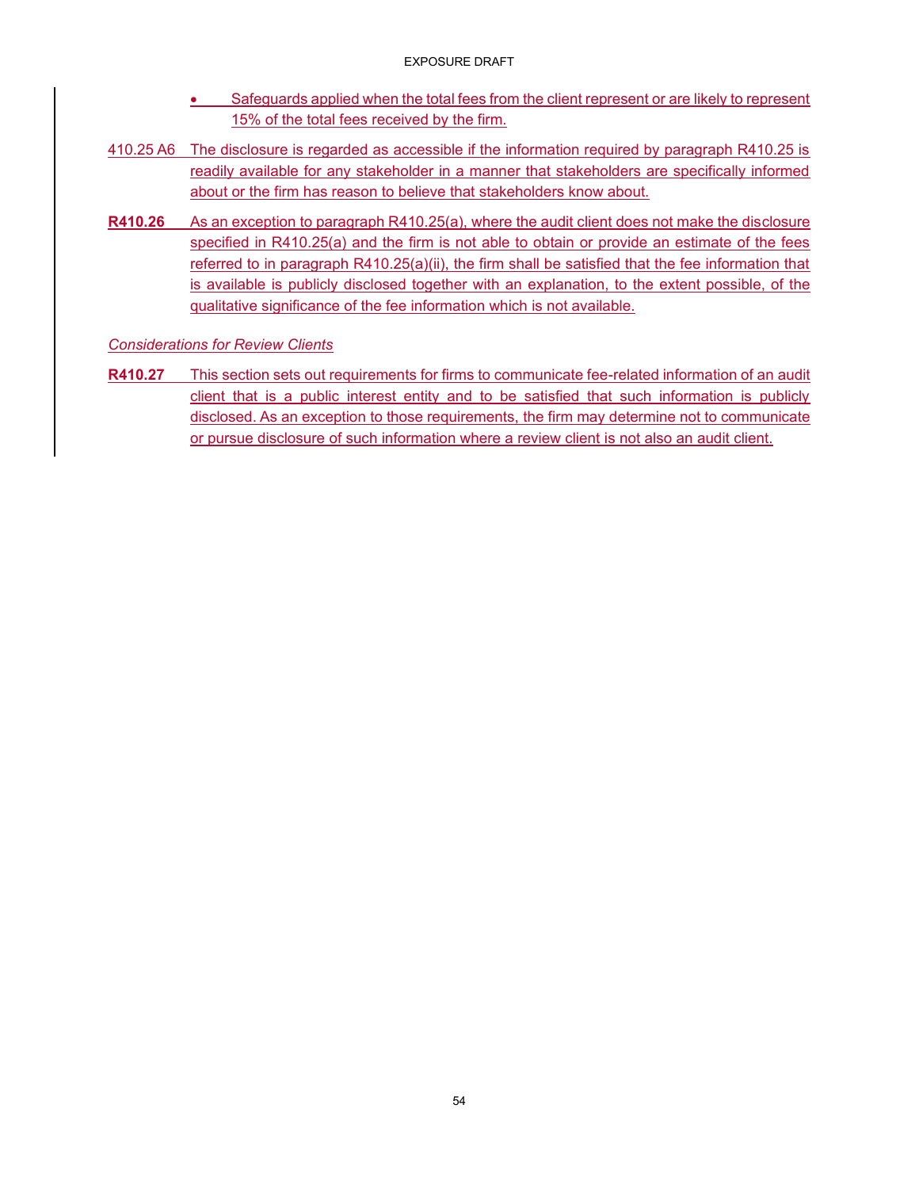- Safeguards applied when the total fees from the client represent or are likely to represent 15% of the total fees received by the firm.

410.25 A6 The disclosure is regarded as accessible if the information required by paragraph R410.25 is readily available for any stakeholder in a manner that stakeholders are specifically informed about or the firm has reason to believe that stakeholders know about.

**R410.26** As an exception to paragraph R410.25(a), where the audit client does not make the disclosure specified in R410.25(a) and the firm is not able to obtain or provide an estimate of the fees referred to in paragraph R410.25(a)(ii), the firm shall be satisfied that the fee information that is available is publicly disclosed together with an explanation, to the extent possible, of the qualitative significance of the fee information which is not available.

*Considerations for Review Clients*

**R410.27** This section sets out requirements for firms to communicate fee-related information of an audit client that is a public interest entity and to be satisfied that such information is publicly disclosed. As an exception to those requirements, the firm may determine not to communicate or pursue disclosure of such information where a review client is not also an audit client.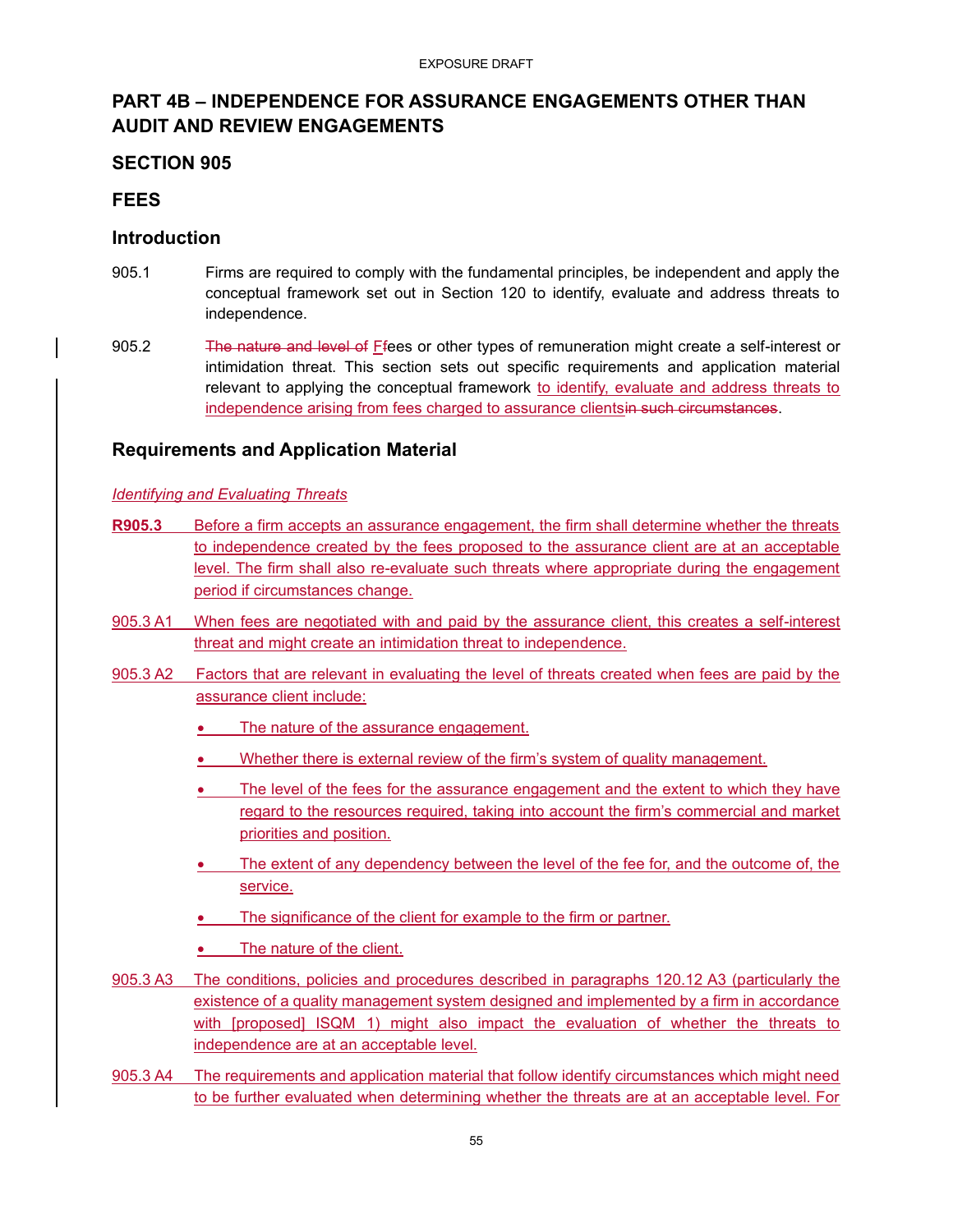# PART 4B – INDEPENDENCE FOR ASSURANCE ENGAGEMENTS OTHER THAN AUDIT AND REVIEW ENGAGEMENTS

## SECTION 905

## FEES

### Introduction

905.1 Firms are required to comply with the fundamental principles, be independent and apply the conceptual framework set out in Section 120 to identify, evaluate and address threats to independence.

905.2 ~~The nature and level of~~ FFees or other types of remuneration might create a self-interest or intimidation threat. This section sets out specific requirements and application material relevant to applying the conceptual framework to identify, evaluate and address threats to independence arising from fees charged to assurance clients~~in such circumstances~~.

### Requirements and Application Material

*Identifying and Evaluating Threats*

**R905.3** Before a firm accepts an assurance engagement, the firm shall determine whether the threats to independence created by the fees proposed to the assurance client are at an acceptable level. The firm shall also re-evaluate such threats where appropriate during the engagement period if circumstances change.

905.3 A1 When fees are negotiated with and paid by the assurance client, this creates a self-interest threat and might create an intimidation threat to independence.

905.3 A2 Factors that are relevant in evaluating the level of threats created when fees are paid by the assurance client include:

- The nature of the assurance engagement.
- Whether there is external review of the firm's system of quality management.
- The level of the fees for the assurance engagement and the extent to which they have regard to the resources required, taking into account the firm's commercial and market priorities and position.
- The extent of any dependency between the level of the fee for, and the outcome of, the service.
- The significance of the client for example to the firm or partner.
- The nature of the client.

905.3 A3 The conditions, policies and procedures described in paragraphs 120.12 A3 (particularly the existence of a quality management system designed and implemented by a firm in accordance with [proposed] ISQM 1) might also impact the evaluation of whether the threats to independence are at an acceptable level.

905.3 A4 The requirements and application material that follow identify circumstances which might need to be further evaluated when determining whether the threats are at an acceptable level. For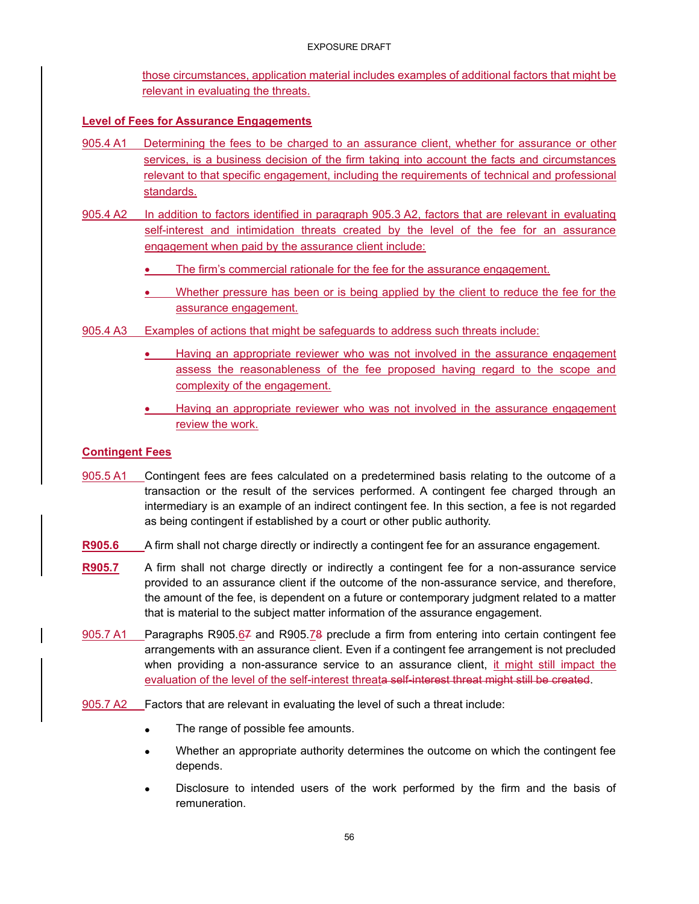those circumstances, application material includes examples of additional factors that might be relevant in evaluating the threats.

**Level of Fees for Assurance Engagements**

905.4 A1 Determining the fees to be charged to an assurance client, whether for assurance or other services, is a business decision of the firm taking into account the facts and circumstances relevant to that specific engagement, including the requirements of technical and professional standards.

905.4 A2 In addition to factors identified in paragraph 905.3 A2, factors that are relevant in evaluating self-interest and intimidation threats created by the level of the fee for an assurance engagement when paid by the assurance client include:

- The firm's commercial rationale for the fee for the assurance engagement.
- Whether pressure has been or is being applied by the client to reduce the fee for the assurance engagement.

905.4 A3 Examples of actions that might be safeguards to address such threats include:

- Having an appropriate reviewer who was not involved in the assurance engagement assess the reasonableness of the fee proposed having regard to the scope and complexity of the engagement.
- Having an appropriate reviewer who was not involved in the assurance engagement review the work.

**Contingent Fees**

905.5 A1 Contingent fees are fees calculated on a predetermined basis relating to the outcome of a transaction or the result of the services performed. A contingent fee charged through an intermediary is an example of an indirect contingent fee. In this section, a fee is not regarded as being contingent if established by a court or other public authority.

**R905.6** A firm shall not charge directly or indirectly a contingent fee for an assurance engagement.

**R905.7** A firm shall not charge directly or indirectly a contingent fee for a non-assurance service provided to an assurance client if the outcome of the non-assurance service, and therefore, the amount of the fee, is dependent on a future or contemporary judgment related to a matter that is material to the subject matter information of the assurance engagement.

905.7 A1 Paragraphs R905.6~~7~~ and R905.7~~8~~ preclude a firm from entering into certain contingent fee arrangements with an assurance client. Even if a contingent fee arrangement is not precluded when providing a non-assurance service to an assurance client, it might still impact the evaluation of the level of the self-interest threat~~a self-interest threat might still be created~~.

905.7 A2 Factors that are relevant in evaluating the level of such a threat include:

- The range of possible fee amounts.
- Whether an appropriate authority determines the outcome on which the contingent fee depends.
- Disclosure to intended users of the work performed by the firm and the basis of remuneration.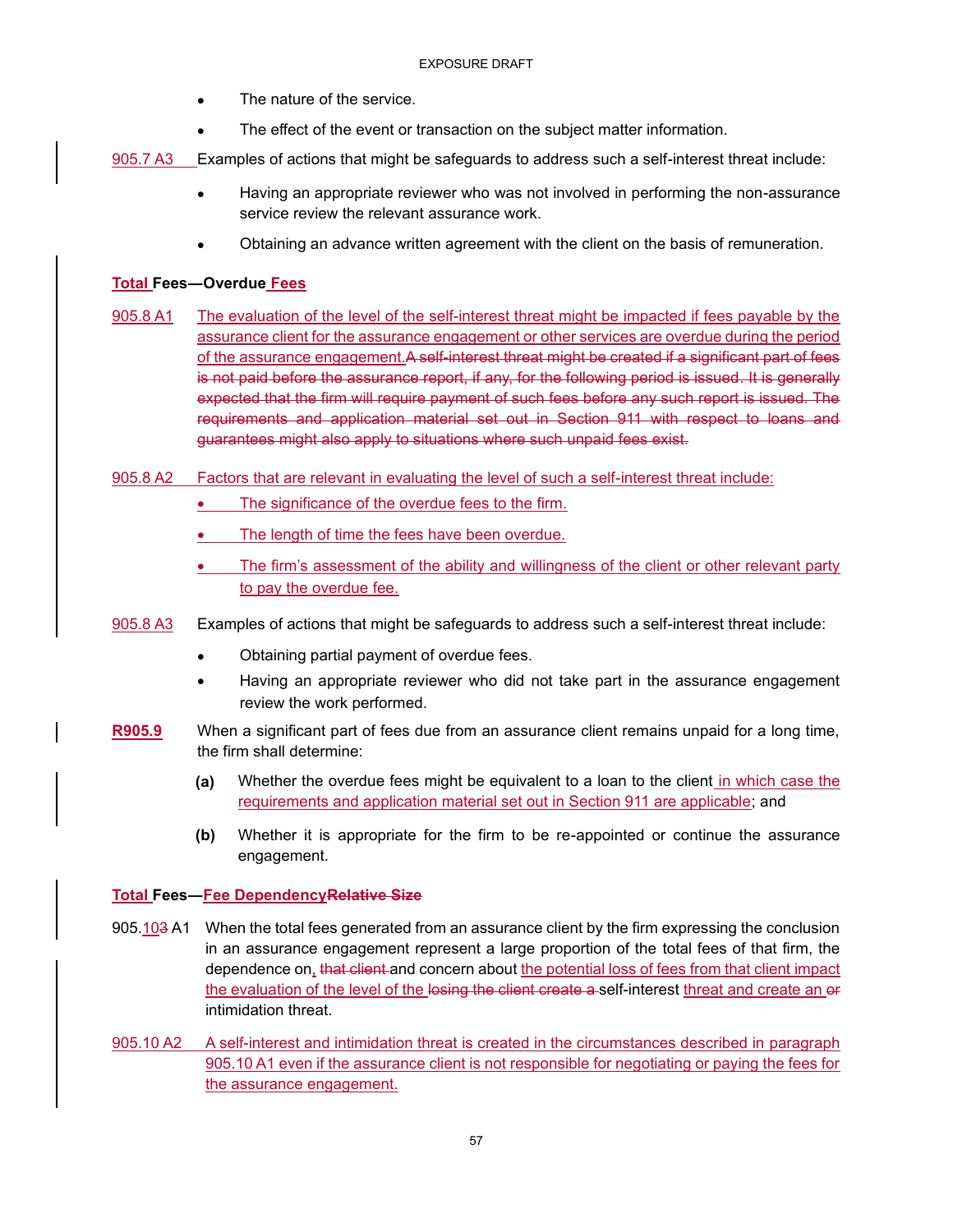- The nature of the service.
- The effect of the event or transaction on the subject matter information.

905.7 A3 Examples of actions that might be safeguards to address such a self-interest threat include:

- Having an appropriate reviewer who was not involved in performing the non-assurance service review the relevant assurance work.
- Obtaining an advance written agreement with the client on the basis of remuneration.

**Total Fees—Overdue Fees**

905.8 A1 The evaluation of the level of the self-interest threat might be impacted if fees payable by the assurance client for the assurance engagement or other services are overdue during the period of the assurance engagement.A self-interest threat might be created if a significant part of fees is not paid before the assurance report, if any, for the following period is issued. It is generally expected that the firm will require payment of such fees before any such report is issued. The requirements and application material set out in Section 911 with respect to loans and guarantees might also apply to situations where such unpaid fees exist.

905.8 A2 Factors that are relevant in evaluating the level of such a self-interest threat include:

- The significance of the overdue fees to the firm.
- The length of time the fees have been overdue.
- The firm's assessment of the ability and willingness of the client or other relevant party to pay the overdue fee.

905.8 A3 Examples of actions that might be safeguards to address such a self-interest threat include:

- Obtaining partial payment of overdue fees.
- Having an appropriate reviewer who did not take part in the assurance engagement review the work performed.

**R905.9** When a significant part of fees due from an assurance client remains unpaid for a long time, the firm shall determine:

**(a)** Whether the overdue fees might be equivalent to a loan to the client in which case the requirements and application material set out in Section 911 are applicable; and

**(b)** Whether it is appropriate for the firm to be re-appointed or continue the assurance engagement.

**Total Fees—Fee DependencyRelative Size**

905.103 A1 When the total fees generated from an assurance client by the firm expressing the conclusion in an assurance engagement represent a large proportion of the total fees of that firm, the dependence on, that client and concern about the potential loss of fees from that client impact the evaluation of the level of the losing the client create a self-interest threat and create an or intimidation threat.

905.10 A2 A self-interest and intimidation threat is created in the circumstances described in paragraph 905.10 A1 even if the assurance client is not responsible for negotiating or paying the fees for the assurance engagement.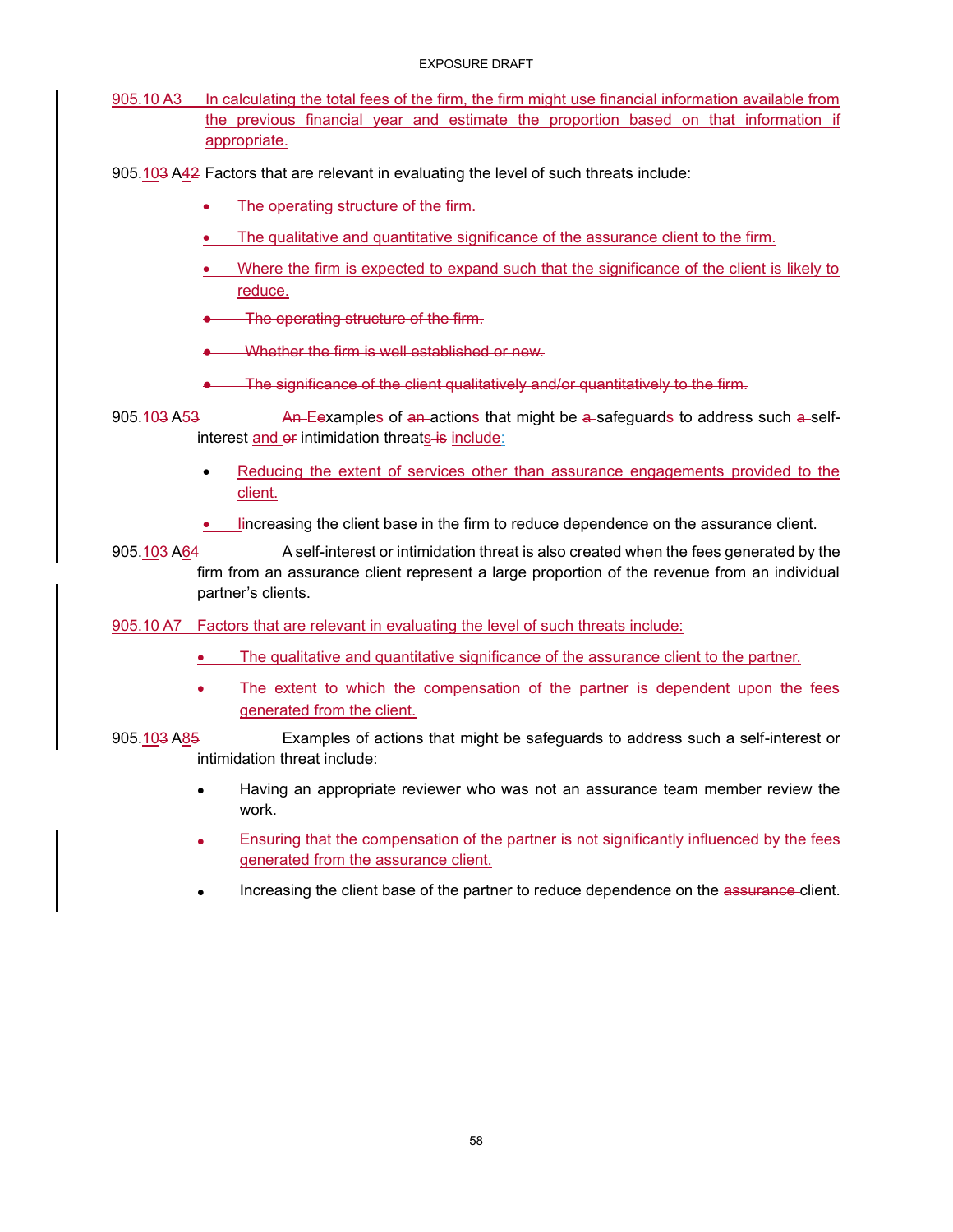905.10 A3 In calculating the total fees of the firm, the firm might use financial information available from the previous financial year and estimate the proportion based on that information if appropriate.

905.1~~03~~ A~~42~~ Factors that are relevant in evaluating the level of such threats include:

- The operating structure of the firm.
- The qualitative and quantitative significance of the assurance client to the firm.
- Where the firm is expected to expand such that the significance of the client is likely to reduce.
- ~~The operating structure of the firm.~~
- ~~Whether the firm is well established or new.~~
- ~~The significance of the client qualitatively and/or quantitatively to the firm.~~

905.1~~03~~ A~~53~~ ~~An~~ ~~E~~examples of ~~an~~ actions that might be ~~a~~ safeguards to address such ~~a~~ self-interest and ~~or~~ intimidation threats ~~is~~ include:

- Reducing the extent of services other than assurance engagements provided to the client.
- ~~I~~increasing the client base in the firm to reduce dependence on the assurance client.

905.1~~03~~ A~~64~~ A self-interest or intimidation threat is also created when the fees generated by the firm from an assurance client represent a large proportion of the revenue from an individual partner's clients.

905.10 A7 Factors that are relevant in evaluating the level of such threats include:

- The qualitative and quantitative significance of the assurance client to the partner.
- The extent to which the compensation of the partner is dependent upon the fees generated from the client.

905.1~~03~~ A~~85~~ Examples of actions that might be safeguards to address such a self-interest or intimidation threat include:

- Having an appropriate reviewer who was not an assurance team member review the work.
- Ensuring that the compensation of the partner is not significantly influenced by the fees generated from the assurance client.
- Increasing the client base of the partner to reduce dependence on the ~~assurance~~ client.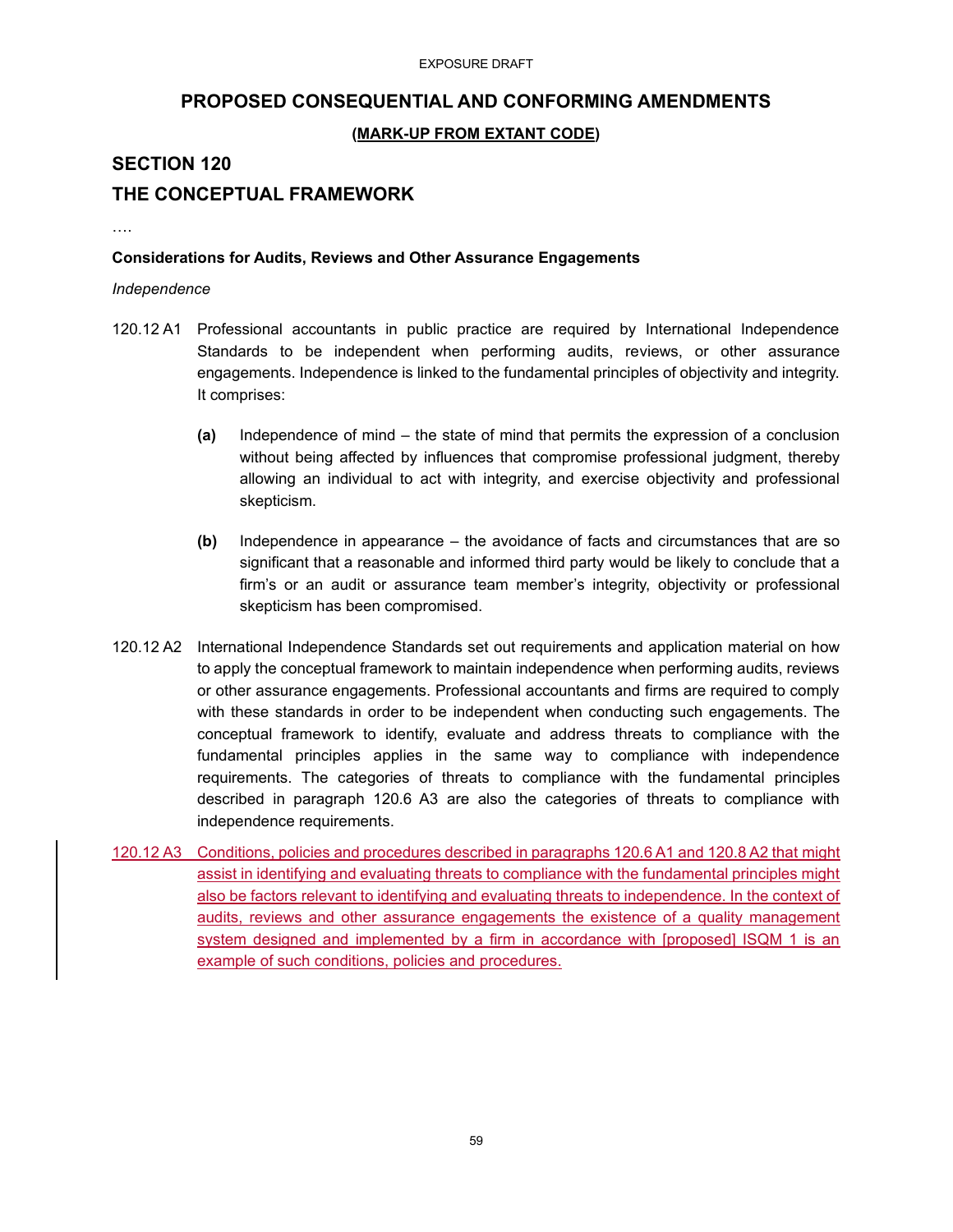# PROPOSED CONSEQUENTIAL AND CONFORMING AMENDMENTS

**(MARK-UP FROM EXTANT CODE)**

## SECTION 120

## THE CONCEPTUAL FRAMEWORK

….

**Considerations for Audits, Reviews and Other Assurance Engagements**

*Independence*

120.12 A1 Professional accountants in public practice are required by International Independence Standards to be independent when performing audits, reviews, or other assurance engagements. Independence is linked to the fundamental principles of objectivity and integrity. It comprises:

**(a)** Independence of mind – the state of mind that permits the expression of a conclusion without being affected by influences that compromise professional judgment, thereby allowing an individual to act with integrity, and exercise objectivity and professional skepticism.

**(b)** Independence in appearance – the avoidance of facts and circumstances that are so significant that a reasonable and informed third party would be likely to conclude that a firm's or an audit or assurance team member's integrity, objectivity or professional skepticism has been compromised.

120.12 A2 International Independence Standards set out requirements and application material on how to apply the conceptual framework to maintain independence when performing audits, reviews or other assurance engagements. Professional accountants and firms are required to comply with these standards in order to be independent when conducting such engagements. The conceptual framework to identify, evaluate and address threats to compliance with the fundamental principles applies in the same way to compliance with independence requirements. The categories of threats to compliance with the fundamental principles described in paragraph 120.6 A3 are also the categories of threats to compliance with independence requirements.

120.12 A3 Conditions, policies and procedures described in paragraphs 120.6 A1 and 120.8 A2 that might assist in identifying and evaluating threats to compliance with the fundamental principles might also be factors relevant to identifying and evaluating threats to independence. In the context of audits, reviews and other assurance engagements the existence of a quality management system designed and implemented by a firm in accordance with [proposed] ISQM 1 is an example of such conditions, policies and procedures.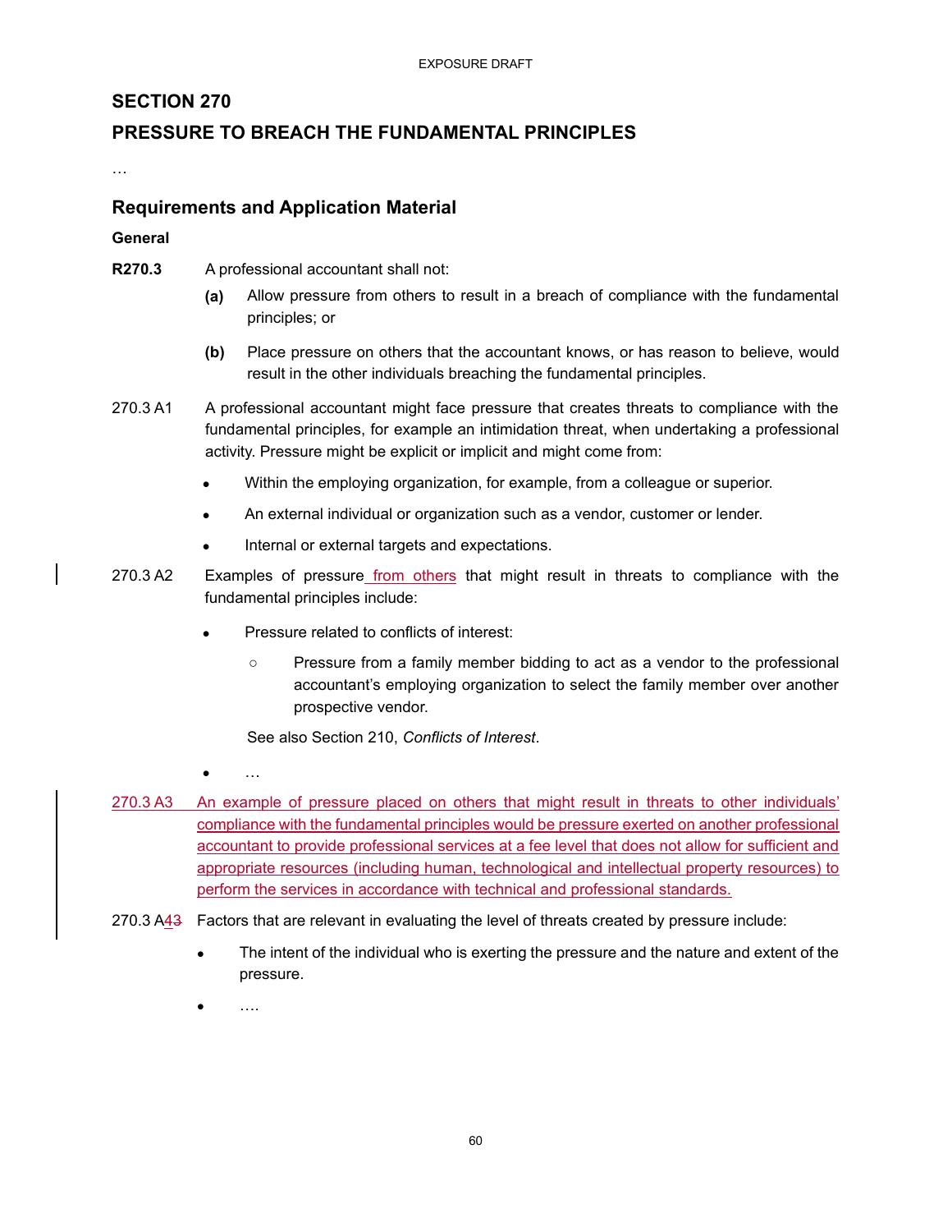## SECTION 270

## PRESSURE TO BREACH THE FUNDAMENTAL PRINCIPLES

…

### Requirements and Application Material

**General**

**R270.3** A professional accountant shall not:

**(a)** Allow pressure from others to result in a breach of compliance with the fundamental principles; or

**(b)** Place pressure on others that the accountant knows, or has reason to believe, would result in the other individuals breaching the fundamental principles.

270.3 A1 A professional accountant might face pressure that creates threats to compliance with the fundamental principles, for example an intimidation threat, when undertaking a professional activity. Pressure might be explicit or implicit and might come from:

- Within the employing organization, for example, from a colleague or superior.
- An external individual or organization such as a vendor, customer or lender.
- Internal or external targets and expectations.

270.3 A2 Examples of pressure from others that might result in threats to compliance with the fundamental principles include:

- Pressure related to conflicts of interest:
  - Pressure from a family member bidding to act as a vendor to the professional accountant's employing organization to select the family member over another prospective vendor.

  See also Section 210, *Conflicts of Interest*.

- …

270.3 A3 An example of pressure placed on others that might result in threats to other individuals' compliance with the fundamental principles would be pressure exerted on another professional accountant to provide professional services at a fee level that does not allow for sufficient and appropriate resources (including human, technological and intellectual property resources) to perform the services in accordance with technical and professional standards.

270.3 A43 Factors that are relevant in evaluating the level of threats created by pressure include:

- The intent of the individual who is exerting the pressure and the nature and extent of the pressure.
- ….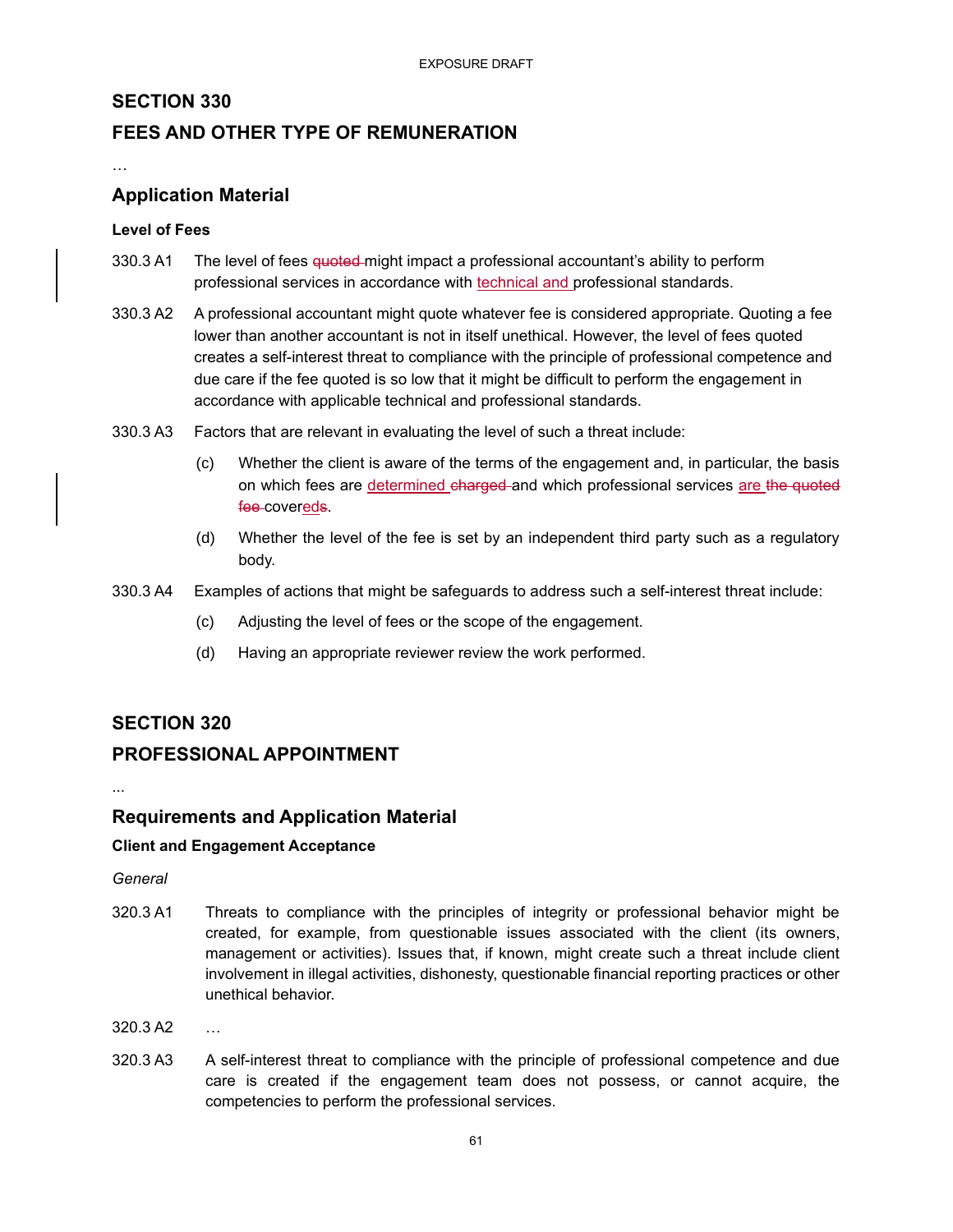# SECTION 330

# FEES AND OTHER TYPE OF REMUNERATION

…

## Application Material

### Level of Fees

330.3 A1 The level of fees ~~quoted~~ might impact a professional accountant's ability to perform professional services in accordance with technical and professional standards.

330.3 A2 A professional accountant might quote whatever fee is considered appropriate. Quoting a fee lower than another accountant is not in itself unethical. However, the level of fees quoted creates a self-interest threat to compliance with the principle of professional competence and due care if the fee quoted is so low that it might be difficult to perform the engagement in accordance with applicable technical and professional standards.

330.3 A3 Factors that are relevant in evaluating the level of such a threat include:

(c) Whether the client is aware of the terms of the engagement and, in particular, the basis on which fees are determined ~~charged~~ and which professional services are ~~the quoted fee~~ covereds.

(d) Whether the level of the fee is set by an independent third party such as a regulatory body.

330.3 A4 Examples of actions that might be safeguards to address such a self-interest threat include:

(c) Adjusting the level of fees or the scope of the engagement.

(d) Having an appropriate reviewer review the work performed.

# SECTION 320

# PROFESSIONAL APPOINTMENT

...

## Requirements and Application Material

### Client and Engagement Acceptance

*General*

320.3 A1 Threats to compliance with the principles of integrity or professional behavior might be created, for example, from questionable issues associated with the client (its owners, management or activities). Issues that, if known, might create such a threat include client involvement in illegal activities, dishonesty, questionable financial reporting practices or other unethical behavior.

320.3 A2 …

320.3 A3 A self-interest threat to compliance with the principle of professional competence and due care is created if the engagement team does not possess, or cannot acquire, the competencies to perform the professional services.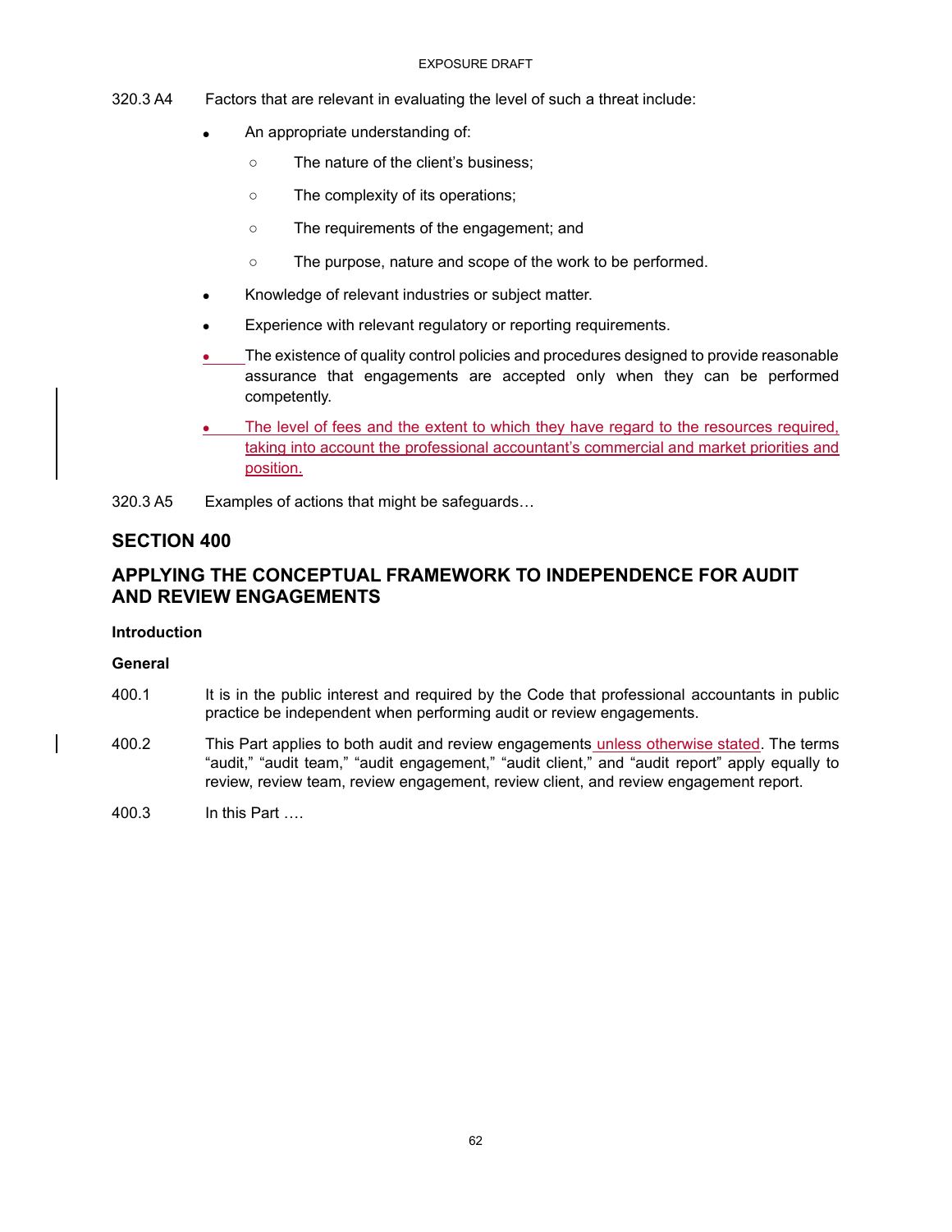320.3 A4 Factors that are relevant in evaluating the level of such a threat include:

- An appropriate understanding of:
  - The nature of the client's business;
  - The complexity of its operations;
  - The requirements of the engagement; and
  - The purpose, nature and scope of the work to be performed.
- Knowledge of relevant industries or subject matter.
- Experience with relevant regulatory or reporting requirements.
- The existence of quality control policies and procedures designed to provide reasonable assurance that engagements are accepted only when they can be performed competently.
- The level of fees and the extent to which they have regard to the resources required, taking into account the professional accountant's commercial and market priorities and position.

320.3 A5 Examples of actions that might be safeguards…

## SECTION 400

## APPLYING THE CONCEPTUAL FRAMEWORK TO INDEPENDENCE FOR AUDIT AND REVIEW ENGAGEMENTS

### Introduction

#### General

400.1 It is in the public interest and required by the Code that professional accountants in public practice be independent when performing audit or review engagements.

400.2 This Part applies to both audit and review engagements unless otherwise stated. The terms "audit," "audit team," "audit engagement," "audit client," and "audit report" apply equally to review, review team, review engagement, review client, and review engagement report.

400.3 In this Part ….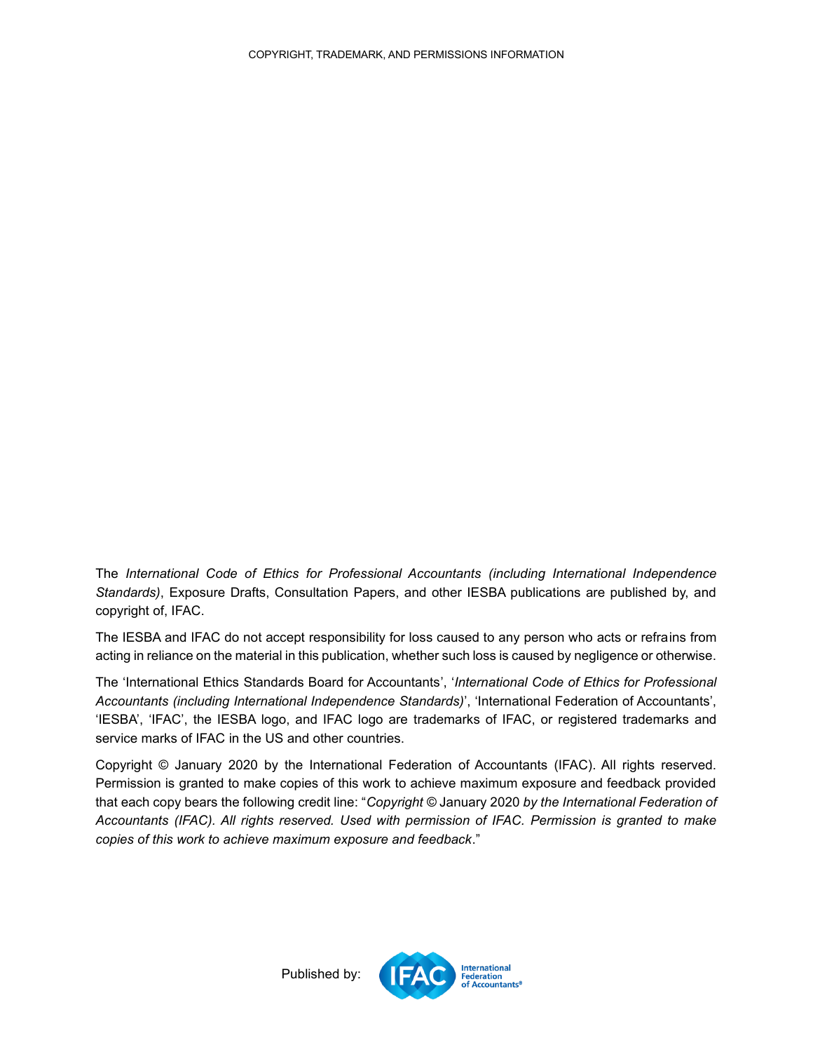COPYRIGHT, TRADEMARK, AND PERMISSIONS INFORMATION

The *International Code of Ethics for Professional Accountants (including International Independence Standards)*, Exposure Drafts, Consultation Papers, and other IESBA publications are published by, and copyright of, IFAC.

The IESBA and IFAC do not accept responsibility for loss caused to any person who acts or refrains from acting in reliance on the material in this publication, whether such loss is caused by negligence or otherwise.

The 'International Ethics Standards Board for Accountants', '*International Code of Ethics for Professional Accountants (including International Independence Standards)*', 'International Federation of Accountants', 'IESBA', 'IFAC', the IESBA logo, and IFAC logo are trademarks of IFAC, or registered trademarks and service marks of IFAC in the US and other countries.

Copyright © January 2020 by the International Federation of Accountants (IFAC). All rights reserved. Permission is granted to make copies of this work to achieve maximum exposure and feedback provided that each copy bears the following credit line: "*Copyright ©* January 2020 *by the International Federation of Accountants (IFAC). All rights reserved. Used with permission of IFAC. Permission is granted to make copies of this work to achieve maximum exposure and feedback*."

Published by: IFAC International Federation of Accountants®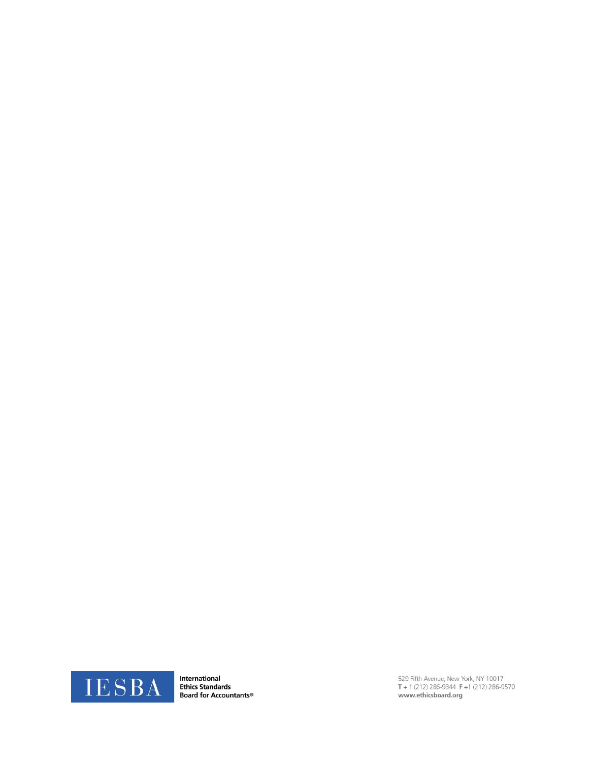IESBA

International
Ethics Standards
Board for Accountants®

529 Fifth Avenue, New York, NY 10017
T + 1 (212) 286-9344 F +1 (212) 286-9570
www.ethicsboard.org